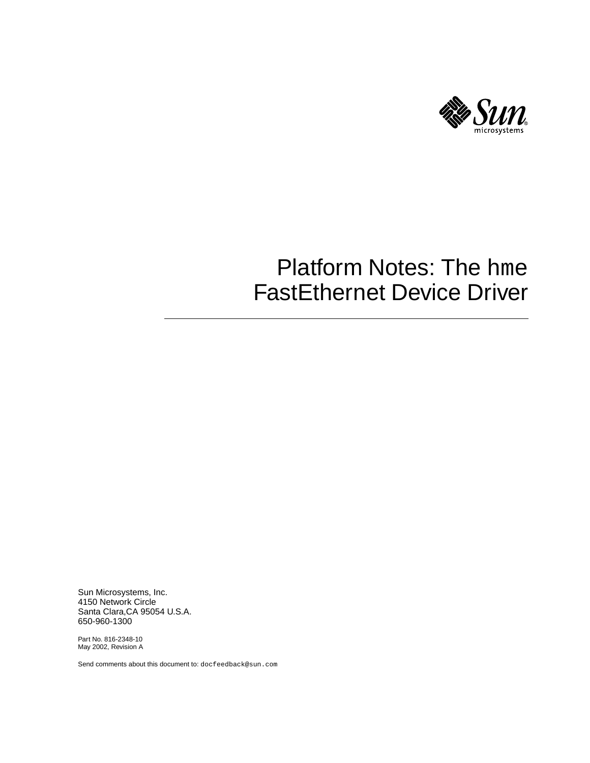# Platform Notes: The `hme` FastEthernet Device Driver

Sun Microsystems, Inc.
4150 Network Circle
Santa Clara,CA 95054 U.S.A.
650-960-1300

Part No. 816-2348-10
May 2002, Revision A

Send comments about this document to: `docfeedback@sun.com`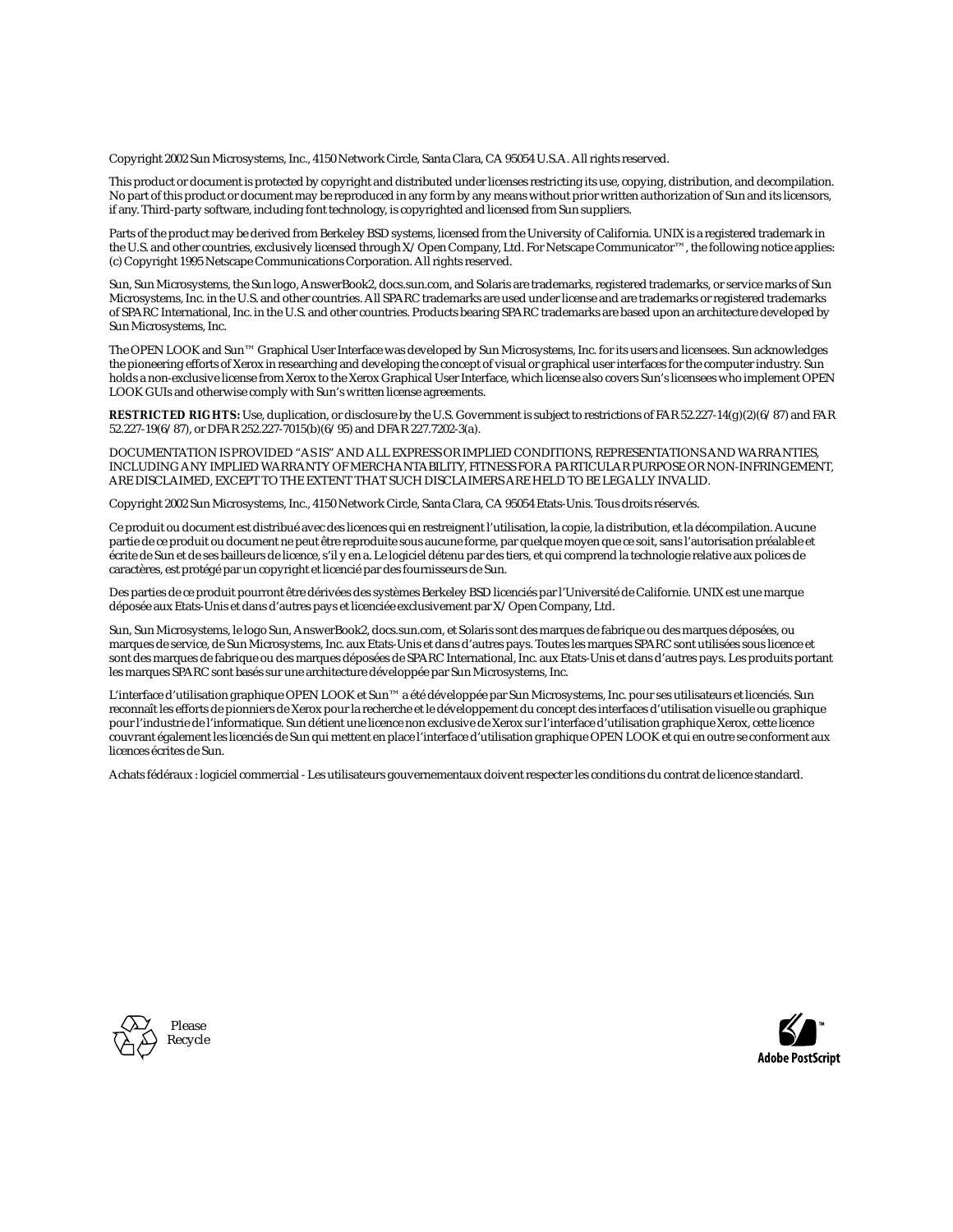Copyright 2002 Sun Microsystems, Inc., 4150 Network Circle, Santa Clara, CA 95054 U.S.A. All rights reserved.

This product or document is protected by copyright and distributed under licenses restricting its use, copying, distribution, and decompilation. No part of this product or document may be reproduced in any form by any means without prior written authorization of Sun and its licensors, if any. Third-party software, including font technology, is copyrighted and licensed from Sun suppliers.

Parts of the product may be derived from Berkeley BSD systems, licensed from the University of California. UNIX is a registered trademark in the U.S. and other countries, exclusively licensed through X/Open Company, Ltd. For Netscape Communicator™, the following notice applies: (c) Copyright 1995 Netscape Communications Corporation. All rights reserved.

Sun, Sun Microsystems, the Sun logo, AnswerBook2, docs.sun.com, and Solaris are trademarks, registered trademarks, or service marks of Sun Microsystems, Inc. in the U.S. and other countries. All SPARC trademarks are used under license and are trademarks or registered trademarks of SPARC International, Inc. in the U.S. and other countries. Products bearing SPARC trademarks are based upon an architecture developed by Sun Microsystems, Inc.

The OPEN LOOK and Sun™ Graphical User Interface was developed by Sun Microsystems, Inc. for its users and licensees. Sun acknowledges the pioneering efforts of Xerox in researching and developing the concept of visual or graphical user interfaces for the computer industry. Sun holds a non-exclusive license from Xerox to the Xerox Graphical User Interface, which license also covers Sun's licensees who implement OPEN LOOK GUIs and otherwise comply with Sun's written license agreements.

**RESTRICTED RIGHTS:** Use, duplication, or disclosure by the U.S. Government is subject to restrictions of FAR 52.227-14(g)(2)(6/87) and FAR 52.227-19(6/87), or DFAR 252.227-7015(b)(6/95) and DFAR 227.7202-3(a).

DOCUMENTATION IS PROVIDED "AS IS" AND ALL EXPRESS OR IMPLIED CONDITIONS, REPRESENTATIONS AND WARRANTIES, INCLUDING ANY IMPLIED WARRANTY OF MERCHANTABILITY, FITNESS FOR A PARTICULAR PURPOSE OR NON-INFRINGEMENT, ARE DISCLAIMED, EXCEPT TO THE EXTENT THAT SUCH DISCLAIMERS ARE HELD TO BE LEGALLY INVALID.

Copyright 2002 Sun Microsystems, Inc., 4150 Network Circle, Santa Clara, CA 95054 Etats-Unis. Tous droits réservés.

Ce produit ou document est distribué avec des licences qui en restreignent l'utilisation, la copie, la distribution, et la décompilation. Aucune partie de ce produit ou document ne peut être reproduite sous aucune forme, par quelque moyen que ce soit, sans l'autorisation préalable et écrite de Sun et de ses bailleurs de licence, s'il y en a. Le logiciel détenu par des tiers, et qui comprend la technologie relative aux polices de caractères, est protégé par un copyright et licencié par des fournisseurs de Sun.

Des parties de ce produit pourront être dérivées des systèmes Berkeley BSD licenciés par l'Université de Californie. UNIX est une marque déposée aux Etats-Unis et dans d'autres pays et licenciée exclusivement par X/Open Company, Ltd.

Sun, Sun Microsystems, le logo Sun, AnswerBook2, docs.sun.com, et Solaris sont des marques de fabrique ou des marques déposées, ou marques de service, de Sun Microsystems, Inc. aux Etats-Unis et dans d'autres pays. Toutes les marques SPARC sont utilisées sous licence et sont des marques de fabrique ou des marques déposées de SPARC International, Inc. aux Etats-Unis et dans d'autres pays. Les produits portant les marques SPARC sont basés sur une architecture développée par Sun Microsystems, Inc.

L'interface d'utilisation graphique OPEN LOOK et Sun™ a été développée par Sun Microsystems, Inc. pour ses utilisateurs et licenciés. Sun reconnaît les efforts de pionniers de Xerox pour la recherche et le développement du concept des interfaces d'utilisation visuelle ou graphique pour l'industrie de l'informatique. Sun détient une licence non exclusive de Xerox sur l'interface d'utilisation graphique Xerox, cette licence couvrant également les licenciés de Sun qui mettent en place l'interface d'utilisation graphique OPEN LOOK et qui en outre se conforment aux licences écrites de Sun.

Achats fédéraux : logiciel commercial - Les utilisateurs gouvernementaux doivent respecter les conditions du contrat de licence standard.

Please Recycle

Adobe PostScript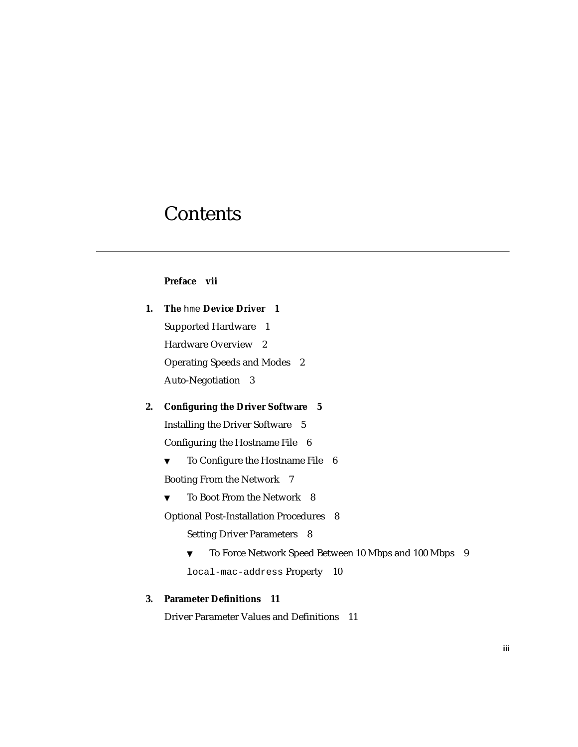# Contents

**Preface vii**

**1. The `hme` Device Driver 1**

Supported Hardware 1

Hardware Overview 2

Operating Speeds and Modes 2

Auto-Negotiation 3

**2. Configuring the Driver Software 5**

Installing the Driver Software 5

Configuring the Hostname File 6

▼ To Configure the Hostname File 6

Booting From the Network 7

▼ To Boot From the Network 8

Optional Post-Installation Procedures 8

Setting Driver Parameters 8

▼ To Force Network Speed Between 10 Mbps and 100 Mbps 9

`local-mac-address` Property 10

**3. Parameter Definitions 11**

Driver Parameter Values and Definitions 11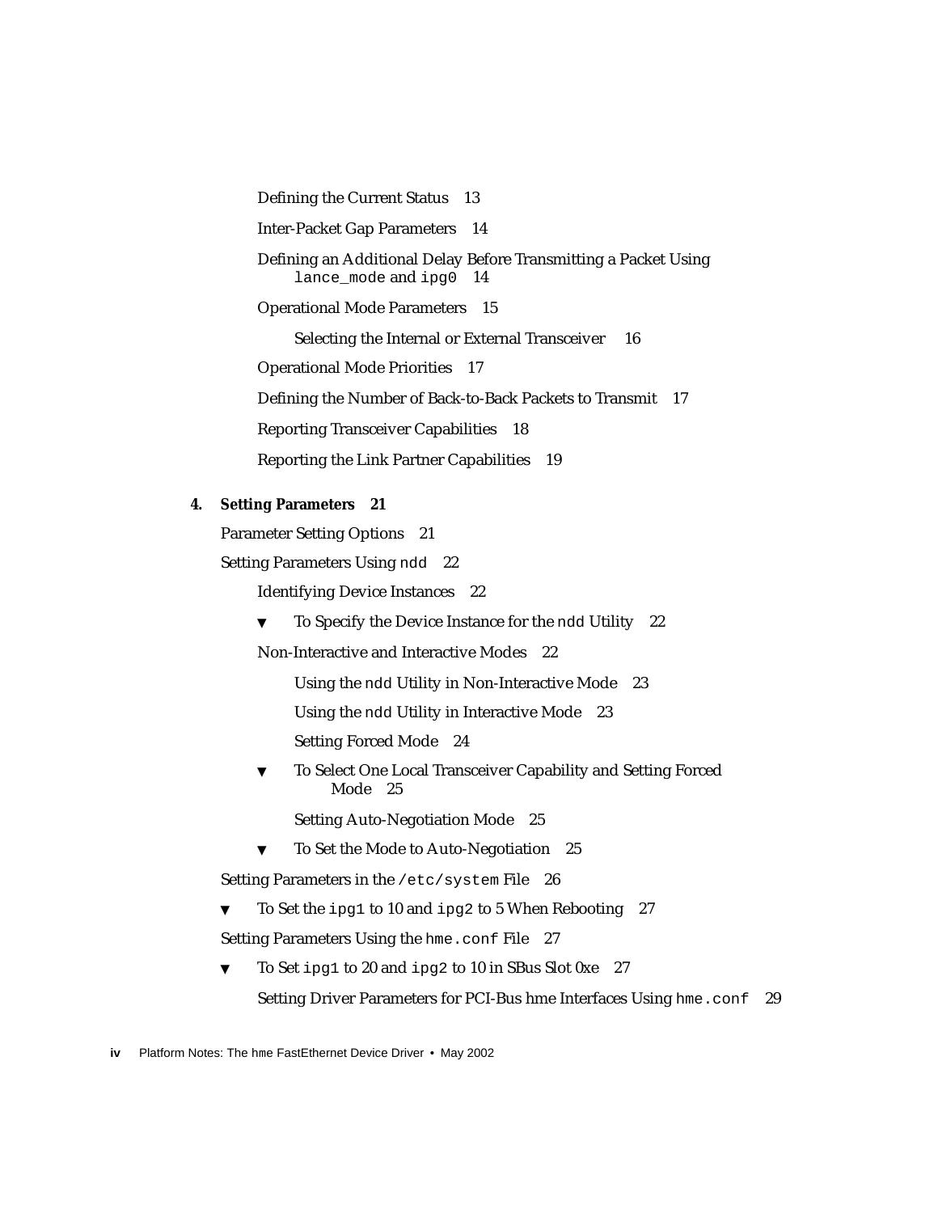Defining the Current Status 13

Inter-Packet Gap Parameters 14

Defining an Additional Delay Before Transmitting a Packet Using `lance_mode` and `ipg0` 14

Operational Mode Parameters 15

Selecting the Internal or External Transceiver 16

Operational Mode Priorities 17

Defining the Number of Back-to-Back Packets to Transmit 17

Reporting Transceiver Capabilities 18

Reporting the Link Partner Capabilities 19

**4. Setting Parameters 21**

Parameter Setting Options 21

Setting Parameters Using `ndd` 22

Identifying Device Instances 22

▼ To Specify the Device Instance for the `ndd` Utility 22

Non-Interactive and Interactive Modes 22

Using the `ndd` Utility in Non-Interactive Mode 23

Using the `ndd` Utility in Interactive Mode 23

Setting Forced Mode 24

▼ To Select One Local Transceiver Capability and Setting Forced Mode 25

Setting Auto-Negotiation Mode 25

▼ To Set the Mode to Auto-Negotiation 25

Setting Parameters in the `/etc/system` File 26

▼ To Set the `ipg1` to 10 and `ipg2` to 5 When Rebooting 27

Setting Parameters Using the `hme.conf` File 27

▼ To Set `ipg1` to 20 and `ipg2` to 10 in SBus Slot 0xe 27

Setting Driver Parameters for PCI-Bus hme Interfaces Using `hme.conf` 29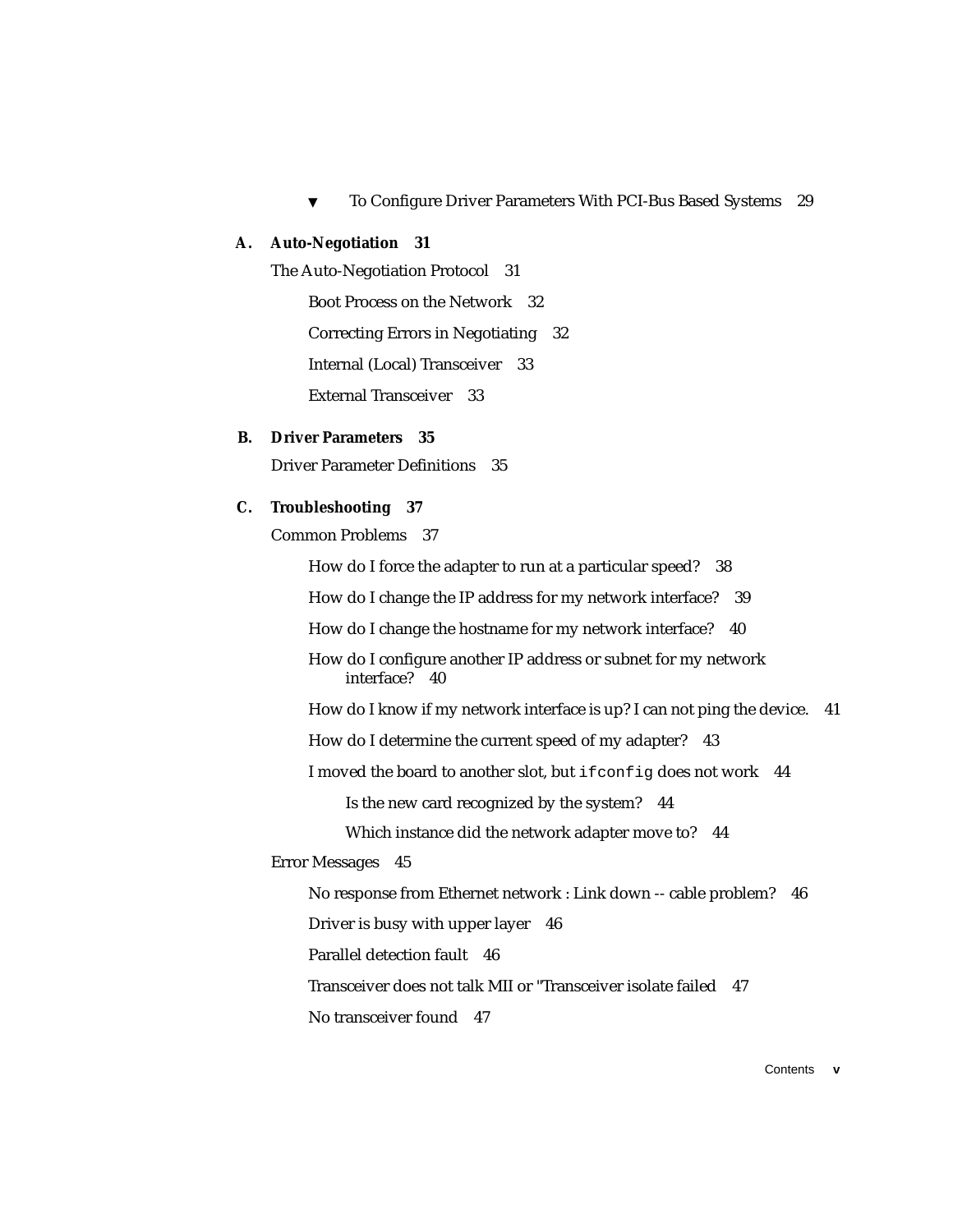▼ To Configure Driver Parameters With PCI-Bus Based Systems 29

**A. Auto-Negotiation 31**

The Auto-Negotiation Protocol 31

Boot Process on the Network 32

Correcting Errors in Negotiating 32

Internal (Local) Transceiver 33

External Transceiver 33

**B. Driver Parameters 35**

Driver Parameter Definitions 35

**C. Troubleshooting 37**

Common Problems 37

How do I force the adapter to run at a particular speed? 38

How do I change the IP address for my network interface? 39

How do I change the hostname for my network interface? 40

How do I configure another IP address or subnet for my network interface? 40

How do I know if my network interface is up? I can not ping the device. 41

How do I determine the current speed of my adapter? 43

I moved the board to another slot, but `ifconfig` does not work 44

Is the new card recognized by the system? 44

Which instance did the network adapter move to? 44

Error Messages 45

No response from Ethernet network : Link down -- cable problem? 46

Driver is busy with upper layer 46

Parallel detection fault 46

Transceiver does not talk MII or "Transceiver isolate failed 47

No transceiver found 47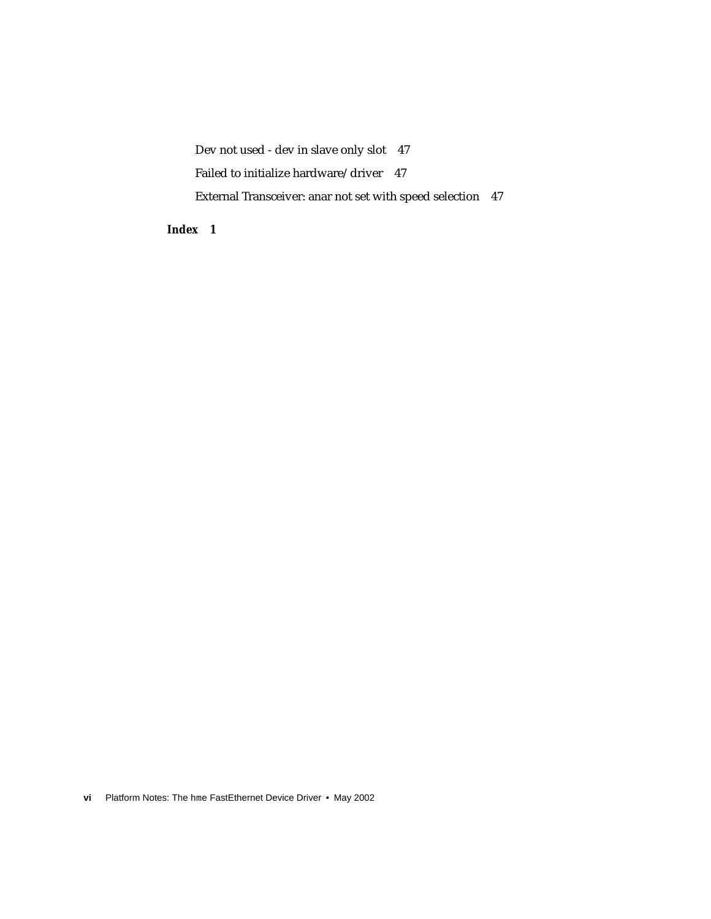Dev not used - dev in slave only slot 47

Failed to initialize hardware/driver 47

External Transceiver: anar not set with speed selection 47

***Index 1***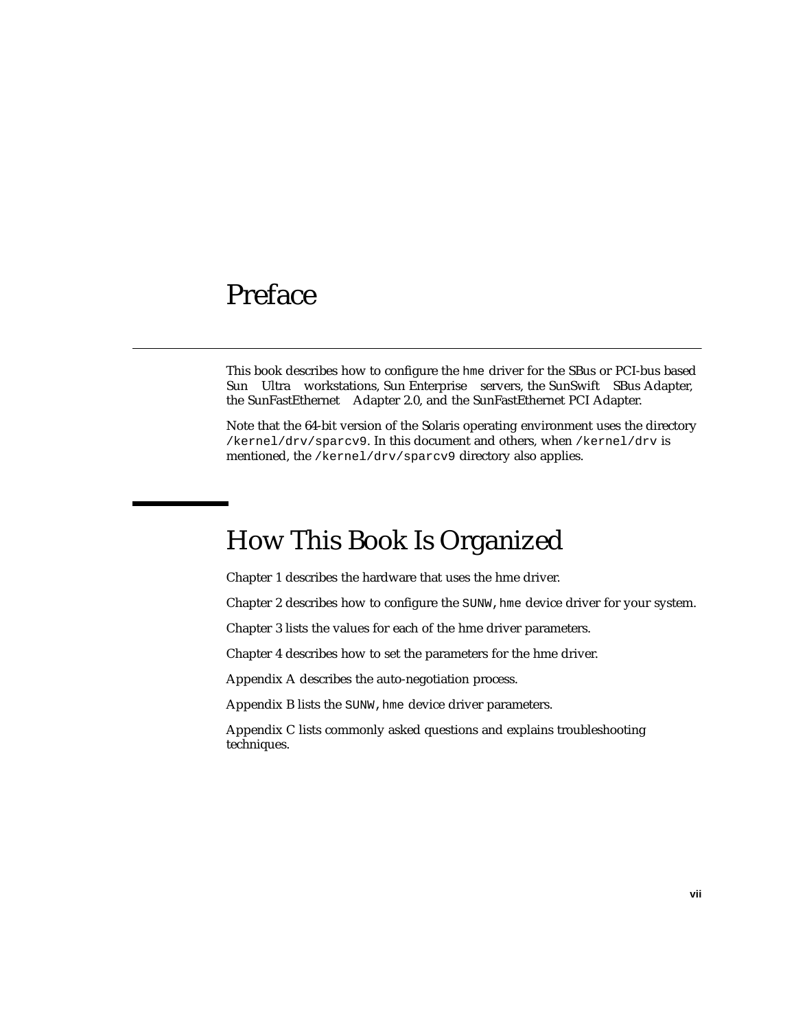# Preface

This book describes how to configure the `hme` driver for the SBus or PCI-bus based Sun Ultra workstations, Sun Enterprise servers, the SunSwift SBus Adapter, the SunFastEthernet Adapter 2.0, and the SunFastEthernet PCI Adapter.

Note that the 64-bit version of the Solaris operating environment uses the directory `/kernel/drv/sparcv9`. In this document and others, when `/kernel/drv` is mentioned, the `/kernel/drv/sparcv9` directory also applies.

## How This Book Is Organized

Chapter 1 describes the hardware that uses the hme driver.

Chapter 2 describes how to configure the `SUNW,hme` device driver for your system.

Chapter 3 lists the values for each of the hme driver parameters.

Chapter 4 describes how to set the parameters for the hme driver.

Appendix A describes the auto-negotiation process.

Appendix B lists the `SUNW,hme` device driver parameters.

Appendix C lists commonly asked questions and explains troubleshooting techniques.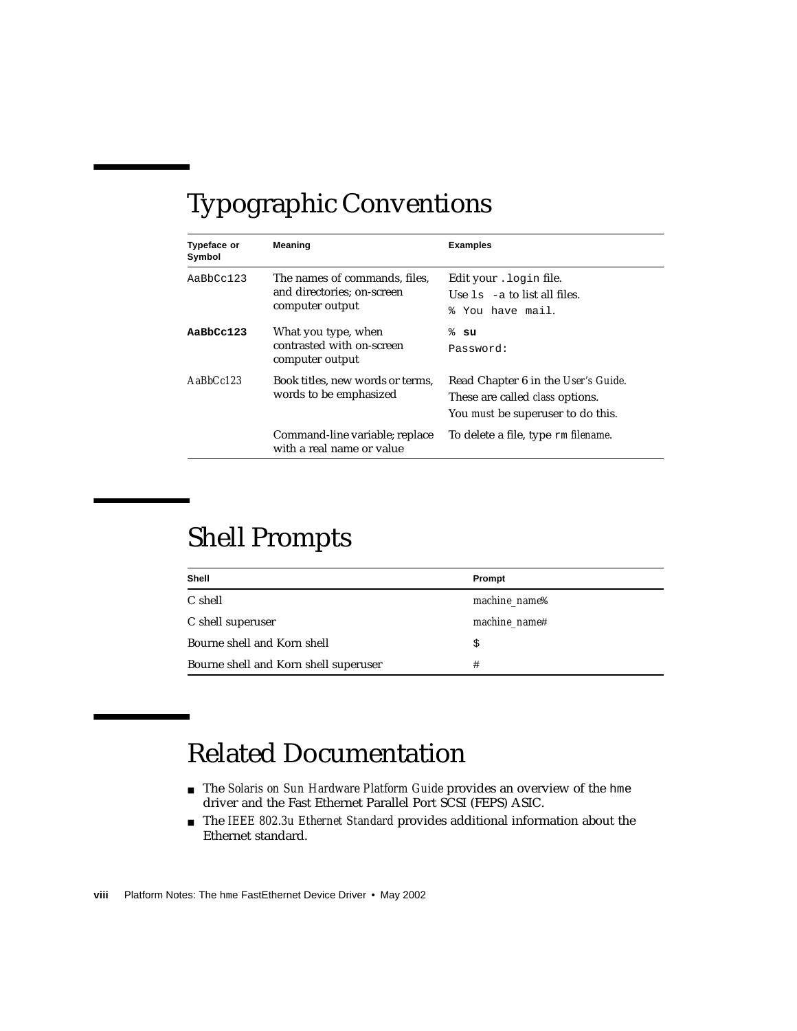## Typographic Conventions

| Typeface or Symbol | Meaning | Examples |
|---|---|---|
| `AaBbCc123` | The names of commands, files, and directories; on-screen computer output | Edit your `.login` file.<br>Use `ls -a` to list all files.<br>`% You have mail.` |
| **`AaBbCc123`** | What you type, when contrasted with on-screen computer output | `%` **`su`**<br>`Password:` |
| *AaBbCc123* | Book titles, new words or terms, words to be emphasized | Read Chapter 6 in the *User's Guide*.<br>These are called *class* options.<br>You *must* be superuser to do this. |
| | Command-line variable; replace with a real name or value | To delete a file, type `rm` *filename*. |

## Shell Prompts

| Shell | Prompt |
|---|---|
| C shell | *machine_name*% |
| C shell superuser | *machine_name*# |
| Bourne shell and Korn shell | `$` |
| Bourne shell and Korn shell superuser | `#` |

## Related Documentation

- The *Solaris on Sun Hardware Platform Guide* provides an overview of the `hme` driver and the Fast Ethernet Parallel Port SCSI (FEPS) ASIC.
- The *IEEE 802.3u Ethernet Standard* provides additional information about the Ethernet standard.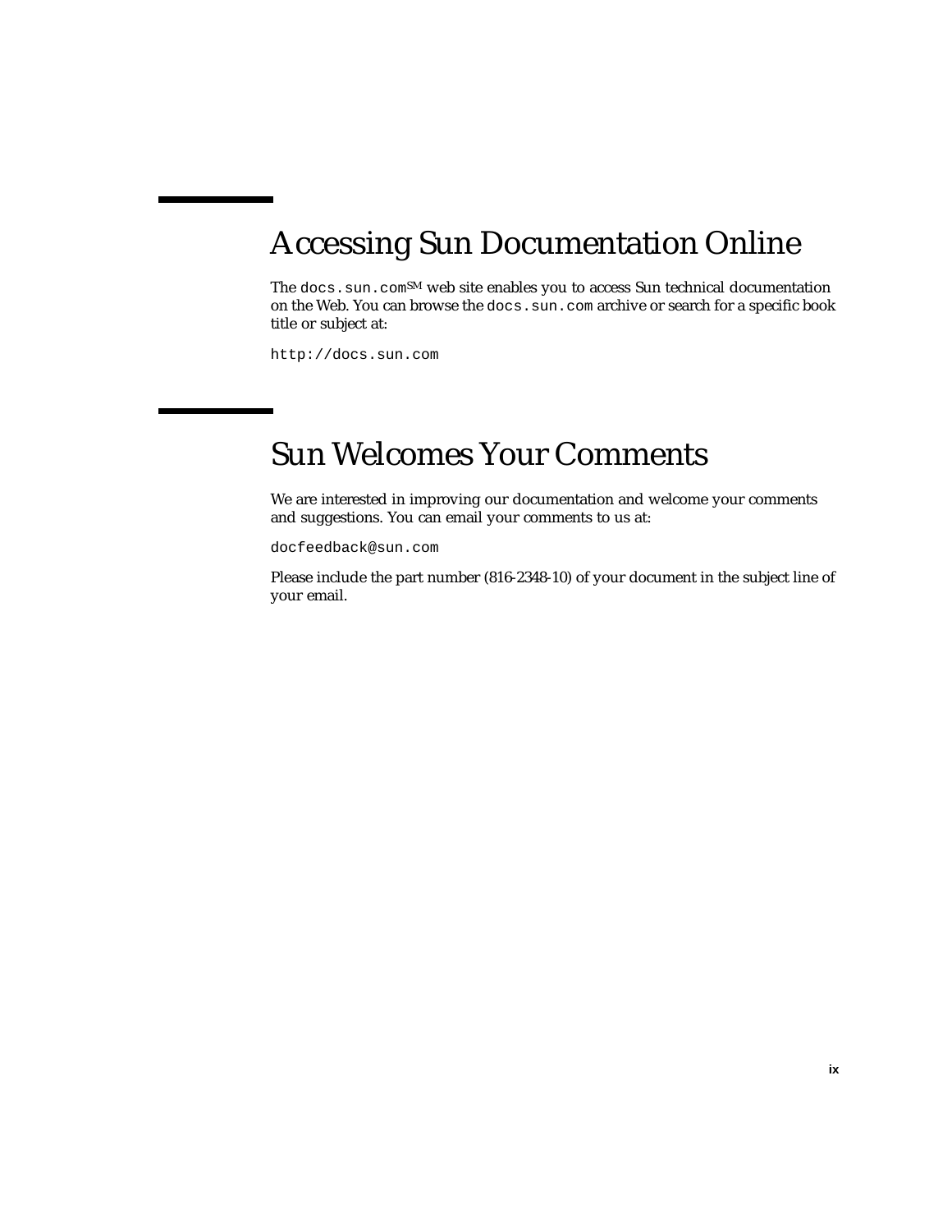## Accessing Sun Documentation Online

The `docs.sun.com`SM web site enables you to access Sun technical documentation on the Web. You can browse the `docs.sun.com` archive or search for a specific book title or subject at:

`http://docs.sun.com`

## Sun Welcomes Your Comments

We are interested in improving our documentation and welcome your comments and suggestions. You can email your comments to us at:

`docfeedback@sun.com`

Please include the part number (816-2348-10) of your document in the subject line of your email.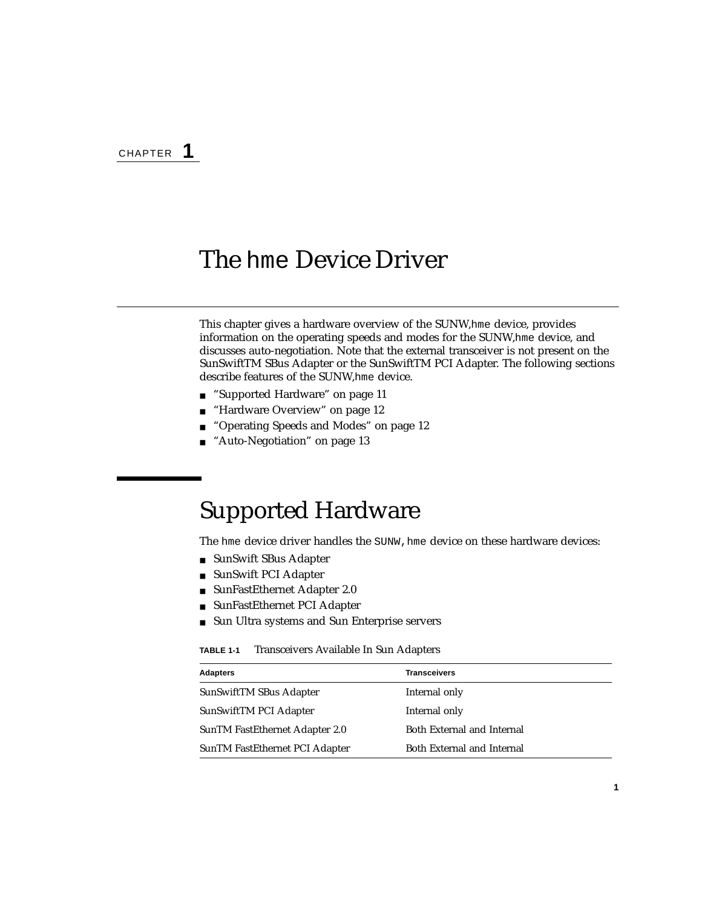CHAPTER 1

# The hme Device Driver

This chapter gives a hardware overview of the SUNW,hme device, provides information on the operating speeds and modes for the SUNW,hme device, and discusses auto-negotiation. Note that the external transceiver is not present on the SunSwiftTM SBus Adapter or the SunSwiftTM PCI Adapter. The following sections describe features of the SUNW,hme device.

- "Supported Hardware" on page 11
- "Hardware Overview" on page 12
- "Operating Speeds and Modes" on page 12
- "Auto-Negotiation" on page 13

## Supported Hardware

The hme device driver handles the SUNW,hme device on these hardware devices:

- SunSwift SBus Adapter
- SunSwift PCI Adapter
- SunFastEthernet Adapter 2.0
- SunFastEthernet PCI Adapter
- Sun Ultra systems and Sun Enterprise servers

**TABLE 1-1** Transceivers Available In Sun Adapters

| Adapters | Transceivers |
|---|---|
| SunSwiftTM SBus Adapter | Internal only |
| SunSwiftTM PCI Adapter | Internal only |
| SunTM FastEthernet Adapter 2.0 | Both External and Internal |
| SunTM FastEthernet PCI Adapter | Both External and Internal |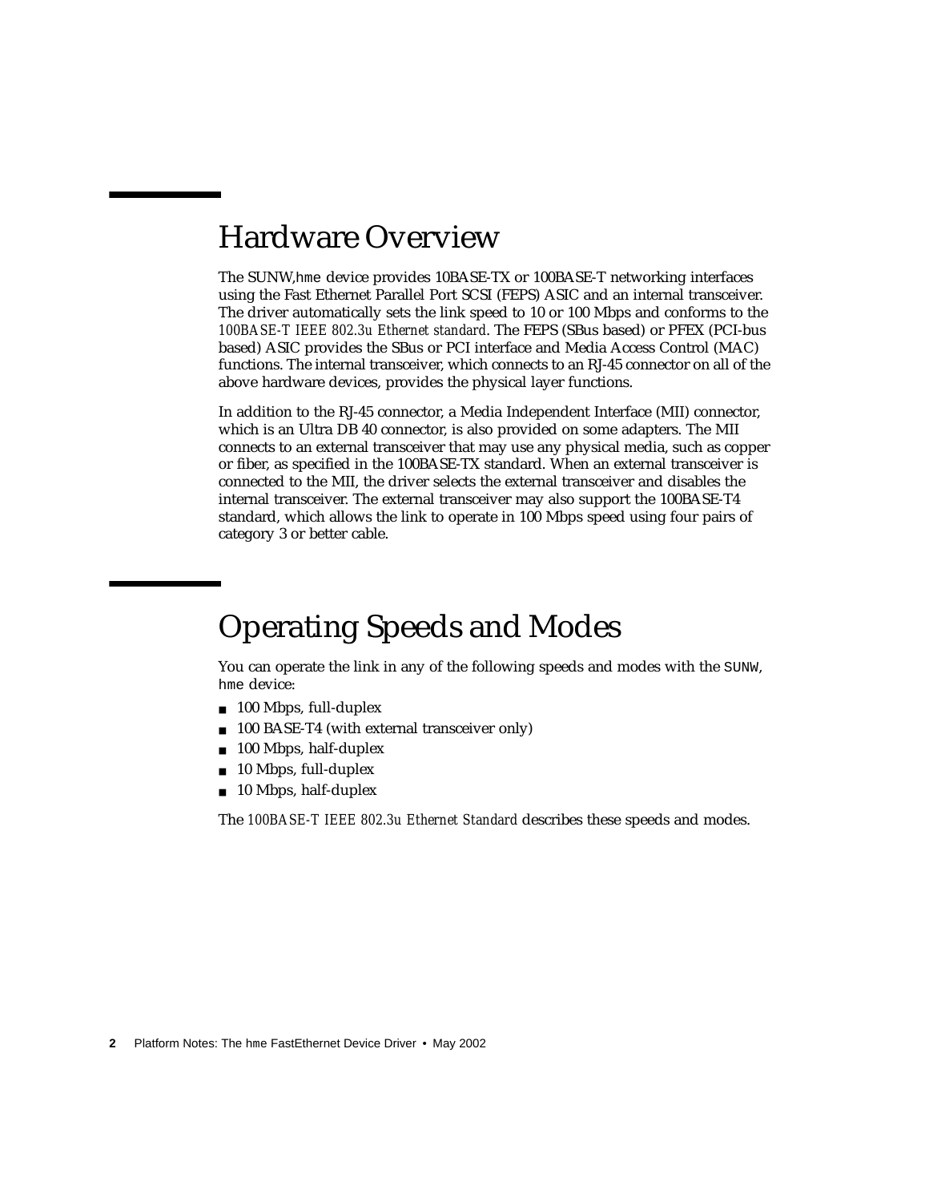## Hardware Overview

The SUNW,hme device provides 10BASE-TX or 100BASE-T networking interfaces using the Fast Ethernet Parallel Port SCSI (FEPS) ASIC and an internal transceiver. The driver automatically sets the link speed to 10 or 100 Mbps and conforms to the *100BASE-T IEEE 802.3u Ethernet standard*. The FEPS (SBus based) or PFEX (PCI-bus based) ASIC provides the SBus or PCI interface and Media Access Control (MAC) functions. The internal transceiver, which connects to an RJ-45 connector on all of the above hardware devices, provides the physical layer functions.

In addition to the RJ-45 connector, a Media Independent Interface (MII) connector, which is an Ultra DB 40 connector, is also provided on some adapters. The MII connects to an external transceiver that may use any physical media, such as copper or fiber, as specified in the 100BASE-TX standard. When an external transceiver is connected to the MII, the driver selects the external transceiver and disables the internal transceiver. The external transceiver may also support the 100BASE-T4 standard, which allows the link to operate in 100 Mbps speed using four pairs of category 3 or better cable.

## Operating Speeds and Modes

You can operate the link in any of the following speeds and modes with the SUNW, hme device:

- 100 Mbps, full-duplex
- 100 BASE-T4 (with external transceiver only)
- 100 Mbps, half-duplex
- 10 Mbps, full-duplex
- 10 Mbps, half-duplex

The *100BASE-T IEEE 802.3u Ethernet Standard* describes these speeds and modes.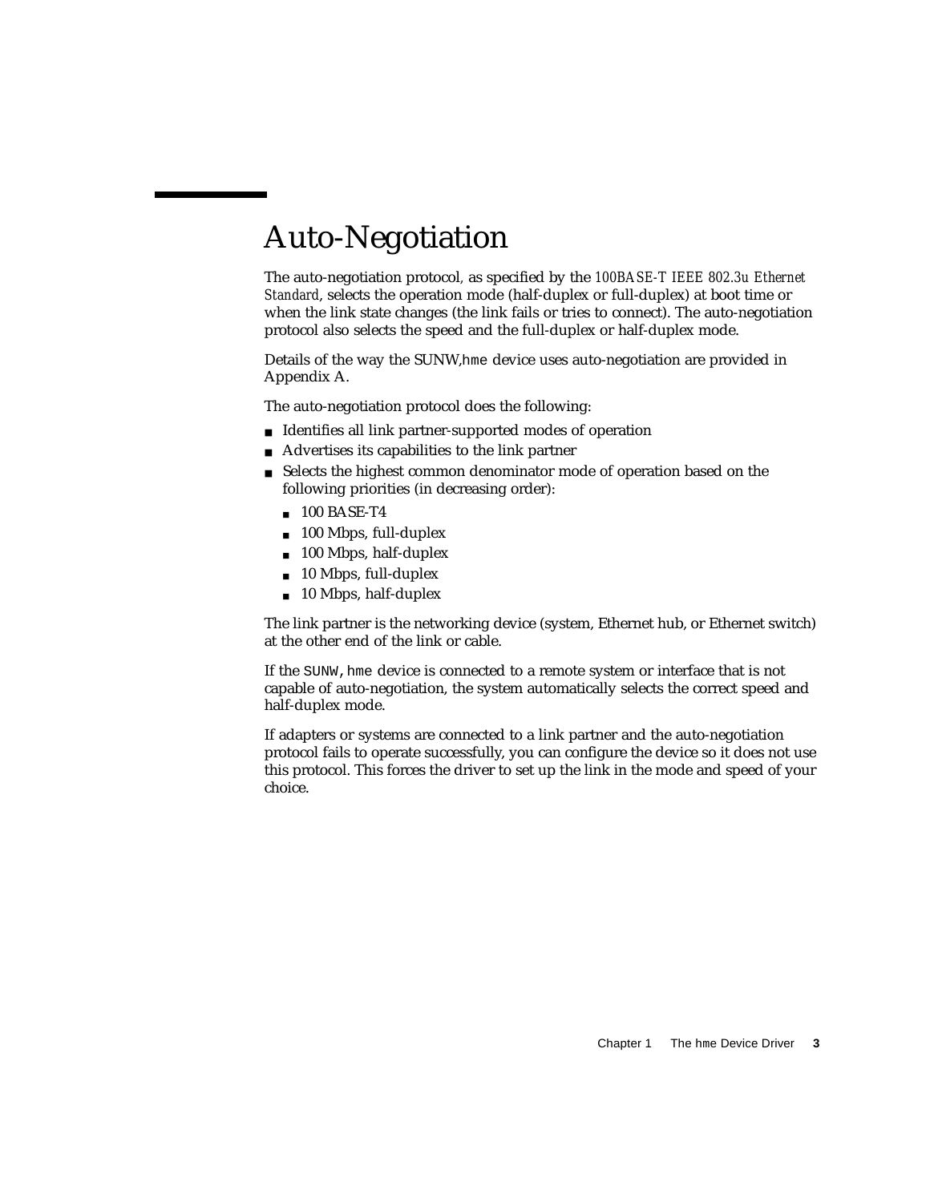# Auto-Negotiation

The auto-negotiation protocol, as specified by the *100BASE-T IEEE 802.3u Ethernet Standard*, selects the operation mode (half-duplex or full-duplex) at boot time or when the link state changes (the link fails or tries to connect). The auto-negotiation protocol also selects the speed and the full-duplex or half-duplex mode.

Details of the way the SUNW,`hme` device uses auto-negotiation are provided in Appendix A.

The auto-negotiation protocol does the following:

- Identifies all link partner-supported modes of operation
- Advertises its capabilities to the link partner
- Selects the highest common denominator mode of operation based on the following priorities (in decreasing order):
  - 100 BASE-T4
  - 100 Mbps, full-duplex
  - 100 Mbps, half-duplex
  - 10 Mbps, full-duplex
  - 10 Mbps, half-duplex

The link partner is the networking device (system, Ethernet hub, or Ethernet switch) at the other end of the link or cable.

If the `SUNW,hme` device is connected to a remote system or interface that is not capable of auto-negotiation, the system automatically selects the correct speed and half-duplex mode.

If adapters or systems are connected to a link partner and the auto-negotiation protocol fails to operate successfully, you can configure the device so it does not use this protocol. This forces the driver to set up the link in the mode and speed of your choice.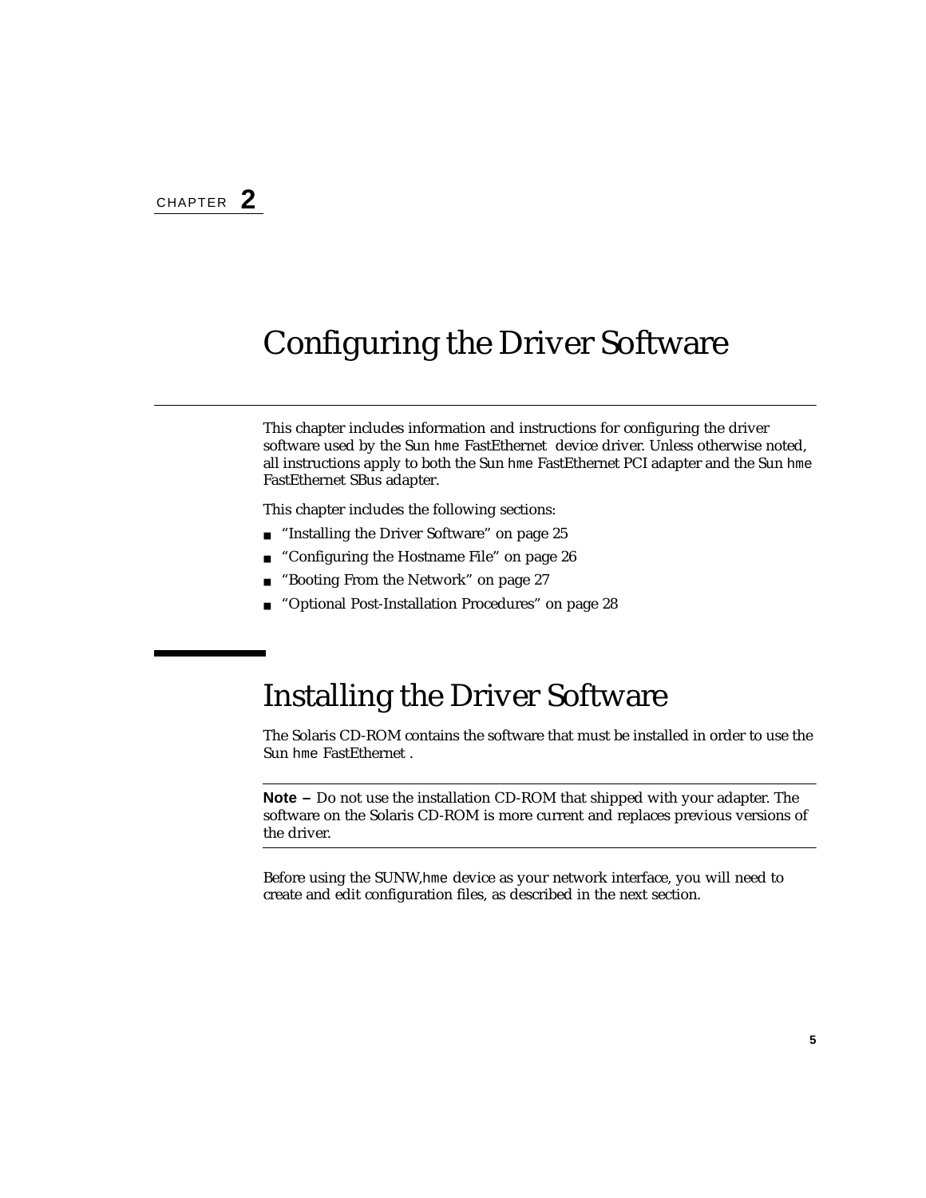CHAPTER **2**

# Configuring the Driver Software

This chapter includes information and instructions for configuring the driver software used by the Sun `hme` FastEthernet device driver. Unless otherwise noted, all instructions apply to both the Sun `hme` FastEthernet PCI adapter and the Sun `hme` FastEthernet SBus adapter.

This chapter includes the following sections:

- "Installing the Driver Software" on page 25
- "Configuring the Hostname File" on page 26
- "Booting From the Network" on page 27
- "Optional Post-Installation Procedures" on page 28

## Installing the Driver Software

The Solaris CD-ROM contains the software that must be installed in order to use the Sun `hme` FastEthernet .

---

**Note –** Do not use the installation CD-ROM that shipped with your adapter. The software on the Solaris CD-ROM is more current and replaces previous versions of the driver.

---

Before using the SUNW,`hme` device as your network interface, you will need to create and edit configuration files, as described in the next section.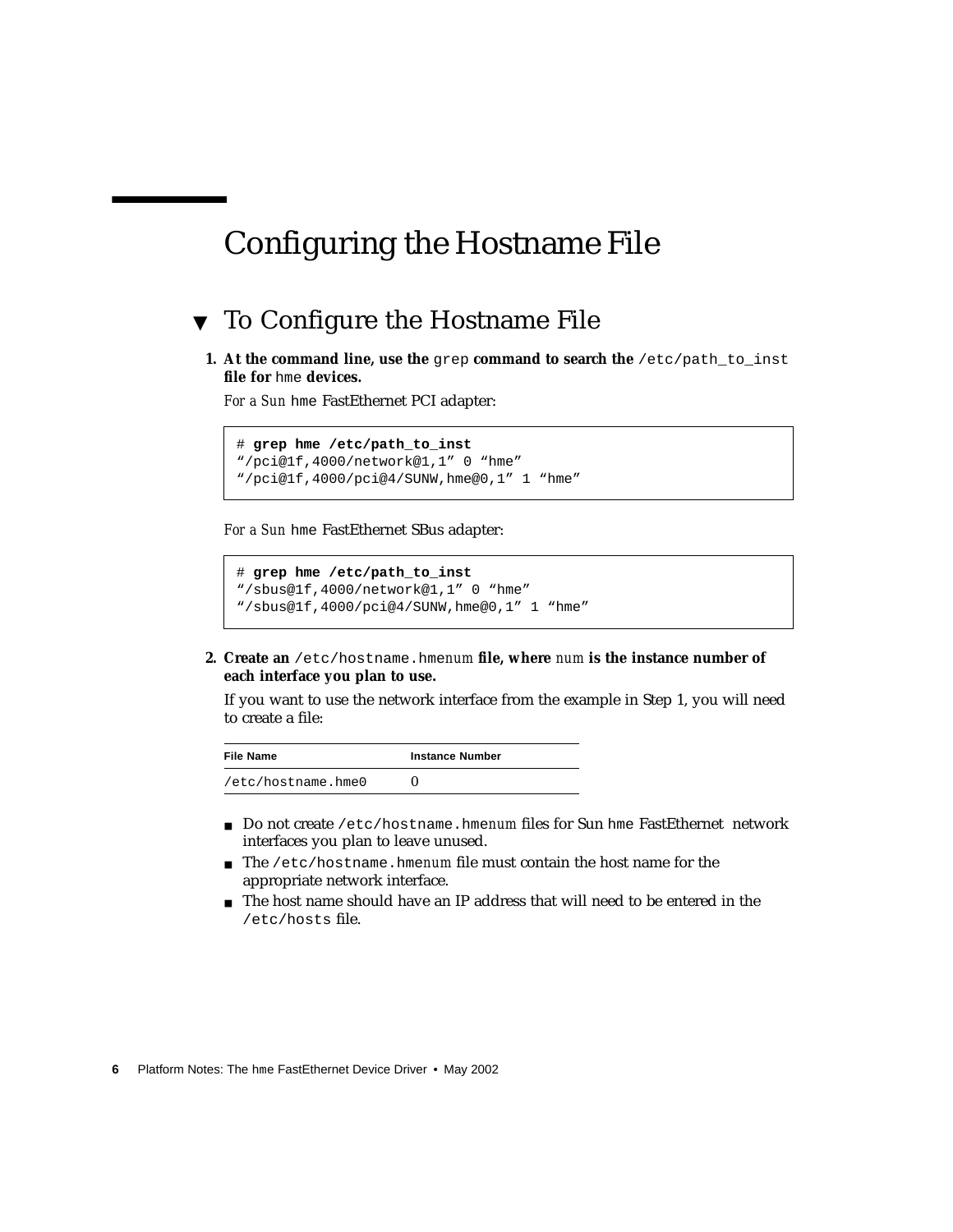# Configuring the Hostname File

## To Configure the Hostname File

1. **At the command line, use the `grep` command to search the `/etc/path_to_inst` file for `hme` devices.**

   *For a Sun* `hme` FastEthernet PCI adapter:

   ```
   # grep hme /etc/path_to_inst
   "/pci@1f,4000/network@1,1" 0 "hme"
   "/pci@1f,4000/pci@4/SUNW,hme@0,1" 1 "hme"
   ```

   *For a Sun* `hme` FastEthernet SBus adapter:

   ```
   # grep hme /etc/path_to_inst
   "/sbus@1f,4000/network@1,1" 0 "hme"
   "/sbus@1f,4000/pci@4/SUNW,hme@0,1" 1 "hme"
   ```

2. **Create an `/etc/hostname.hme`*`num`* file, where *`num`* is the instance number of each interface you plan to use.**

   If you want to use the network interface from the example in Step 1, you will need to create a file:

   | File Name | Instance Number |
   |---|---|
   | /etc/hostname.hme0 | 0 |

   - Do not create `/etc/hostname.hme`*`num`* files for Sun `hme` FastEthernet network interfaces you plan to leave unused.
   - The `/etc/hostname.hme`*`num`* file must contain the host name for the appropriate network interface.
   - The host name should have an IP address that will need to be entered in the `/etc/hosts` file.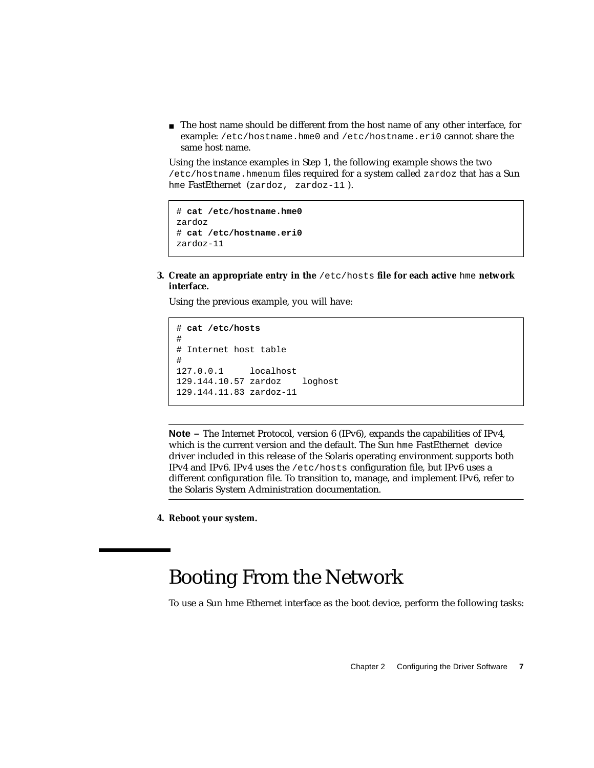- The host name should be different from the host name of any other interface, for example: `/etc/hostname.hme0` and `/etc/hostname.eri0` cannot share the same host name.

Using the instance examples in Step 1, the following example shows the two `/etc/hostname.hmenum` files required for a system called `zardoz` that has a Sun `hme` FastEthernet (`zardoz, zardoz-11`).

```
# cat /etc/hostname.hme0
zardoz
# cat /etc/hostname.eri0
zardoz-11
```

3. **Create an appropriate entry in the `/etc/hosts` file for each active `hme` network interface.**

   Using the previous example, you will have:

```
# cat /etc/hosts
#
# Internet host table
#
127.0.0.1     localhost
129.144.10.57 zardoz    loghost
129.144.11.83 zardoz-11
```

---

**Note –** The Internet Protocol, version 6 (IPv6), expands the capabilities of IPv4, which is the current version and the default. The Sun `hme` FastEthernet device driver included in this release of the Solaris operating environment supports both IPv4 and IPv6. IPv4 uses the `/etc/hosts` configuration file, but IPv6 uses a different configuration file. To transition to, manage, and implement IPv6, refer to the Solaris System Administration documentation.

---

4. **Reboot your system.**

# Booting From the Network

To use a Sun hme Ethernet interface as the boot device, perform the following tasks: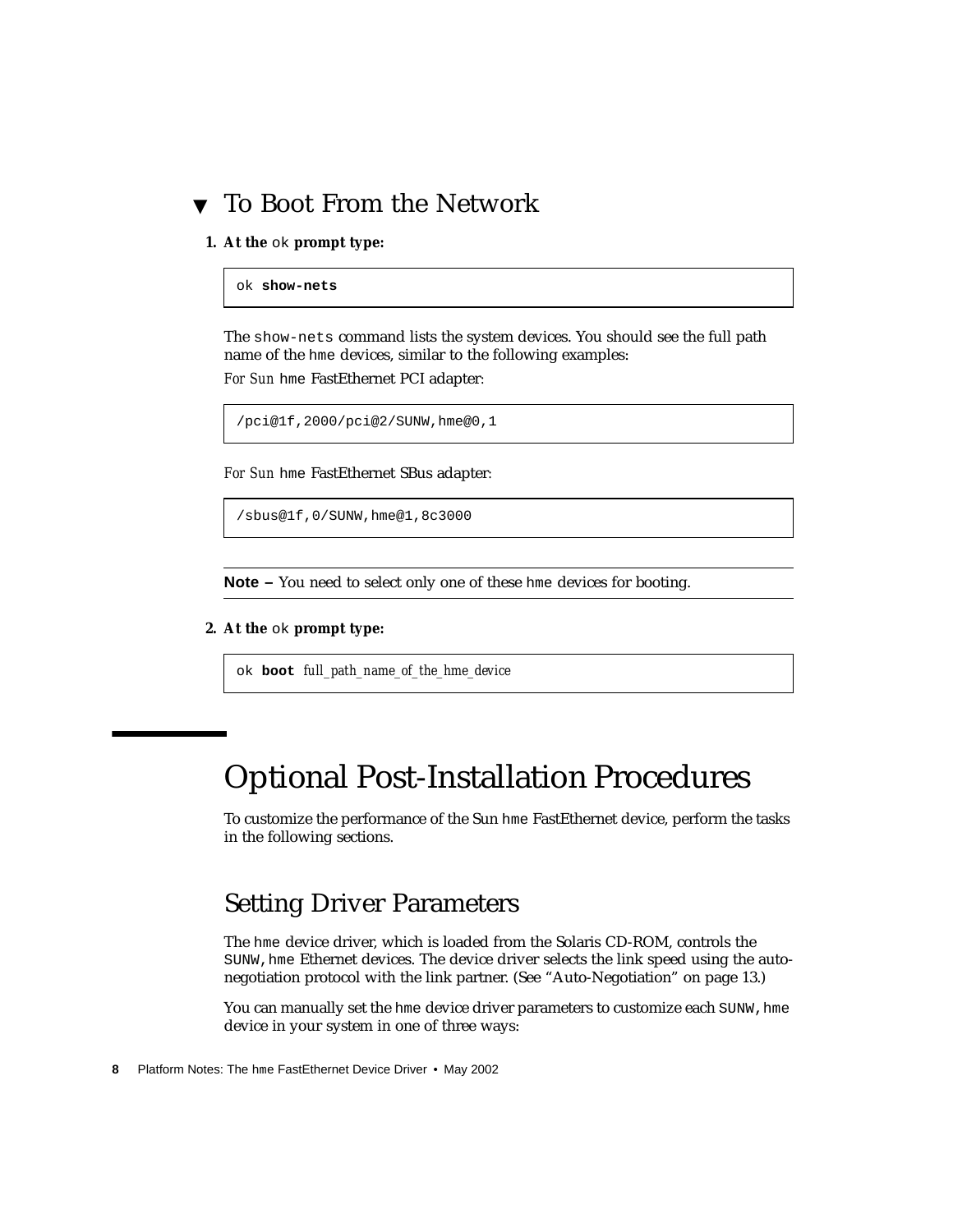## ▼ To Boot From the Network

1. **At the** `ok` **prompt type:**

```
ok show-nets
```

The `show-nets` command lists the system devices. You should see the full path name of the `hme` devices, similar to the following examples:

*For Sun* `hme` FastEthernet PCI adapter:

```
/pci@1f,2000/pci@2/SUNW,hme@0,1
```

*For Sun* `hme` FastEthernet SBus adapter:

```
/sbus@1f,0/SUNW,hme@1,8c3000
```

---

**Note –** You need to select only one of these `hme` devices for booting.

---

2. **At the** `ok` **prompt type:**

```
ok boot full_path_name_of_the_hme_device
```

# Optional Post-Installation Procedures

To customize the performance of the Sun `hme` FastEthernet device, perform the tasks in the following sections.

## Setting Driver Parameters

The `hme` device driver, which is loaded from the Solaris CD-ROM, controls the `SUNW,hme` Ethernet devices. The device driver selects the link speed using the auto-negotiation protocol with the link partner. (See "Auto-Negotiation" on page 13.)

You can manually set the `hme` device driver parameters to customize each `SUNW,hme` device in your system in one of three ways: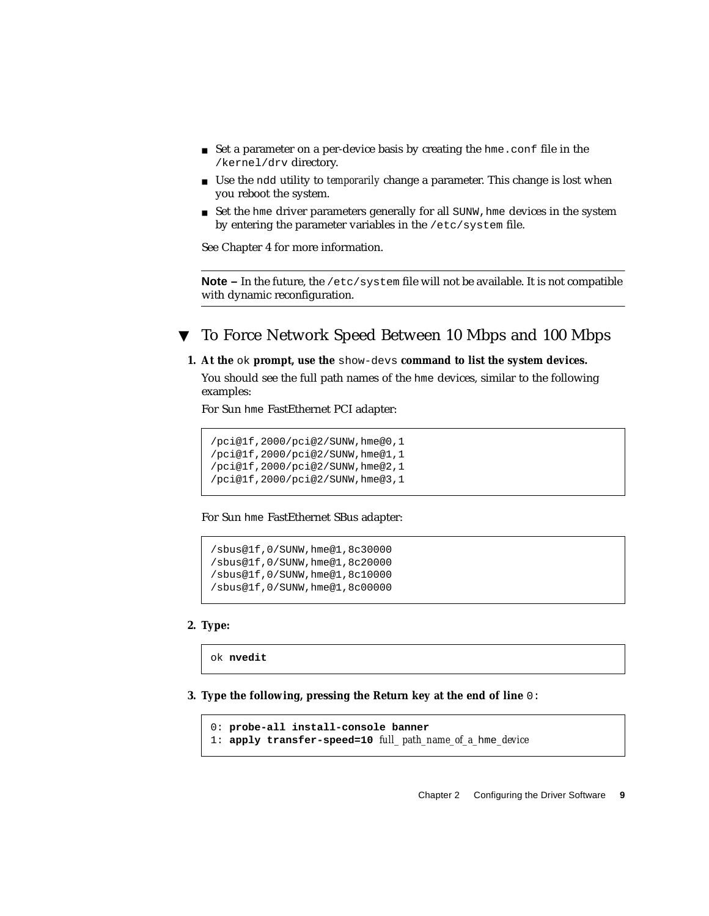- Set a parameter on a per-device basis by creating the `hme.conf` file in the `/kernel/drv` directory.
- Use the `ndd` utility to *temporarily* change a parameter. This change is lost when you reboot the system.
- Set the `hme` driver parameters generally for all `SUNW,hme` devices in the system by entering the parameter variables in the `/etc/system` file.

See Chapter 4 for more information.

---

**Note –** In the future, the `/etc/system` file will not be available. It is not compatible with dynamic reconfiguration.

---

## ▼ To Force Network Speed Between 10 Mbps and 100 Mbps

**1. At the `ok` prompt, use the `show-devs` command to list the system devices.**

You should see the full path names of the `hme` devices, similar to the following examples:

For Sun `hme` FastEthernet PCI adapter:

```
/pci@1f,2000/pci@2/SUNW,hme@0,1
/pci@1f,2000/pci@2/SUNW,hme@1,1
/pci@1f,2000/pci@2/SUNW,hme@2,1
/pci@1f,2000/pci@2/SUNW,hme@3,1
```

For Sun `hme` FastEthernet SBus adapter:

```
/sbus@1f,0/SUNW,hme@1,8c30000
/sbus@1f,0/SUNW,hme@1,8c20000
/sbus@1f,0/SUNW,hme@1,8c10000
/sbus@1f,0/SUNW,hme@1,8c00000
```

**2. Type:**

```
ok nvedit
```

**3. Type the following, pressing the Return key at the end of line `0`:**

```
0: probe-all install-console banner
1: apply transfer-speed=10 full_path_name_of_a_hme_device
```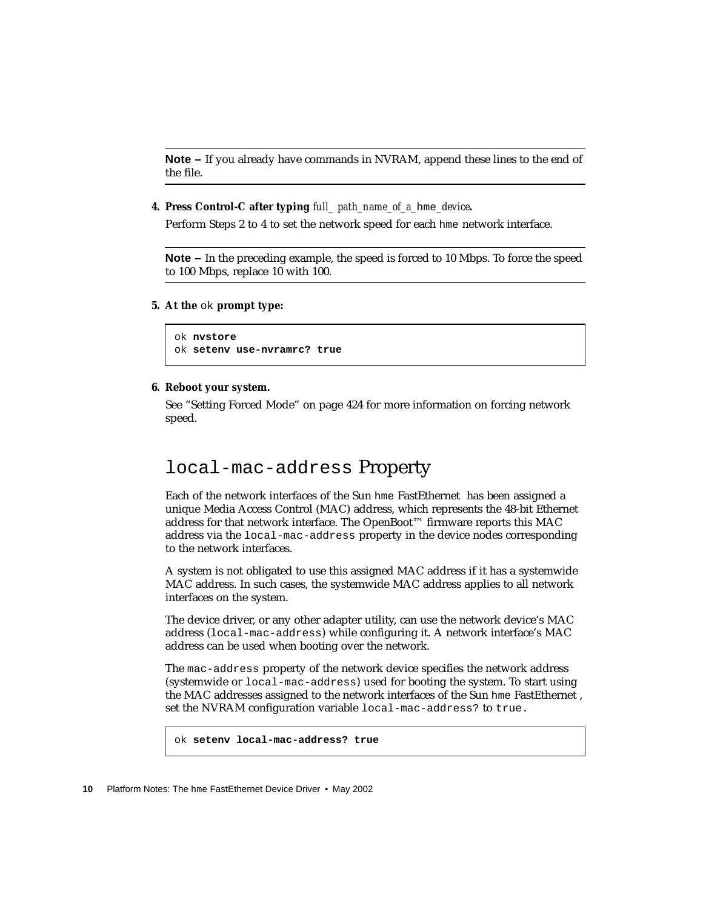---

**Note –** If you already have commands in NVRAM, append these lines to the end of the file.

---

**4. Press Control-C after typing** *full_ path_name_of_a_*`hme`*_device***.**

Perform Steps 2 to 4 to set the network speed for each `hme` network interface.

---

**Note –** In the preceding example, the speed is forced to 10 Mbps. To force the speed to 100 Mbps, replace 10 with 100.

---

**5. At the** `ok` **prompt type:**

```
ok nvstore
ok setenv use-nvramrc? true
```

**6. Reboot your system.**

See "Setting Forced Mode" on page 424 for more information on forcing network speed.

## `local-mac-address` Property

Each of the network interfaces of the Sun `hme` FastEthernet has been assigned a unique Media Access Control (MAC) address, which represents the 48-bit Ethernet address for that network interface. The OpenBoot™ firmware reports this MAC address via the `local-mac-address` property in the device nodes corresponding to the network interfaces.

A system is not obligated to use this assigned MAC address if it has a systemwide MAC address. In such cases, the systemwide MAC address applies to all network interfaces on the system.

The device driver, or any other adapter utility, can use the network device's MAC address (`local-mac-address`) while configuring it. A network interface's MAC address can be used when booting over the network.

The `mac-address` property of the network device specifies the network address (systemwide or `local-mac-address`) used for booting the system. To start using the MAC addresses assigned to the network interfaces of the Sun `hme` FastEthernet , set the NVRAM configuration variable `local-mac-address?` to `true.`

```
ok setenv local-mac-address? true
```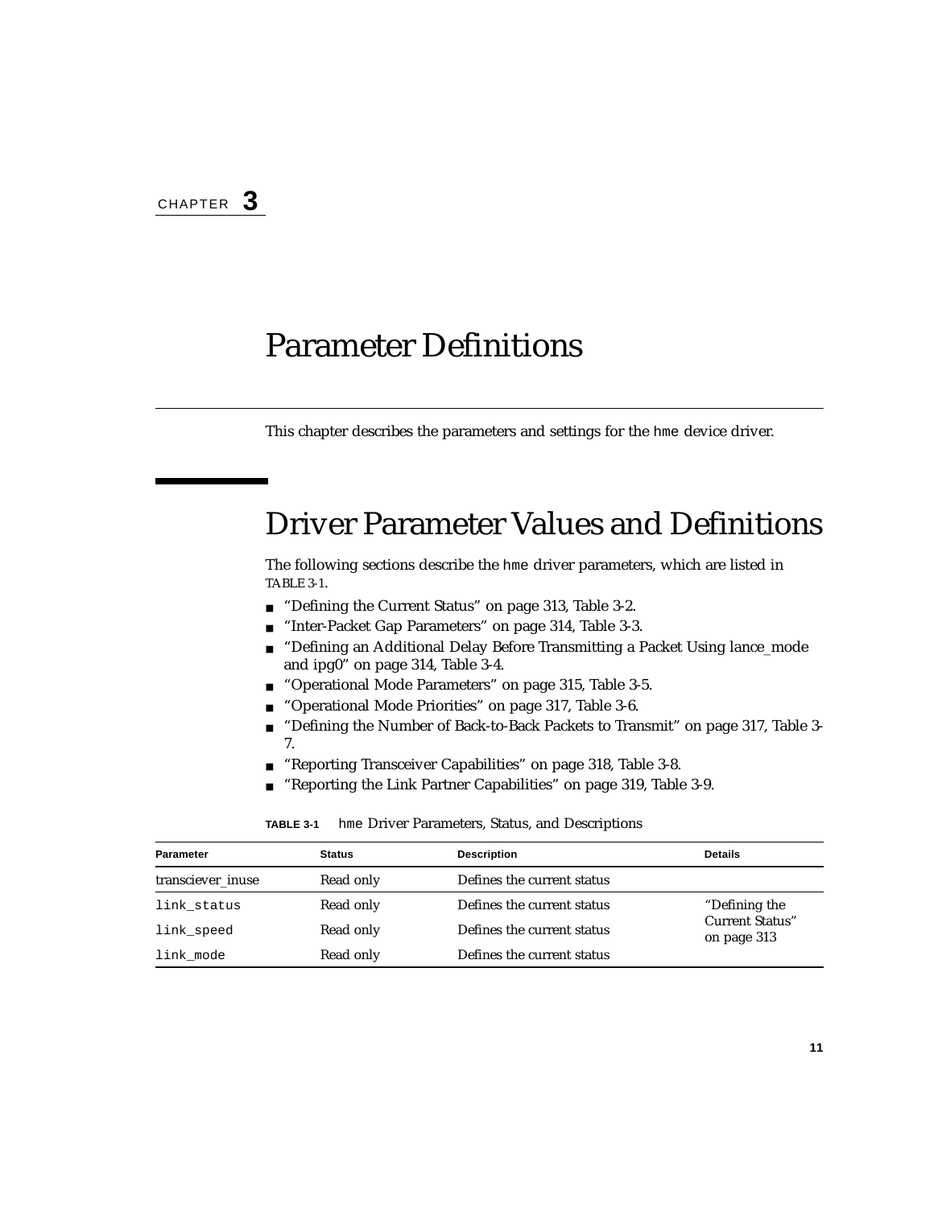CHAPTER **3**

# Parameter Definitions

This chapter describes the parameters and settings for the `hme` device driver.

## Driver Parameter Values and Definitions

The following sections describe the `hme` driver parameters, which are listed in TABLE 3-1.

- "Defining the Current Status" on page 313, Table 3-2.
- "Inter-Packet Gap Parameters" on page 314, Table 3-3.
- "Defining an Additional Delay Before Transmitting a Packet Using lance_mode and ipg0" on page 314, Table 3-4.
- "Operational Mode Parameters" on page 315, Table 3-5.
- "Operational Mode Priorities" on page 317, Table 3-6.
- "Defining the Number of Back-to-Back Packets to Transmit" on page 317, Table 3-7.
- "Reporting Transceiver Capabilities" on page 318, Table 3-8.
- "Reporting the Link Partner Capabilities" on page 319, Table 3-9.

**TABLE 3-1** `hme` Driver Parameters, Status, and Descriptions

| Parameter | Status | Description | Details |
|---|---|---|---|
| transciever_inuse | Read only | Defines the current status | |
| `link_status` | Read only | Defines the current status | "Defining the Current Status" on page 313 |
| `link_speed` | Read only | Defines the current status | |
| `link_mode` | Read only | Defines the current status | |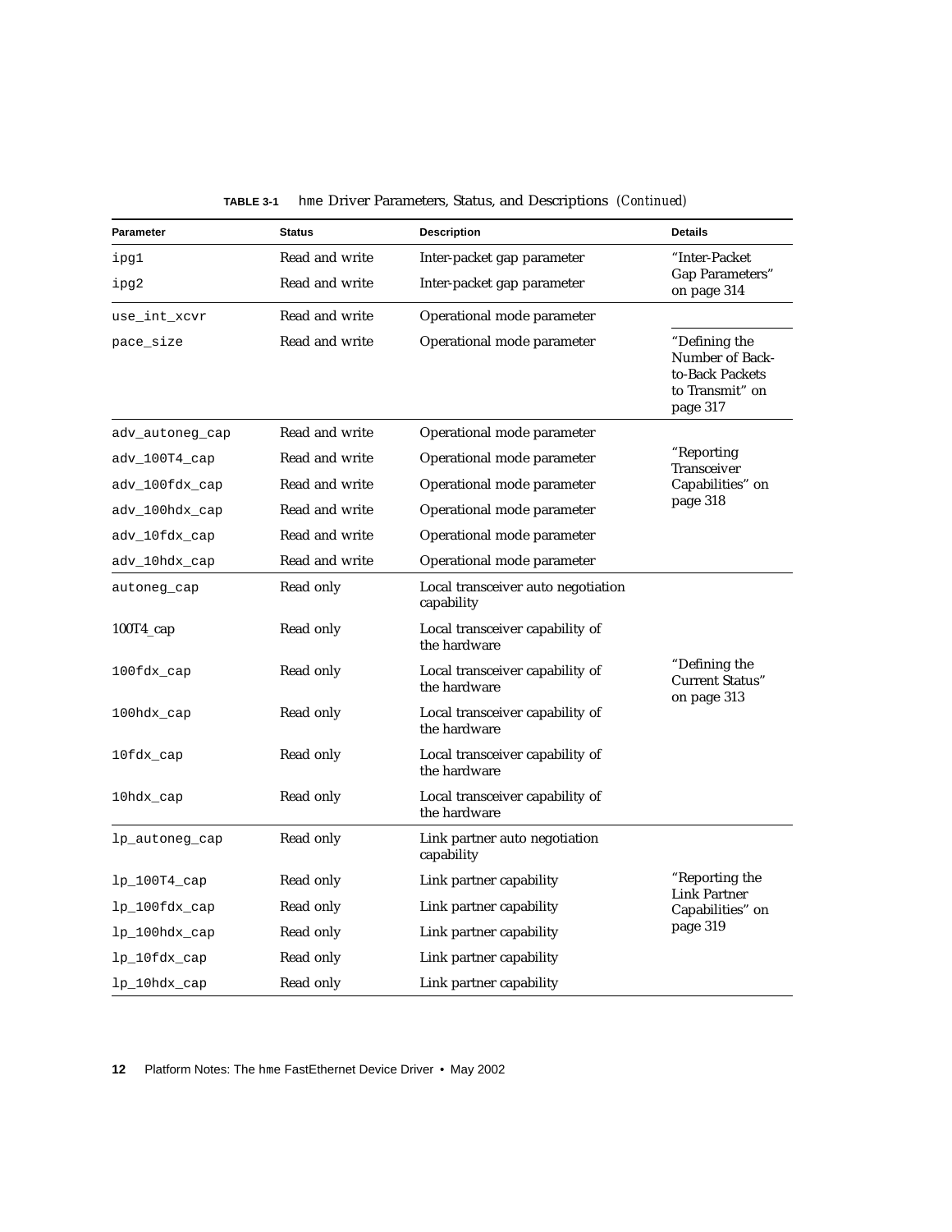**TABLE 3-1** hme Driver Parameters, Status, and Descriptions *(Continued)*

| Parameter | Status | Description | Details |
|---|---|---|---|
| ipg1 | Read and write | Inter-packet gap parameter | "Inter-Packet Gap Parameters" on page 314 |
| ipg2 | Read and write | Inter-packet gap parameter | |
| use_int_xcvr | Read and write | Operational mode parameter | |
| pace_size | Read and write | Operational mode parameter | "Defining the Number of Back-to-Back Packets to Transmit" on page 317 |
| adv_autoneg_cap | Read and write | Operational mode parameter | "Reporting Transceiver Capabilities" on page 318 |
| adv_100T4_cap | Read and write | Operational mode parameter | |
| adv_100fdx_cap | Read and write | Operational mode parameter | |
| adv_100hdx_cap | Read and write | Operational mode parameter | |
| adv_10fdx_cap | Read and write | Operational mode parameter | |
| adv_10hdx_cap | Read and write | Operational mode parameter | |
| autoneg_cap | Read only | Local transceiver auto negotiation capability | "Defining the Current Status" on page 313 |
| 100T4_cap | Read only | Local transceiver capability of the hardware | |
| 100fdx_cap | Read only | Local transceiver capability of the hardware | |
| 100hdx_cap | Read only | Local transceiver capability of the hardware | |
| 10fdx_cap | Read only | Local transceiver capability of the hardware | |
| 10hdx_cap | Read only | Local transceiver capability of the hardware | |
| lp_autoneg_cap | Read only | Link partner auto negotiation capability | "Reporting the Link Partner Capabilities" on page 319 |
| lp_100T4_cap | Read only | Link partner capability | |
| lp_100fdx_cap | Read only | Link partner capability | |
| lp_100hdx_cap | Read only | Link partner capability | |
| lp_10fdx_cap | Read only | Link partner capability | |
| lp_10hdx_cap | Read only | Link partner capability | |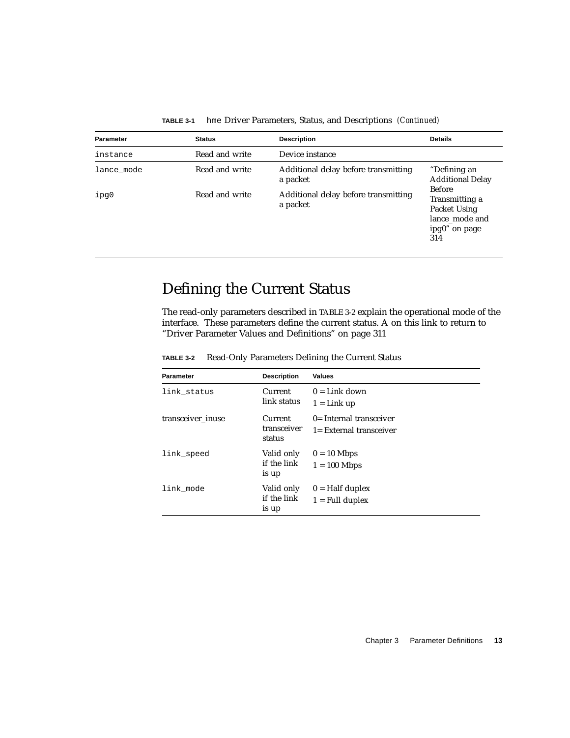**TABLE 3-1** hme Driver Parameters, Status, and Descriptions *(Continued)*

| Parameter | Status | Description | Details |
|---|---|---|---|
| instance | Read and write | Device instance | |
| lance_mode | Read and write | Additional delay before transmitting a packet | "Defining an Additional Delay Before Transmitting a Packet Using lance_mode and ipg0" on page 314 |
| ipg0 | Read and write | Additional delay before transmitting a packet | |

## Defining the Current Status

The read-only parameters described in TABLE 3-2 explain the operational mode of the interface. These parameters define the current status. A on this link to return to "Driver Parameter Values and Definitions" on page 311

**TABLE 3-2** Read-Only Parameters Defining the Current Status

| Parameter | Description | Values |
|---|---|---|
| link_status | Current link status | 0 = Link down<br>1 = Link up |
| transceiver_inuse | Current transceiver status | 0= Internal transceiver<br>1= External transceiver |
| link_speed | Valid only if the link is up | 0 = 10 Mbps<br>1 = 100 Mbps |
| link_mode | Valid only if the link is up | 0 = Half duplex<br>1 = Full duplex |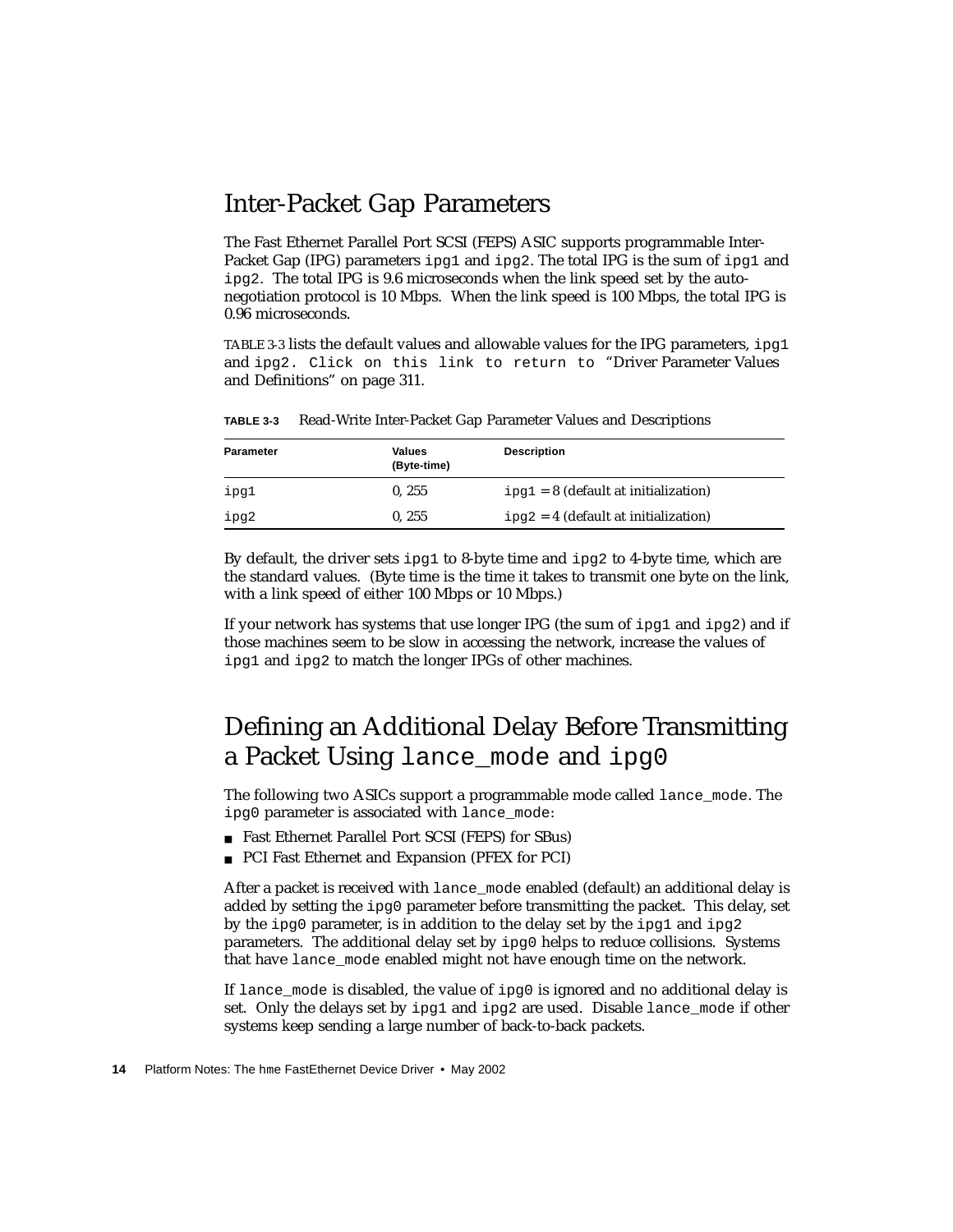## Inter-Packet Gap Parameters

The Fast Ethernet Parallel Port SCSI (FEPS) ASIC supports programmable Inter-Packet Gap (IPG) parameters `ipg1` and `ipg2`. The total IPG is the sum of `ipg1` and `ipg2`. The total IPG is 9.6 microseconds when the link speed set by the auto-negotiation protocol is 10 Mbps. When the link speed is 100 Mbps, the total IPG is 0.96 microseconds.

TABLE 3-3 lists the default values and allowable values for the IPG parameters, `ipg1` and `ipg2`. Click on this link to return to "Driver Parameter Values and Definitions" on page 311.

**TABLE 3-3** Read-Write Inter-Packet Gap Parameter Values and Descriptions

| Parameter | Values (Byte-time) | Description |
|---|---|---|
| `ipg1` | 0, 255 | `ipg1` = 8 (default at initialization) |
| `ipg2` | 0, 255 | `ipg2` = 4 (default at initialization) |

By default, the driver sets `ipg1` to 8-byte time and `ipg2` to 4-byte time, which are the standard values. (Byte time is the time it takes to transmit one byte on the link, with a link speed of either 100 Mbps or 10 Mbps.)

If your network has systems that use longer IPG (the sum of `ipg1` and `ipg2`) and if those machines seem to be slow in accessing the network, increase the values of `ipg1` and `ipg2` to match the longer IPGs of other machines.

## Defining an Additional Delay Before Transmitting a Packet Using `lance_mode` and `ipg0`

The following two ASICs support a programmable mode called `lance_mode`. The `ipg0` parameter is associated with `lance_mode`:

- Fast Ethernet Parallel Port SCSI (FEPS) for SBus)
- PCI Fast Ethernet and Expansion (PFEX for PCI)

After a packet is received with `lance_mode` enabled (default) an additional delay is added by setting the `ipg0` parameter before transmitting the packet. This delay, set by the `ipg0` parameter, is in addition to the delay set by the `ipg1` and `ipg2` parameters. The additional delay set by `ipg0` helps to reduce collisions. Systems that have `lance_mode` enabled might not have enough time on the network.

If `lance_mode` is disabled, the value of `ipg0` is ignored and no additional delay is set. Only the delays set by `ipg1` and `ipg2` are used. Disable `lance_mode` if other systems keep sending a large number of back-to-back packets.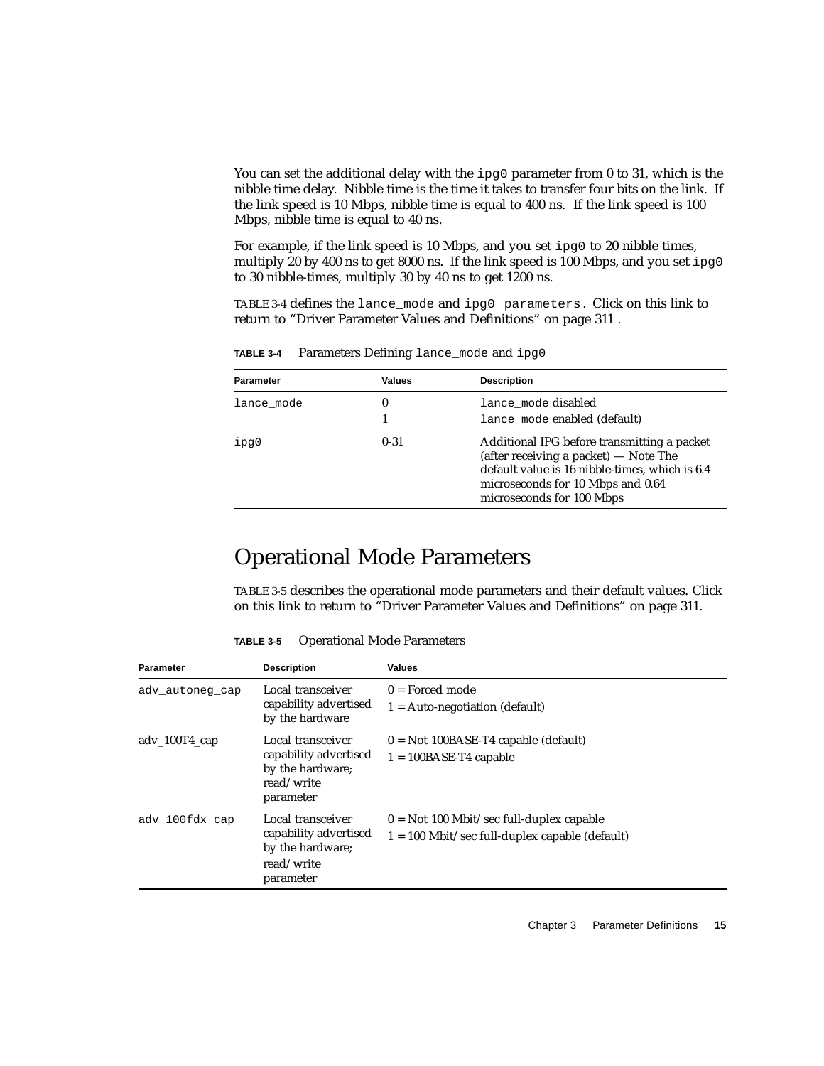You can set the additional delay with the ipg0 parameter from 0 to 31, which is the nibble time delay. Nibble time is the time it takes to transfer four bits on the link. If the link speed is 10 Mbps, nibble time is equal to 400 ns. If the link speed is 100 Mbps, nibble time is equal to 40 ns.

For example, if the link speed is 10 Mbps, and you set ipg0 to 20 nibble times, multiply 20 by 400 ns to get 8000 ns. If the link speed is 100 Mbps, and you set ipg0 to 30 nibble-times, multiply 30 by 40 ns to get 1200 ns.

TABLE 3-4 defines the lance_mode and ipg0 parameters. Click on this link to return to "Driver Parameter Values and Definitions" on page 311 .

**TABLE 3-4** Parameters Defining lance_mode and ipg0

| Parameter | Values | Description |
|---|---|---|
| lance_mode | 0<br>1 | lance_mode disabled<br>lance_mode enabled (default) |
| ipg0 | 0-31 | Additional IPG before transmitting a packet (after receiving a packet) — Note The default value is 16 nibble-times, which is 6.4 microseconds for 10 Mbps and 0.64 microseconds for 100 Mbps |

## Operational Mode Parameters

TABLE 3-5 describes the operational mode parameters and their default values. Click on this link to return to "Driver Parameter Values and Definitions" on page 311.

**TABLE 3-5** Operational Mode Parameters

| Parameter | Description | Values |
|---|---|---|
| adv_autoneg_cap | Local transceiver capability advertised by the hardware | 0 = Forced mode<br>1 = Auto-negotiation (default) |
| adv_100T4_cap | Local transceiver capability advertised by the hardware; read/write parameter | 0 = Not 100BASE-T4 capable (default)<br>1 = 100BASE-T4 capable |
| adv_100fdx_cap | Local transceiver capability advertised by the hardware; read/write parameter | 0 = Not 100 Mbit/sec full-duplex capable<br>1 = 100 Mbit/sec full-duplex capable (default) |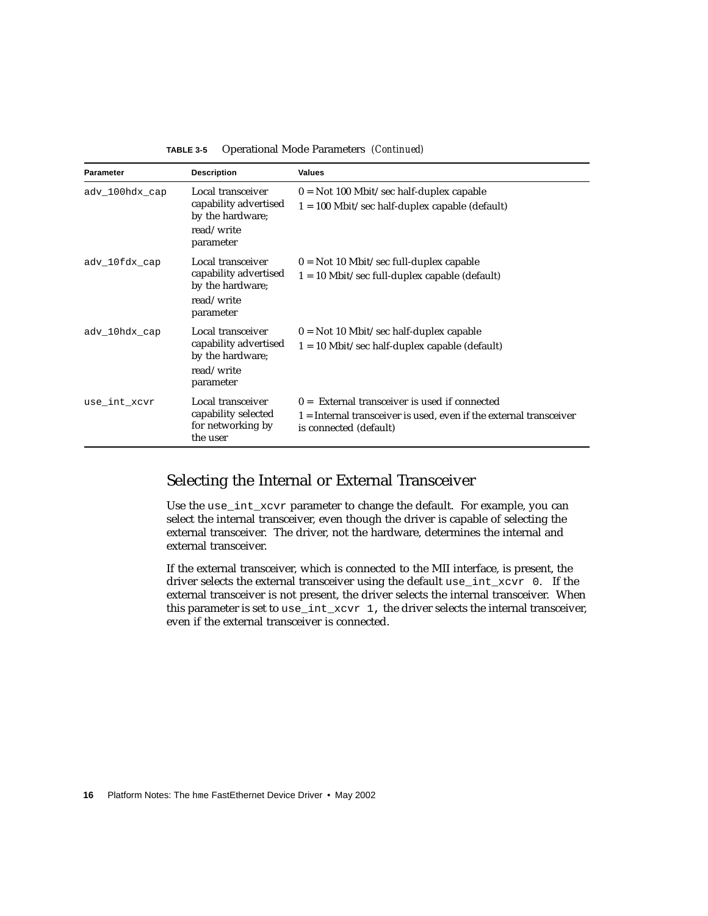**TABLE 3-5** Operational Mode Parameters *(Continued)*

| Parameter | Description | Values |
| --- | --- | --- |
| adv_100hdx_cap | Local transceiver capability advertised by the hardware; read/write parameter | 0 = Not 100 Mbit/sec half-duplex capable<br>1 = 100 Mbit/sec half-duplex capable (default) |
| adv_10fdx_cap | Local transceiver capability advertised by the hardware; read/write parameter | 0 = Not 10 Mbit/sec full-duplex capable<br>1 = 10 Mbit/sec full-duplex capable (default) |
| adv_10hdx_cap | Local transceiver capability advertised by the hardware; read/write parameter | 0 = Not 10 Mbit/sec half-duplex capable<br>1 = 10 Mbit/sec half-duplex capable (default) |
| use_int_xcvr | Local transceiver capability selected for networking by the user | 0 = External transceiver is used if connected<br>1 = Internal transceiver is used, even if the external transceiver is connected (default) |

## Selecting the Internal or External Transceiver

Use the `use_int_xcvr` parameter to change the default. For example, you can select the internal transceiver, even though the driver is capable of selecting the external transceiver. The driver, not the hardware, determines the internal and external transceiver.

If the external transceiver, which is connected to the MII interface, is present, the driver selects the external transceiver using the default `use_int_xcvr 0`. If the external transceiver is not present, the driver selects the internal transceiver. When this parameter is set to `use_int_xcvr 1`, the driver selects the internal transceiver, even if the external transceiver is connected.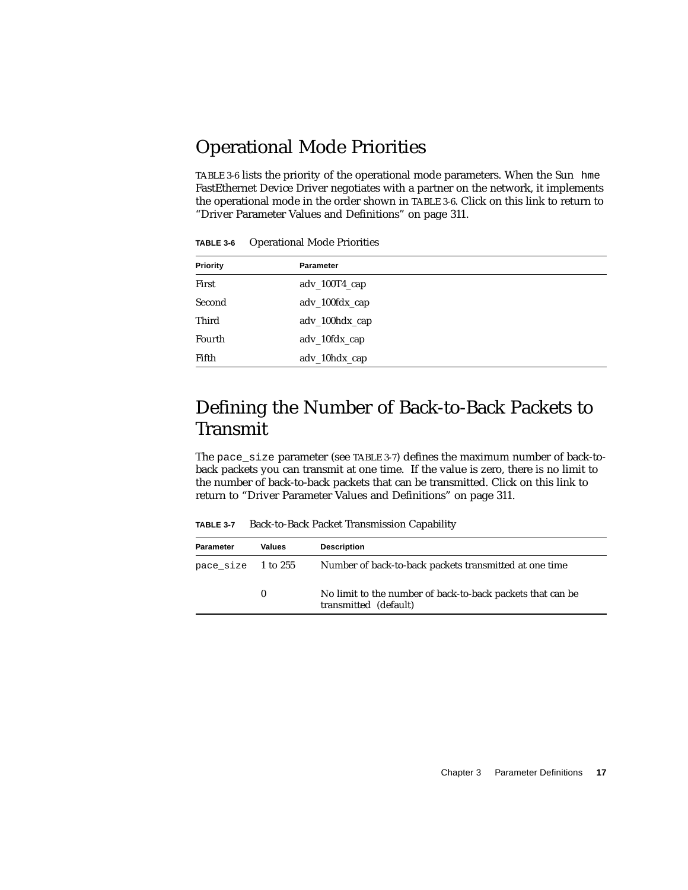## Operational Mode Priorities

TABLE 3-6 lists the priority of the operational mode parameters. When the Sun `hme` FastEthernet Device Driver negotiates with a partner on the network, it implements the operational mode in the order shown in TABLE 3-6. Click on this link to return to "Driver Parameter Values and Definitions" on page 311.

**TABLE 3-6** Operational Mode Priorities

| Priority | Parameter |
|---|---|
| First | adv_100T4_cap |
| Second | adv_100fdx_cap |
| Third | adv_100hdx_cap |
| Fourth | adv_10fdx_cap |
| Fifth | adv_10hdx_cap |

## Defining the Number of Back-to-Back Packets to Transmit

The `pace_size` parameter (see TABLE 3-7) defines the maximum number of back-to-back packets you can transmit at one time. If the value is zero, there is no limit to the number of back-to-back packets that can be transmitted. Click on this link to return to "Driver Parameter Values and Definitions" on page 311.

**TABLE 3-7** Back-to-Back Packet Transmission Capability

| Parameter | Values | Description |
|---|---|---|
| `pace_size` | 1 to 255 | Number of back-to-back packets transmitted at one time |
| | 0 | No limit to the number of back-to-back packets that can be transmitted (default) |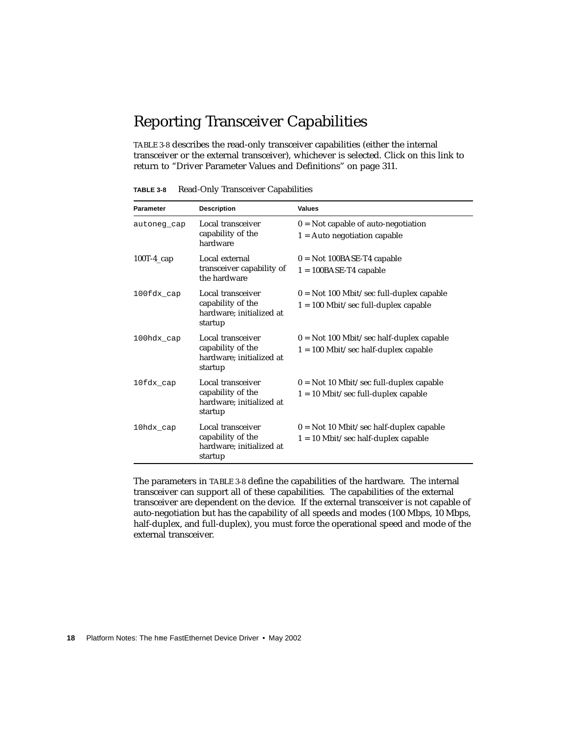## Reporting Transceiver Capabilities

TABLE 3-8 describes the read-only transceiver capabilities (either the internal transceiver or the external transceiver), whichever is selected. Click on this link to return to "Driver Parameter Values and Definitions" on page 311.

**TABLE 3-8** Read-Only Transceiver Capabilities

| Parameter | Description | Values |
|---|---|---|
| autoneg_cap | Local transceiver capability of the hardware | 0 = Not capable of auto-negotiation<br>1 = Auto negotiation capable |
| 100T-4_cap | Local external transceiver capability of the hardware | 0 = Not 100BASE-T4 capable<br>1 = 100BASE-T4 capable |
| 100fdx_cap | Local transceiver capability of the hardware; initialized at startup | 0 = Not 100 Mbit/sec full-duplex capable<br>1 = 100 Mbit/sec full-duplex capable |
| 100hdx_cap | Local transceiver capability of the hardware; initialized at startup | 0 = Not 100 Mbit/sec half-duplex capable<br>1 = 100 Mbit/sec half-duplex capable |
| 10fdx_cap | Local transceiver capability of the hardware; initialized at startup | 0 = Not 10 Mbit/sec full-duplex capable<br>1 = 10 Mbit/sec full-duplex capable |
| 10hdx_cap | Local transceiver capability of the hardware; initialized at startup | 0 = Not 10 Mbit/sec half-duplex capable<br>1 = 10 Mbit/sec half-duplex capable |

The parameters in TABLE 3-8 define the capabilities of the hardware. The internal transceiver can support all of these capabilities. The capabilities of the external transceiver are dependent on the device. If the external transceiver is not capable of auto-negotiation but has the capability of all speeds and modes (100 Mbps, 10 Mbps, half-duplex, and full-duplex), you must force the operational speed and mode of the external transceiver.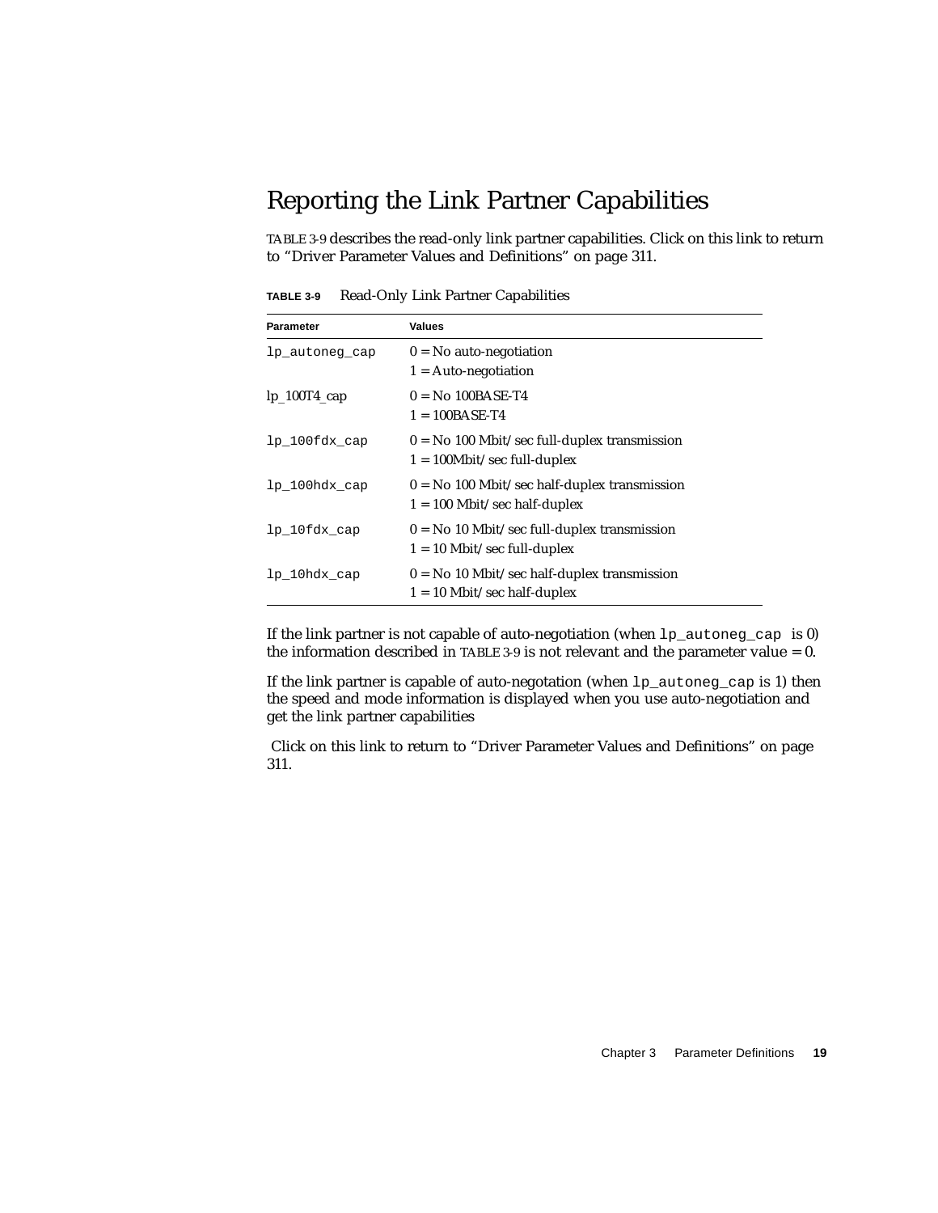## Reporting the Link Partner Capabilities

TABLE 3-9 describes the read-only link partner capabilities. Click on this link to return to "Driver Parameter Values and Definitions" on page 311.

**TABLE 3-9** Read-Only Link Partner Capabilities

| Parameter | Values |
|---|---|
| `lp_autoneg_cap` | 0 = No auto-negotiation<br>1 = Auto-negotiation |
| lp_100T4_cap | 0 = No 100BASE-T4<br>1 = 100BASE-T4 |
| `lp_100fdx_cap` | 0 = No 100 Mbit/sec full-duplex transmission<br>1 = 100Mbit/sec full-duplex |
| `lp_100hdx_cap` | 0 = No 100 Mbit/sec half-duplex transmission<br>1 = 100 Mbit/sec half-duplex |
| `lp_10fdx_cap` | 0 = No 10 Mbit/sec full-duplex transmission<br>1 = 10 Mbit/sec full-duplex |
| `lp_10hdx_cap` | 0 = No 10 Mbit/sec half-duplex transmission<br>1 = 10 Mbit/sec half-duplex |

If the link partner is not capable of auto-negotiation (when `lp_autoneg_cap` is 0) the information described in TABLE 3-9 is not relevant and the parameter value = 0.

If the link partner is capable of auto-negotation (when `lp_autoneg_cap` is 1) then the speed and mode information is displayed when you use auto-negotiation and get the link partner capabilities

Click on this link to return to "Driver Parameter Values and Definitions" on page 311.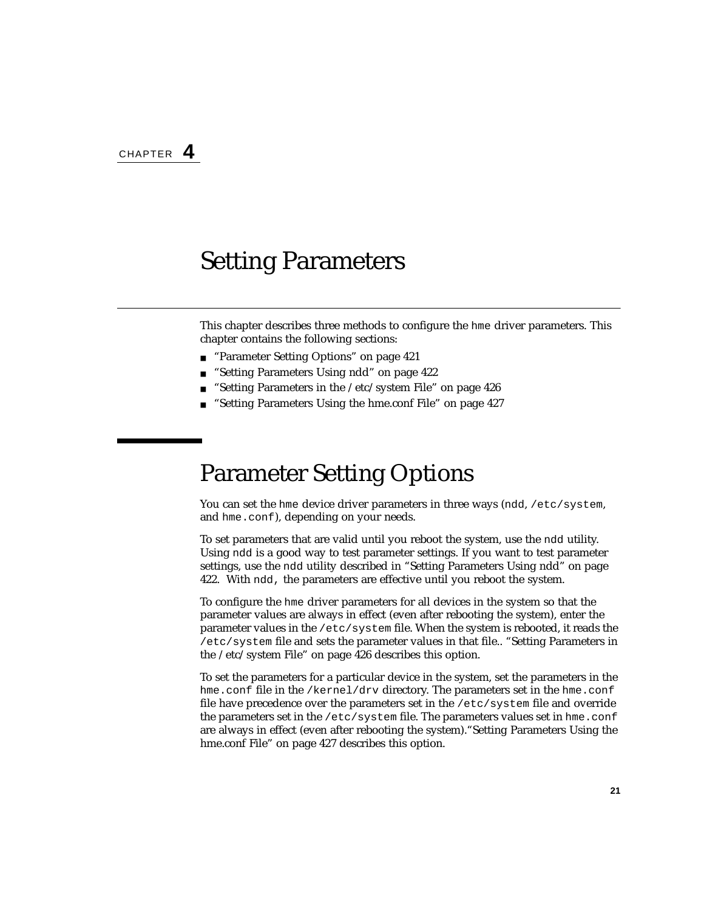CHAPTER **4**

# Setting Parameters

This chapter describes three methods to configure the `hme` driver parameters. This chapter contains the following sections:

- "Parameter Setting Options" on page 421
- "Setting Parameters Using ndd" on page 422
- "Setting Parameters in the /etc/system File" on page 426
- "Setting Parameters Using the hme.conf File" on page 427

## Parameter Setting Options

You can set the `hme` device driver parameters in three ways (`ndd`, `/etc/system`, and `hme.conf`), depending on your needs.

To set parameters that are valid until you reboot the system, use the `ndd` utility. Using `ndd` is a good way to test parameter settings. If you want to test parameter settings, use the `ndd` utility described in "Setting Parameters Using ndd" on page 422. With `ndd`, the parameters are effective until you reboot the system.

To configure the `hme` driver parameters for all devices in the system so that the parameter values are always in effect (even after rebooting the system), enter the parameter values in the `/etc/system` file. When the system is rebooted, it reads the `/etc/system` file and sets the parameter values in that file.. "Setting Parameters in the /etc/system File" on page 426 describes this option.

To set the parameters for a particular device in the system, set the parameters in the `hme.conf` file in the `/kernel/drv` directory. The parameters set in the `hme.conf` file have precedence over the parameters set in the `/etc/system` file and override the parameters set in the `/etc/system` file. The parameters values set in `hme.conf` are always in effect (even after rebooting the system)."Setting Parameters Using the hme.conf File" on page 427 describes this option.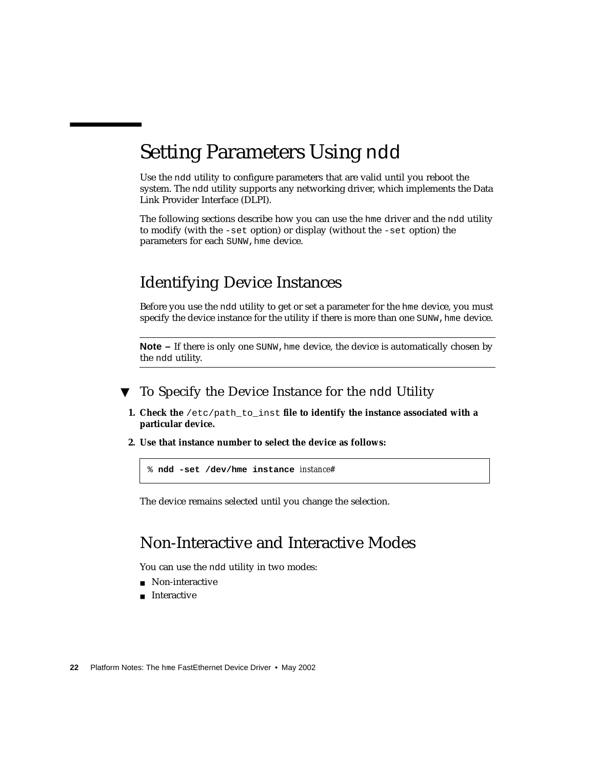# Setting Parameters Using ndd

Use the ndd utility to configure parameters that are valid until you reboot the system. The ndd utility supports any networking driver, which implements the Data Link Provider Interface (DLPI).

The following sections describe how you can use the hme driver and the ndd utility to modify (with the -set option) or display (without the -set option) the parameters for each SUNW,hme device.

## Identifying Device Instances

Before you use the ndd utility to get or set a parameter for the hme device, you must specify the device instance for the utility if there is more than one SUNW,hme device.

---

**Note –** If there is only one SUNW,hme device, the device is automatically chosen by the ndd utility.

---

### ▼ To Specify the Device Instance for the ndd Utility

1. **Check the /etc/path_to_inst file to identify the instance associated with a particular device.**
2. **Use that instance number to select the device as follows:**

```
% ndd -set /dev/hme instance instance#
```

The device remains selected until you change the selection.

## Non-Interactive and Interactive Modes

You can use the ndd utility in two modes:

- Non-interactive
- Interactive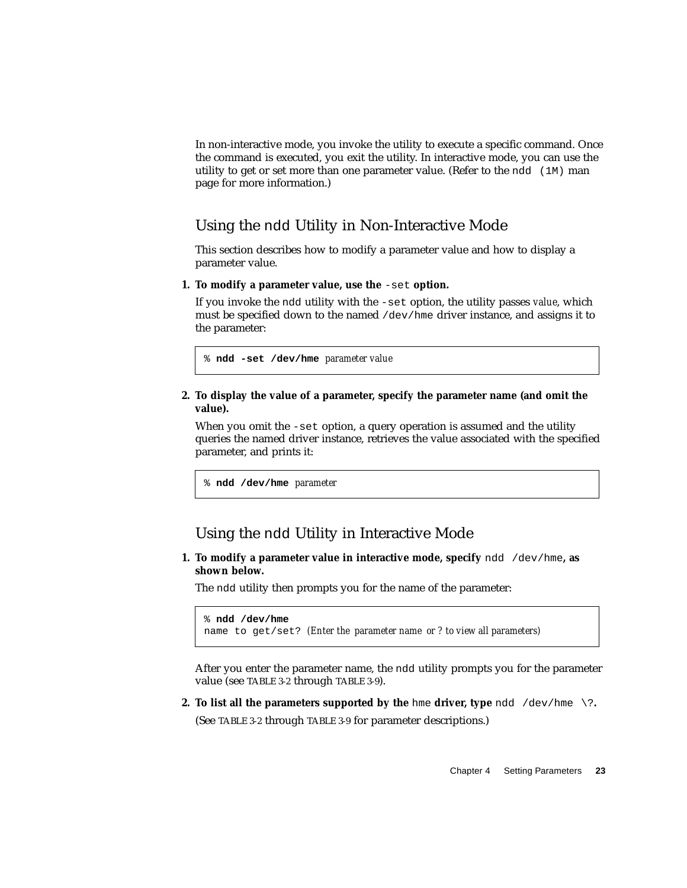In non-interactive mode, you invoke the utility to execute a specific command. Once the command is executed, you exit the utility. In interactive mode, you can use the utility to get or set more than one parameter value. (Refer to the `ndd (1M)` man page for more information.)

## Using the `ndd` Utility in Non-Interactive Mode

This section describes how to modify a parameter value and how to display a parameter value.

1. **To modify a parameter value, use the `-set` option.**

   If you invoke the `ndd` utility with the `-set` option, the utility passes *value*, which must be specified down to the named `/dev/hme` driver instance, and assigns it to the parameter:

   ```
   % ndd -set /dev/hme parameter value
   ```

2. **To display the value of a parameter, specify the parameter name (and omit the value).**

   When you omit the `-set` option, a query operation is assumed and the utility queries the named driver instance, retrieves the value associated with the specified parameter, and prints it:

   ```
   % ndd /dev/hme parameter
   ```

## Using the `ndd` Utility in Interactive Mode

1. **To modify a parameter value in interactive mode, specify `ndd /dev/hme`, as shown below.**

   The `ndd` utility then prompts you for the name of the parameter:

   ```
   % ndd /dev/hme
   name to get/set? (Enter the parameter name or ? to view all parameters)
   ```

   After you enter the parameter name, the `ndd` utility prompts you for the parameter value (see TABLE 3-2 through TABLE 3-9).

2. **To list all the parameters supported by the `hme` driver, type `ndd /dev/hme \?`.**

   (See TABLE 3-2 through TABLE 3-9 for parameter descriptions.)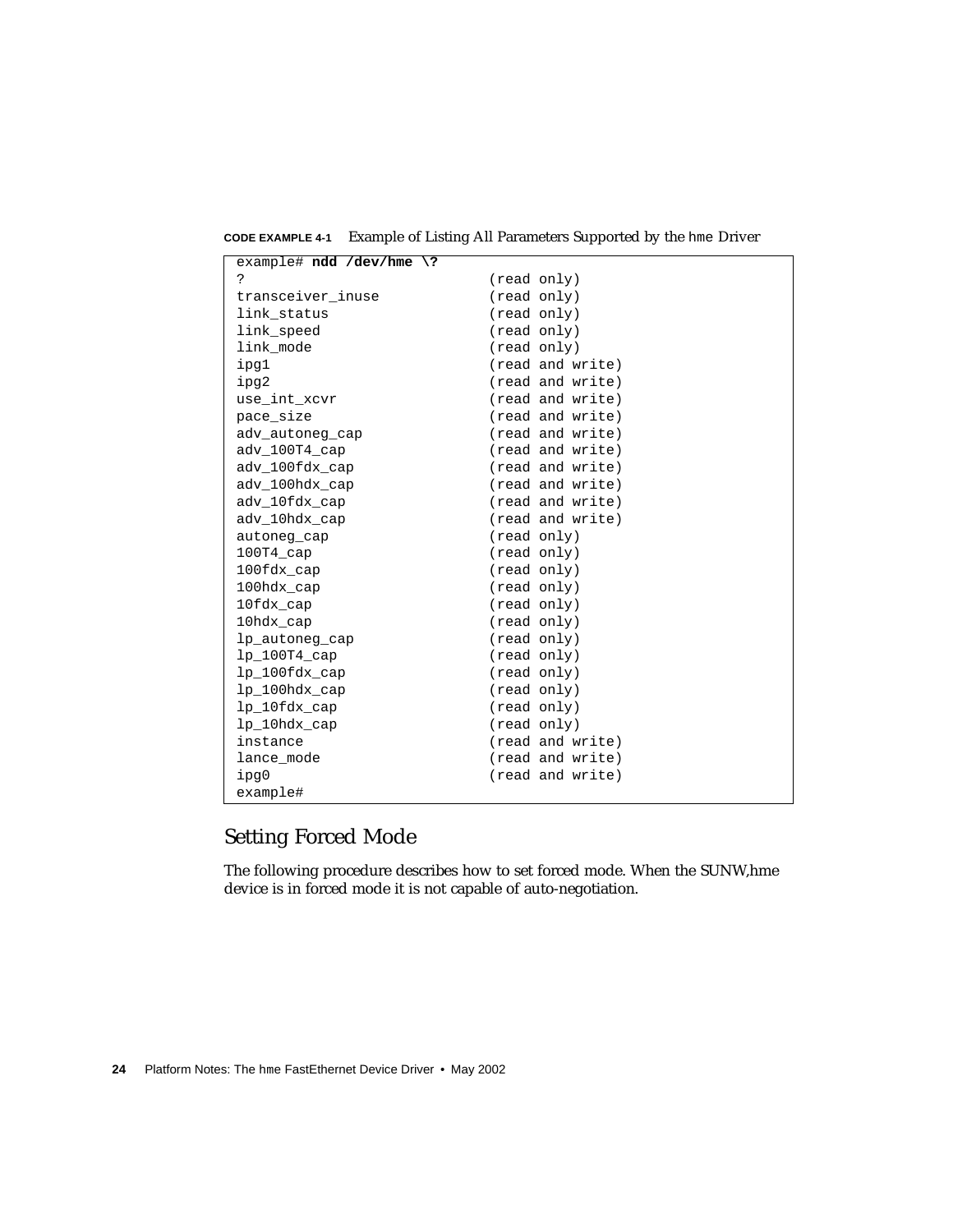**CODE EXAMPLE 4-1** Example of Listing All Parameters Supported by the hme Driver

```
example# ndd /dev/hme \?
?                           (read only)
transceiver_inuse           (read only)
link_status                 (read only)
link_speed                  (read only)
link_mode                   (read only)
ipg1                        (read and write)
ipg2                        (read and write)
use_int_xcvr                (read and write)
pace_size                   (read and write)
adv_autoneg_cap             (read and write)
adv_100T4_cap               (read and write)
adv_100fdx_cap              (read and write)
adv_100hdx_cap              (read and write)
adv_10fdx_cap               (read and write)
adv_10hdx_cap               (read and write)
autoneg_cap                 (read only)
100T4_cap                   (read only)
100fdx_cap                  (read only)
100hdx_cap                  (read only)
10fdx_cap                   (read only)
10hdx_cap                   (read only)
lp_autoneg_cap              (read only)
lp_100T4_cap                (read only)
lp_100fdx_cap               (read only)
lp_100hdx_cap               (read only)
lp_10fdx_cap                (read only)
lp_10hdx_cap                (read only)
instance                    (read and write)
lance_mode                  (read and write)
ipg0                        (read and write)
example#
```

## Setting Forced Mode

The following procedure describes how to set forced mode. When the SUNW,hme device is in forced mode it is not capable of auto-negotiation.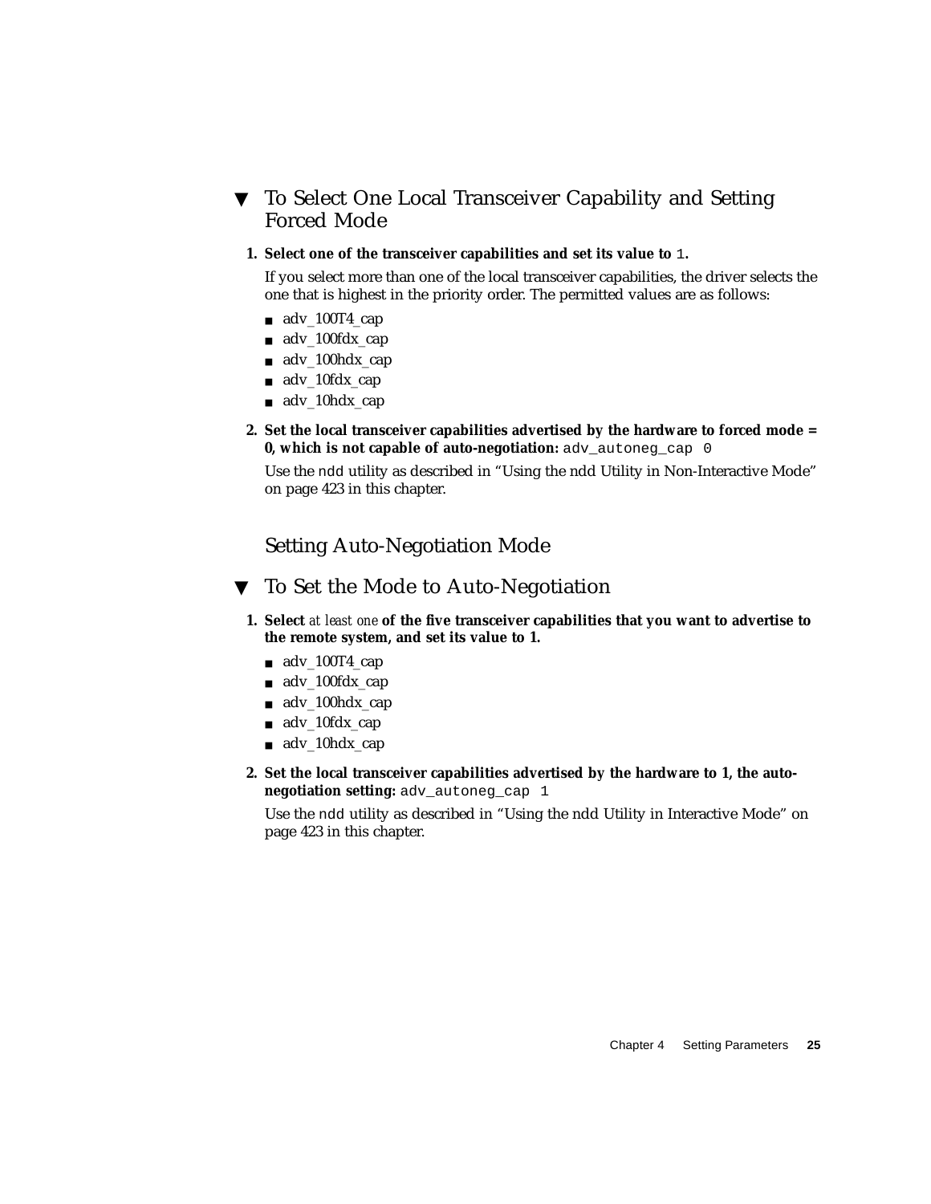## ▼ To Select One Local Transceiver Capability and Setting Forced Mode

1. **Select one of the transceiver capabilities and set its value to** `1`**.**

   If you select more than one of the local transceiver capabilities, the driver selects the one that is highest in the priority order. The permitted values are as follows:

   - adv_100T4_cap
   - adv_100fdx_cap
   - adv_100hdx_cap
   - adv_10fdx_cap
   - adv_10hdx_cap

2. **Set the local transceiver capabilities advertised by the hardware to forced mode = 0, which is not capable of auto-negotiation:** `adv_autoneg_cap 0`

   Use the `ndd` utility as described in "Using the ndd Utility in Non-Interactive Mode" on page 423 in this chapter.

### Setting Auto-Negotiation Mode

## ▼ To Set the Mode to Auto-Negotiation

1. **Select** *at least one* **of the five transceiver capabilities that you want to advertise to the remote system, and set its value to 1.**

   - adv_100T4_cap
   - adv_100fdx_cap
   - adv_100hdx_cap
   - adv_10fdx_cap
   - adv_10hdx_cap

2. **Set the local transceiver capabilities advertised by the hardware to 1, the auto-negotiation setting:** `adv_autoneg_cap 1`

   Use the `ndd` utility as described in "Using the ndd Utility in Interactive Mode" on page 423 in this chapter.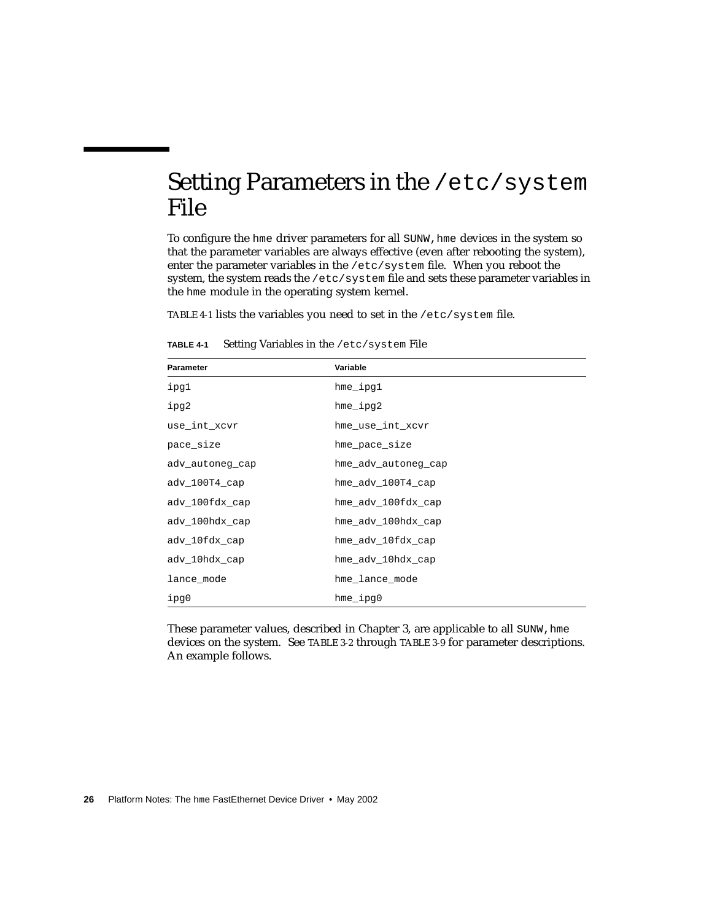# Setting Parameters in the /etc/system File

To configure the hme driver parameters for all SUNW,hme devices in the system so that the parameter variables are always effective (even after rebooting the system), enter the parameter variables in the /etc/system file. When you reboot the system, the system reads the /etc/system file and sets these parameter variables in the hme module in the operating system kernel.

TABLE 4-1 lists the variables you need to set in the /etc/system file.

**TABLE 4-1** Setting Variables in the /etc/system File

| Parameter | Variable |
| --- | --- |
| ipg1 | hme_ipg1 |
| ipg2 | hme_ipg2 |
| use_int_xcvr | hme_use_int_xcvr |
| pace_size | hme_pace_size |
| adv_autoneg_cap | hme_adv_autoneg_cap |
| adv_100T4_cap | hme_adv_100T4_cap |
| adv_100fdx_cap | hme_adv_100fdx_cap |
| adv_100hdx_cap | hme_adv_100hdx_cap |
| adv_10fdx_cap | hme_adv_10fdx_cap |
| adv_10hdx_cap | hme_adv_10hdx_cap |
| lance_mode | hme_lance_mode |
| ipg0 | hme_ipg0 |

These parameter values, described in Chapter 3, are applicable to all SUNW,hme devices on the system. See TABLE 3-2 through TABLE 3-9 for parameter descriptions. An example follows.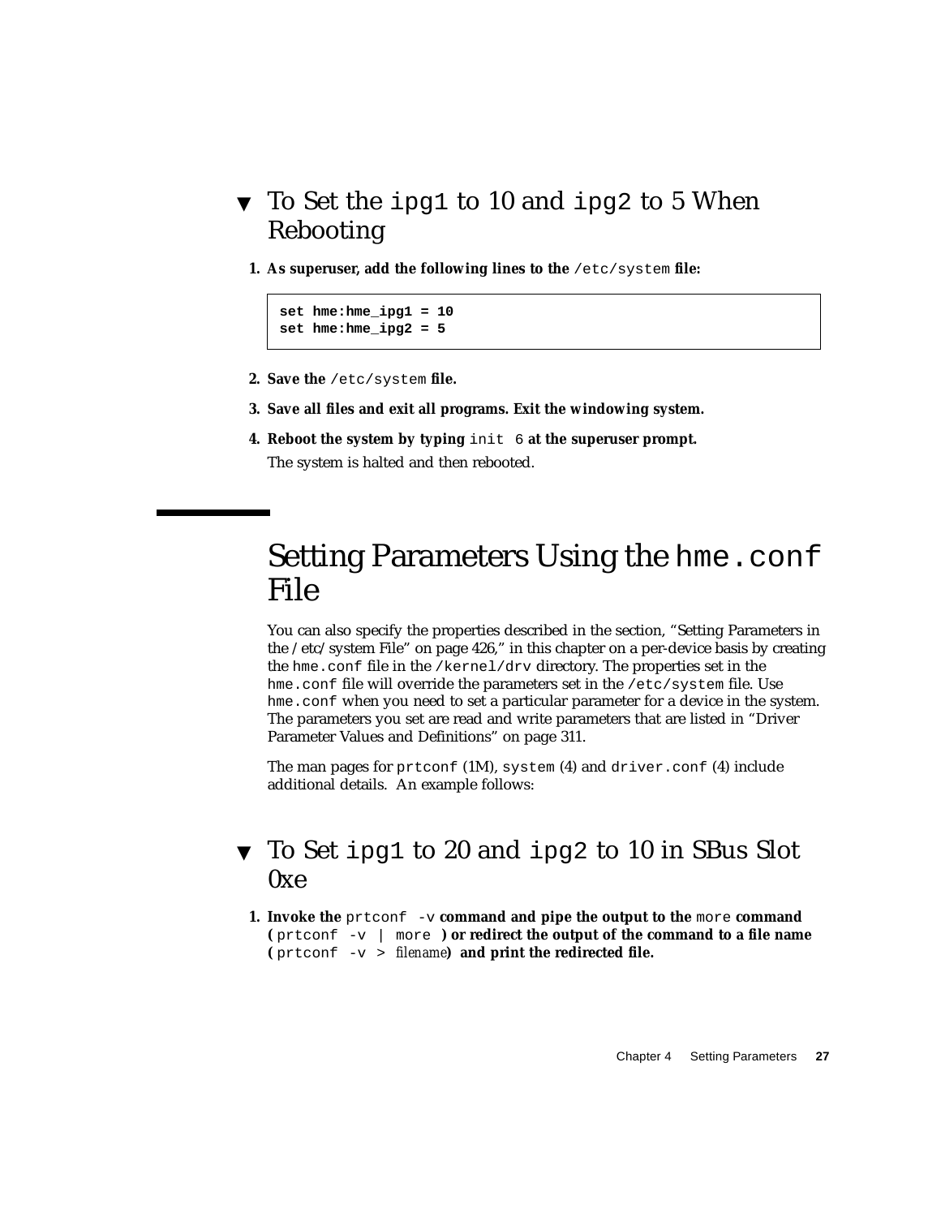### ▼ To Set the `ipg1` to 10 and `ipg2` to 5 When Rebooting

1. **As superuser, add the following lines to the** `/etc/system` **file:**

```
set hme:hme_ipg1 = 10
set hme:hme_ipg2 = 5
```

2. **Save the** `/etc/system` **file.**

3. **Save all files and exit all programs. Exit the windowing system.**

4. **Reboot the system by typing** `init 6` **at the superuser prompt.**

   The system is halted and then rebooted.

## Setting Parameters Using the `hme.conf` File

You can also specify the properties described in the section, "Setting Parameters in the /etc/system File" on page 426," in this chapter on a per-device basis by creating the `hme.conf` file in the `/kernel/drv` directory. The properties set in the `hme.conf` file will override the parameters set in the `/etc/system` file. Use `hme.conf` when you need to set a particular parameter for a device in the system. The parameters you set are read and write parameters that are listed in "Driver Parameter Values and Definitions" on page 311.

The man pages for `prtconf` (1M), `system` (4) and `driver.conf` (4) include additional details. An example follows:

### ▼ To Set `ipg1` to 20 and `ipg2` to 10 in SBus Slot 0xe

1. **Invoke the** `prtconf -v` **command and pipe the output to the** `more` **command (** `prtconf -v | more` **) or redirect the output of the command to a file name (** `prtconf -v >` *filename***) and print the redirected file.**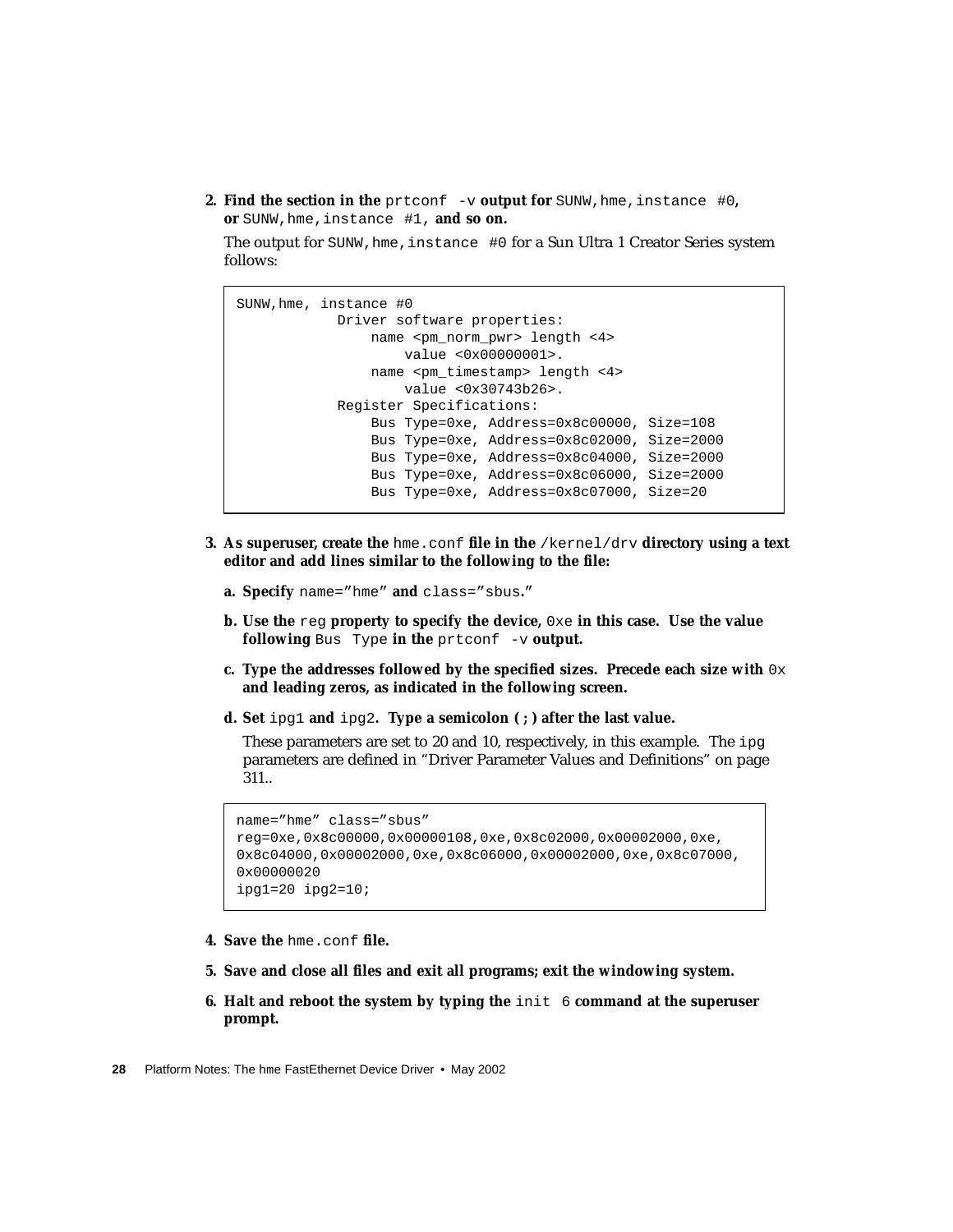2. **Find the section in the `prtconf -v` output for `SUNW,hme,instance #0`, or `SUNW,hme,instance #1`, and so on.**

   The output for `SUNW,hme,instance #0` for a Sun Ultra 1 Creator Series system follows:

```
SUNW,hme, instance #0
            Driver software properties:
                name <pm_norm_pwr> length <4>
                    value <0x00000001>.
                name <pm_timestamp> length <4>
                    value <0x30743b26>.
            Register Specifications:
                Bus Type=0xe, Address=0x8c00000, Size=108
                Bus Type=0xe, Address=0x8c02000, Size=2000
                Bus Type=0xe, Address=0x8c04000, Size=2000
                Bus Type=0xe, Address=0x8c06000, Size=2000
                Bus Type=0xe, Address=0x8c07000, Size=20
```

3. **As superuser, create the `hme.conf` file in the `/kernel/drv` directory using a text editor and add lines similar to the following to the file:**

   a. **Specify `name=”hme”` and `class=”sbus`.”**

   b. **Use the `reg` property to specify the device, `0xe` in this case. Use the value following `Bus Type` in the `prtconf -v` output.**

   c. **Type the addresses followed by the specified sizes. Precede each size with `0x` and leading zeros, as indicated in the following screen.**

   d. **Set `ipg1` and `ipg2`. Type a semicolon (`;`) after the last value.**

   These parameters are set to 20 and 10, respectively, in this example. The `ipg` parameters are defined in “Driver Parameter Values and Definitions” on page 311..

```
name=”hme” class=”sbus”
reg=0xe,0x8c00000,0x00000108,0xe,0x8c02000,0x00002000,0xe,
0x8c04000,0x00002000,0xe,0x8c06000,0x00002000,0xe,0x8c07000,
0x00000020
ipg1=20 ipg2=10;
```

4. **Save the `hme.conf` file.**

5. **Save and close all files and exit all programs; exit the windowing system.**

6. **Halt and reboot the system by typing the `init 6` command at the superuser prompt.**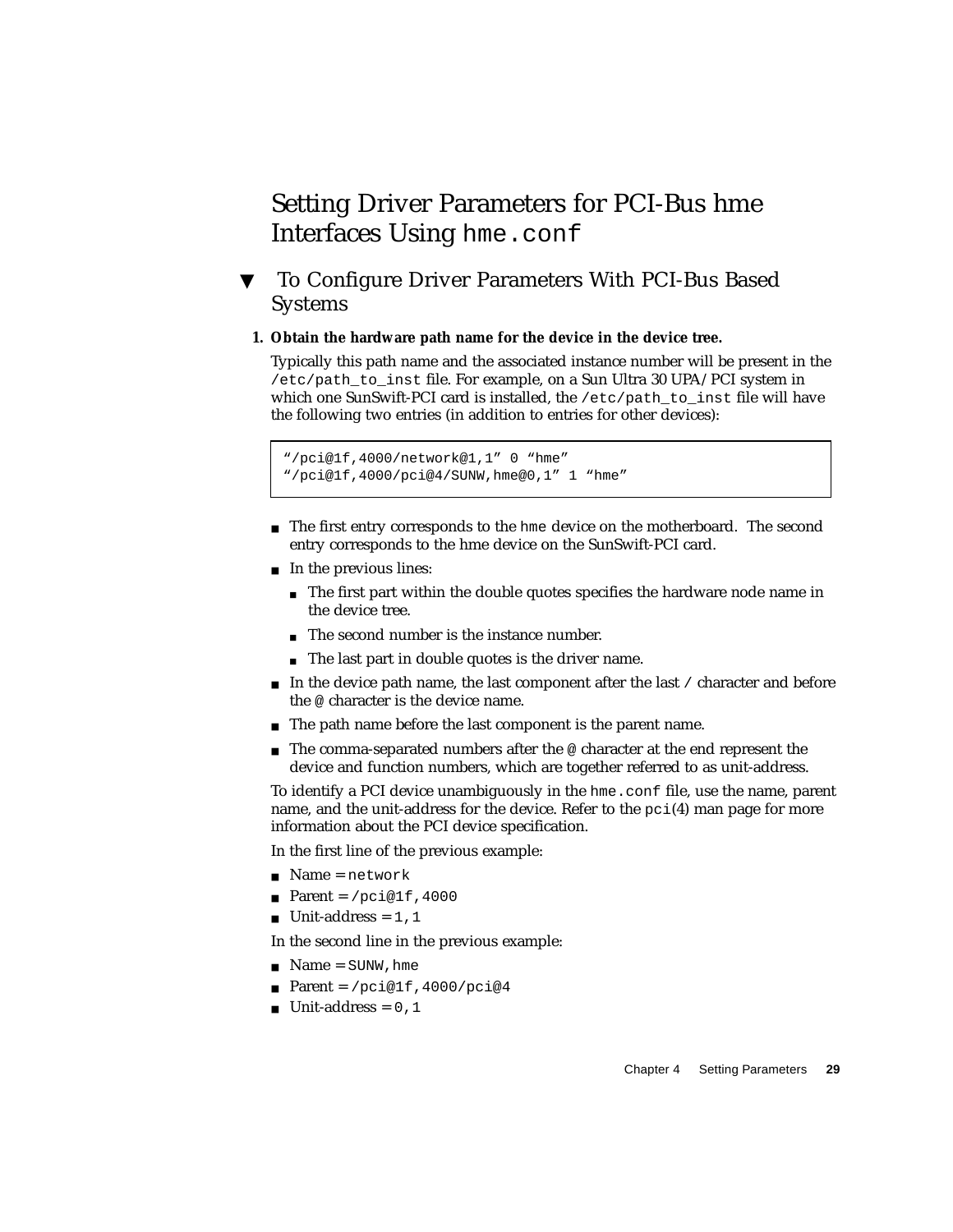# Setting Driver Parameters for PCI-Bus hme Interfaces Using `hme.conf`

## ▼ To Configure Driver Parameters With PCI-Bus Based Systems

**1. Obtain the hardware path name for the device in the device tree.**

Typically this path name and the associated instance number will be present in the `/etc/path_to_inst` file. For example, on a Sun Ultra 30 UPA/PCI system in which one SunSwift-PCI card is installed, the `/etc/path_to_inst` file will have the following two entries (in addition to entries for other devices):

```
"/pci@1f,4000/network@1,1" 0 "hme"
"/pci@1f,4000/pci@4/SUNW,hme@0,1" 1 "hme"
```

- The first entry corresponds to the `hme` device on the motherboard. The second entry corresponds to the hme device on the SunSwift-PCI card.
- In the previous lines:
  - The first part within the double quotes specifies the hardware node name in the device tree.
  - The second number is the instance number.
  - The last part in double quotes is the driver name.
- In the device path name, the last component after the last `/` character and before the `@` character is the device name.
- The path name before the last component is the parent name.
- The comma-separated numbers after the `@` character at the end represent the device and function numbers, which are together referred to as unit-address.

To identify a PCI device unambiguously in the `hme.conf` file, use the name, parent name, and the unit-address for the device. Refer to the `pci`(4) man page for more information about the PCI device specification.

In the first line of the previous example:

- Name = `network`
- Parent = `/pci@1f,4000`
- Unit-address = `1,1`

In the second line in the previous example:

- Name = `SUNW,hme`
- Parent = `/pci@1f,4000/pci@4`
- Unit-address = `0,1`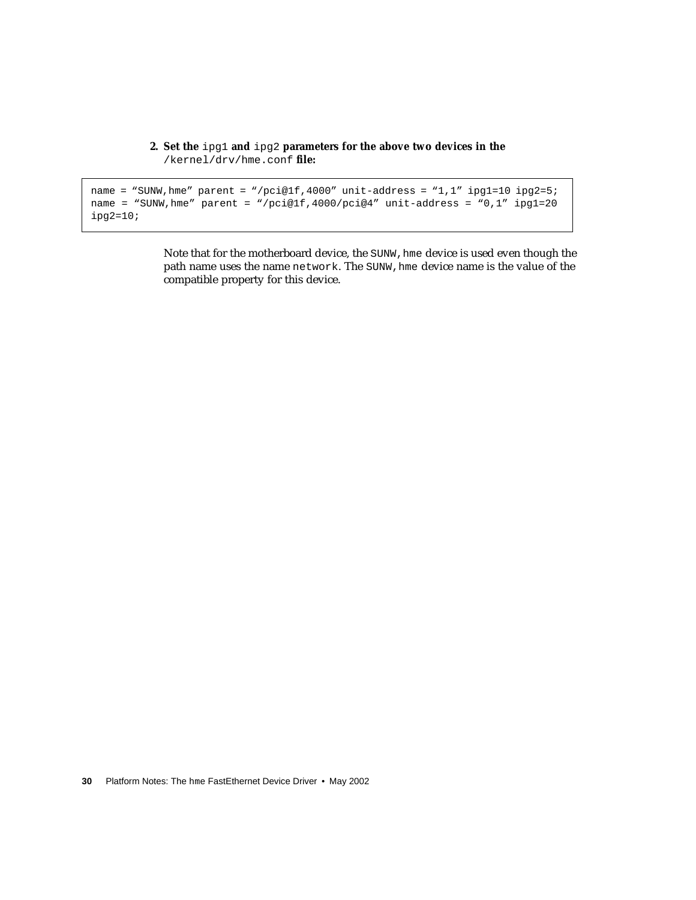2. **Set the** `ipg1` **and** `ipg2` **parameters for the above two devices in the** `/kernel/drv/hme.conf` **file:**

```
name = “SUNW,hme” parent = “/pci@1f,4000” unit-address = “1,1” ipg1=10 ipg2=5;
name = “SUNW,hme” parent = “/pci@1f,4000/pci@4” unit-address = “0,1” ipg1=20
ipg2=10;
```

Note that for the motherboard device, the `SUNW,hme` device is used even though the path name uses the name `network`. The `SUNW,hme` device name is the value of the compatible property for this device.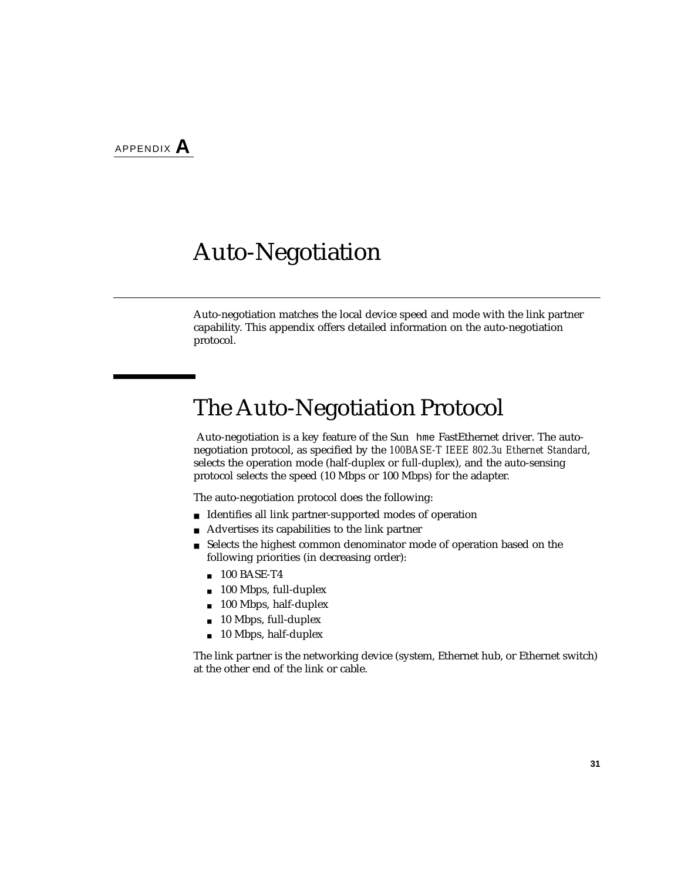APPENDIX **A**

# Auto-Negotiation

Auto-negotiation matches the local device speed and mode with the link partner capability. This appendix offers detailed information on the auto-negotiation protocol.

## The Auto-Negotiation Protocol

Auto-negotiation is a key feature of the Sun `hme` FastEthernet driver. The auto-negotiation protocol, as specified by the *100BASE-T IEEE 802.3u Ethernet Standard*, selects the operation mode (half-duplex or full-duplex), and the auto-sensing protocol selects the speed (10 Mbps or 100 Mbps) for the adapter.

The auto-negotiation protocol does the following:

- Identifies all link partner-supported modes of operation
- Advertises its capabilities to the link partner
- Selects the highest common denominator mode of operation based on the following priorities (in decreasing order):
  - 100 BASE-T4
  - 100 Mbps, full-duplex
  - 100 Mbps, half-duplex
  - 10 Mbps, full-duplex
  - 10 Mbps, half-duplex

The link partner is the networking device (system, Ethernet hub, or Ethernet switch) at the other end of the link or cable.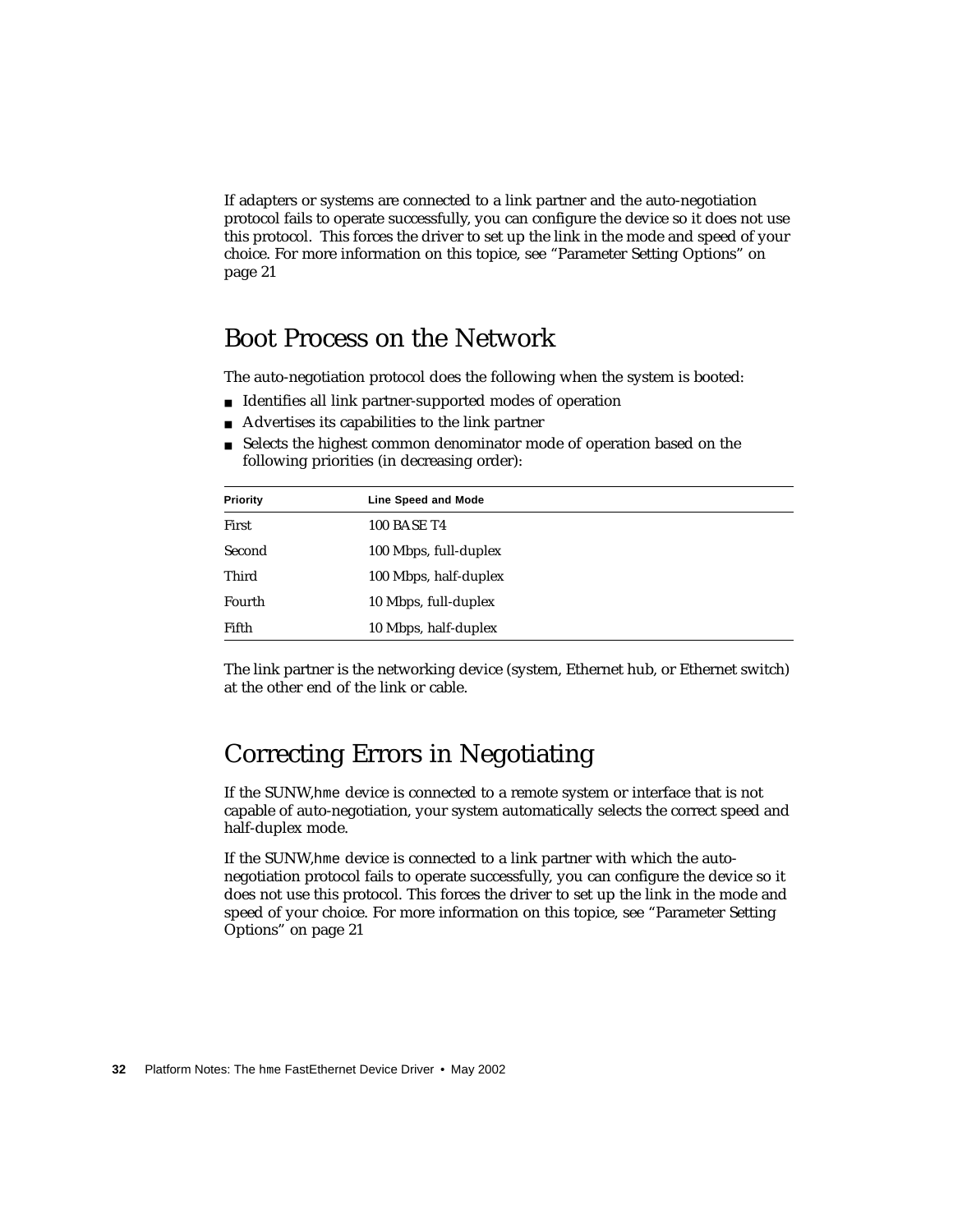If adapters or systems are connected to a link partner and the auto-negotiation protocol fails to operate successfully, you can configure the device so it does not use this protocol. This forces the driver to set up the link in the mode and speed of your choice. For more information on this topice, see "Parameter Setting Options" on page 21

## Boot Process on the Network

The auto-negotiation protocol does the following when the system is booted:

- Identifies all link partner-supported modes of operation
- Advertises its capabilities to the link partner
- Selects the highest common denominator mode of operation based on the following priorities (in decreasing order):

| Priority | Line Speed and Mode |
|---|---|
| First | 100 BASE T4 |
| Second | 100 Mbps, full-duplex |
| Third | 100 Mbps, half-duplex |
| Fourth | 10 Mbps, full-duplex |
| Fifth | 10 Mbps, half-duplex |

The link partner is the networking device (system, Ethernet hub, or Ethernet switch) at the other end of the link or cable.

## Correcting Errors in Negotiating

If the SUNW,hme device is connected to a remote system or interface that is not capable of auto-negotiation, your system automatically selects the correct speed and half-duplex mode.

If the SUNW,hme device is connected to a link partner with which the auto-negotiation protocol fails to operate successfully, you can configure the device so it does not use this protocol. This forces the driver to set up the link in the mode and speed of your choice. For more information on this topice, see "Parameter Setting Options" on page 21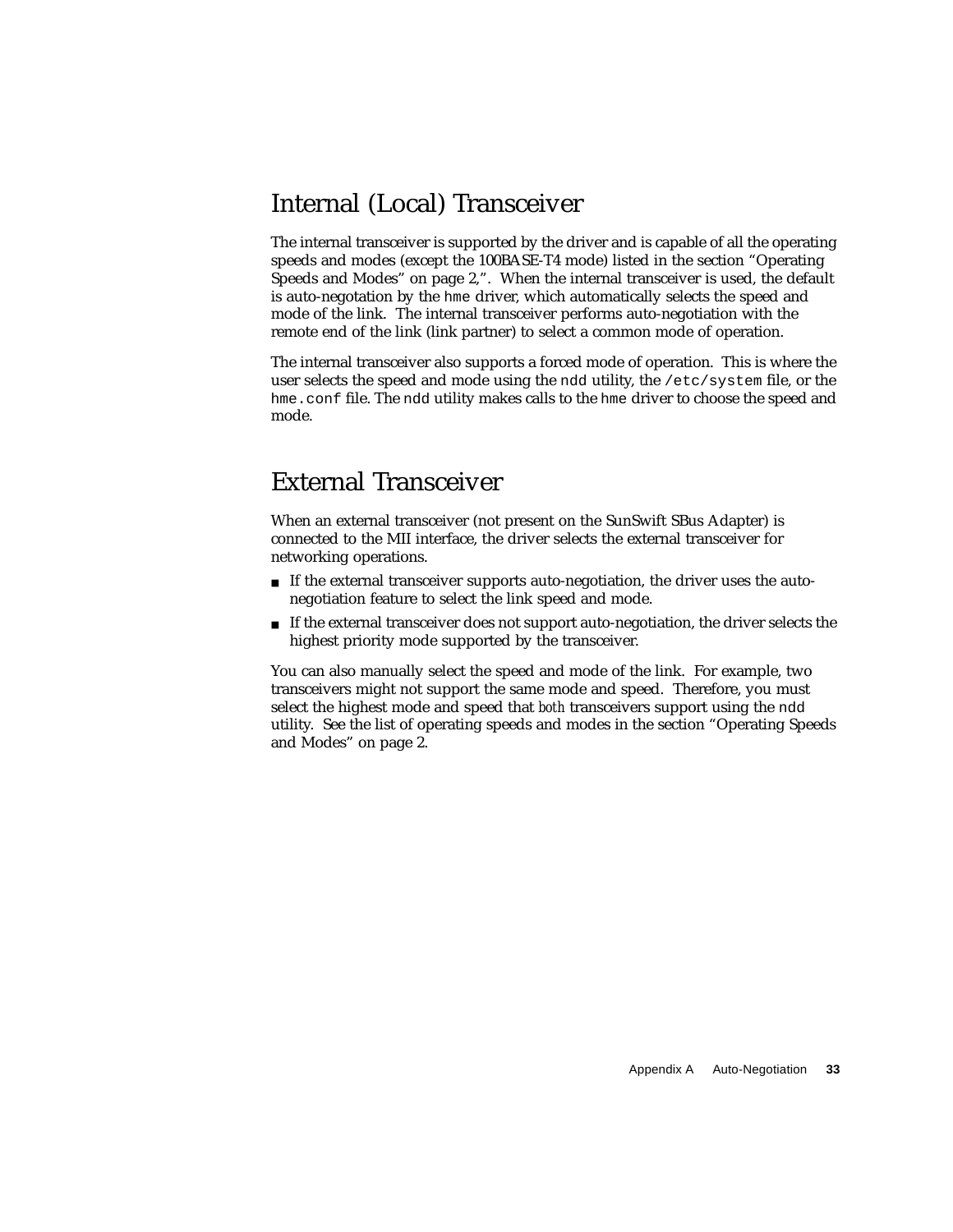## Internal (Local) Transceiver

The internal transceiver is supported by the driver and is capable of all the operating speeds and modes (except the 100BASE-T4 mode) listed in the section "Operating Speeds and Modes" on page 2,". When the internal transceiver is used, the default is auto-negotation by the `hme` driver, which automatically selects the speed and mode of the link. The internal transceiver performs auto-negotiation with the remote end of the link (link partner) to select a common mode of operation.

The internal transceiver also supports a forced mode of operation. This is where the user selects the speed and mode using the `ndd` utility, the `/etc/system` file, or the `hme.conf` file. The `ndd` utility makes calls to the `hme` driver to choose the speed and mode.

## External Transceiver

When an external transceiver (not present on the SunSwift SBus Adapter) is connected to the MII interface, the driver selects the external transceiver for networking operations.

- If the external transceiver supports auto-negotiation, the driver uses the auto-negotiation feature to select the link speed and mode.
- If the external transceiver does not support auto-negotiation, the driver selects the highest priority mode supported by the transceiver.

You can also manually select the speed and mode of the link. For example, two transceivers might not support the same mode and speed. Therefore, you must select the highest mode and speed that *both* transceivers support using the `ndd` utility. See the list of operating speeds and modes in the section "Operating Speeds and Modes" on page 2.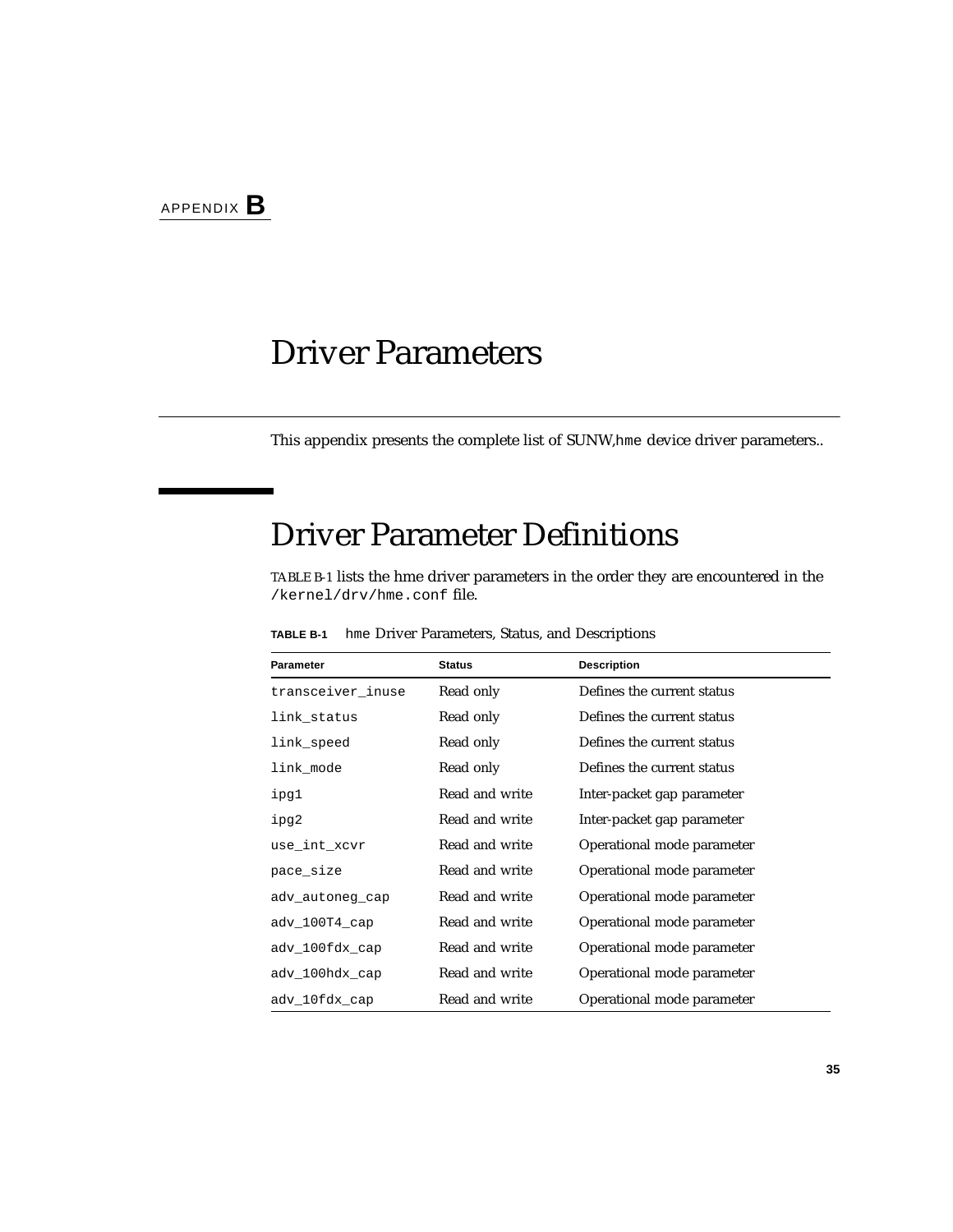APPENDIX **B**

# Driver Parameters

This appendix presents the complete list of SUNW,hme device driver parameters..

## Driver Parameter Definitions

TABLE B-1 lists the hme driver parameters in the order they are encountered in the /kernel/drv/hme.conf file.

**TABLE B-1** hme Driver Parameters, Status, and Descriptions

| Parameter | Status | Description |
|---|---|---|
| transceiver_inuse | Read only | Defines the current status |
| link_status | Read only | Defines the current status |
| link_speed | Read only | Defines the current status |
| link_mode | Read only | Defines the current status |
| ipg1 | Read and write | Inter-packet gap parameter |
| ipg2 | Read and write | Inter-packet gap parameter |
| use_int_xcvr | Read and write | Operational mode parameter |
| pace_size | Read and write | Operational mode parameter |
| adv_autoneg_cap | Read and write | Operational mode parameter |
| adv_100T4_cap | Read and write | Operational mode parameter |
| adv_100fdx_cap | Read and write | Operational mode parameter |
| adv_100hdx_cap | Read and write | Operational mode parameter |
| adv_10fdx_cap | Read and write | Operational mode parameter |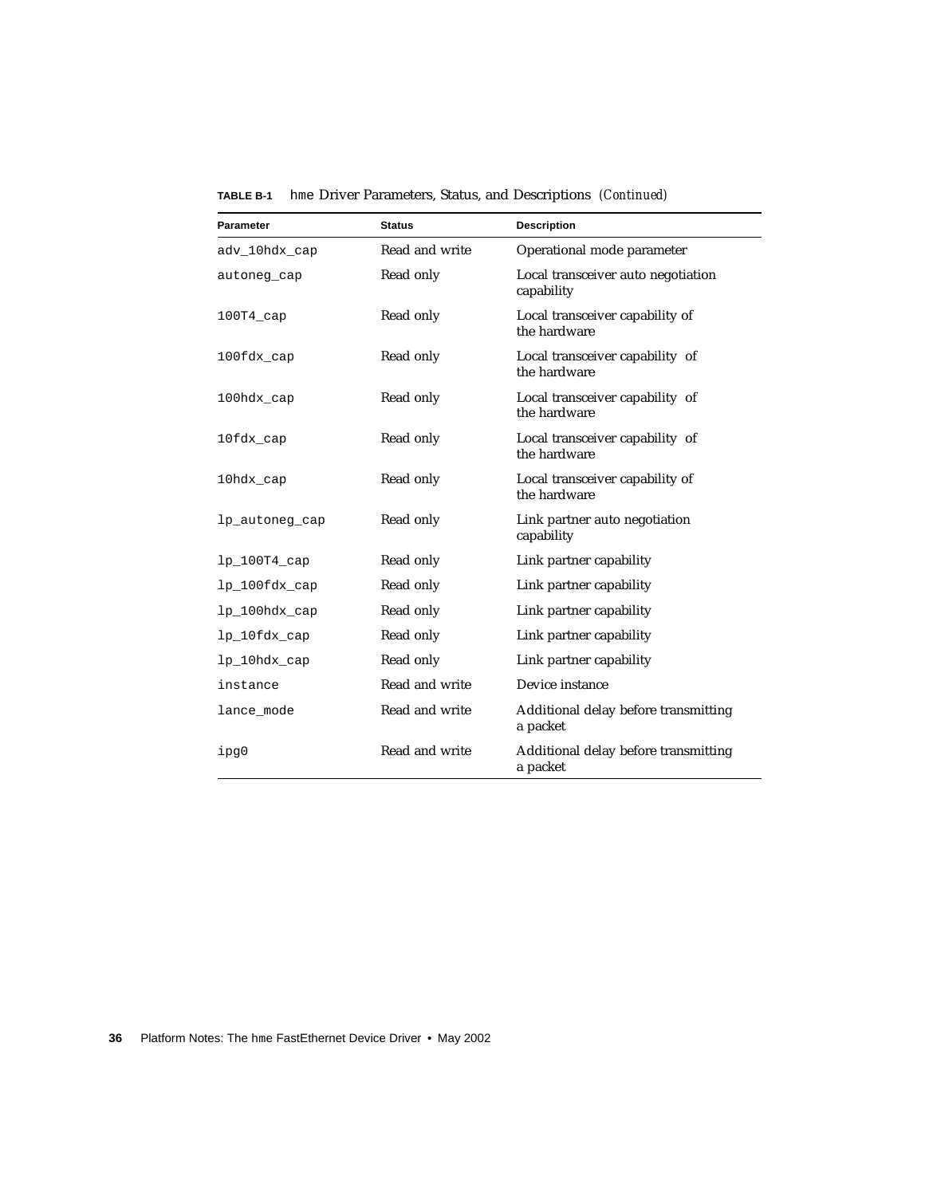**TABLE B-1** hme Driver Parameters, Status, and Descriptions *(Continued)*

| Parameter | Status | Description |
|---|---|---|
| adv_10hdx_cap | Read and write | Operational mode parameter |
| autoneg_cap | Read only | Local transceiver auto negotiation capability |
| 100T4_cap | Read only | Local transceiver capability of the hardware |
| 100fdx_cap | Read only | Local transceiver capability of the hardware |
| 100hdx_cap | Read only | Local transceiver capability of the hardware |
| 10fdx_cap | Read only | Local transceiver capability of the hardware |
| 10hdx_cap | Read only | Local transceiver capability of the hardware |
| lp_autoneg_cap | Read only | Link partner auto negotiation capability |
| lp_100T4_cap | Read only | Link partner capability |
| lp_100fdx_cap | Read only | Link partner capability |
| lp_100hdx_cap | Read only | Link partner capability |
| lp_10fdx_cap | Read only | Link partner capability |
| lp_10hdx_cap | Read only | Link partner capability |
| instance | Read and write | Device instance |
| lance_mode | Read and write | Additional delay before transmitting a packet |
| ipg0 | Read and write | Additional delay before transmitting a packet |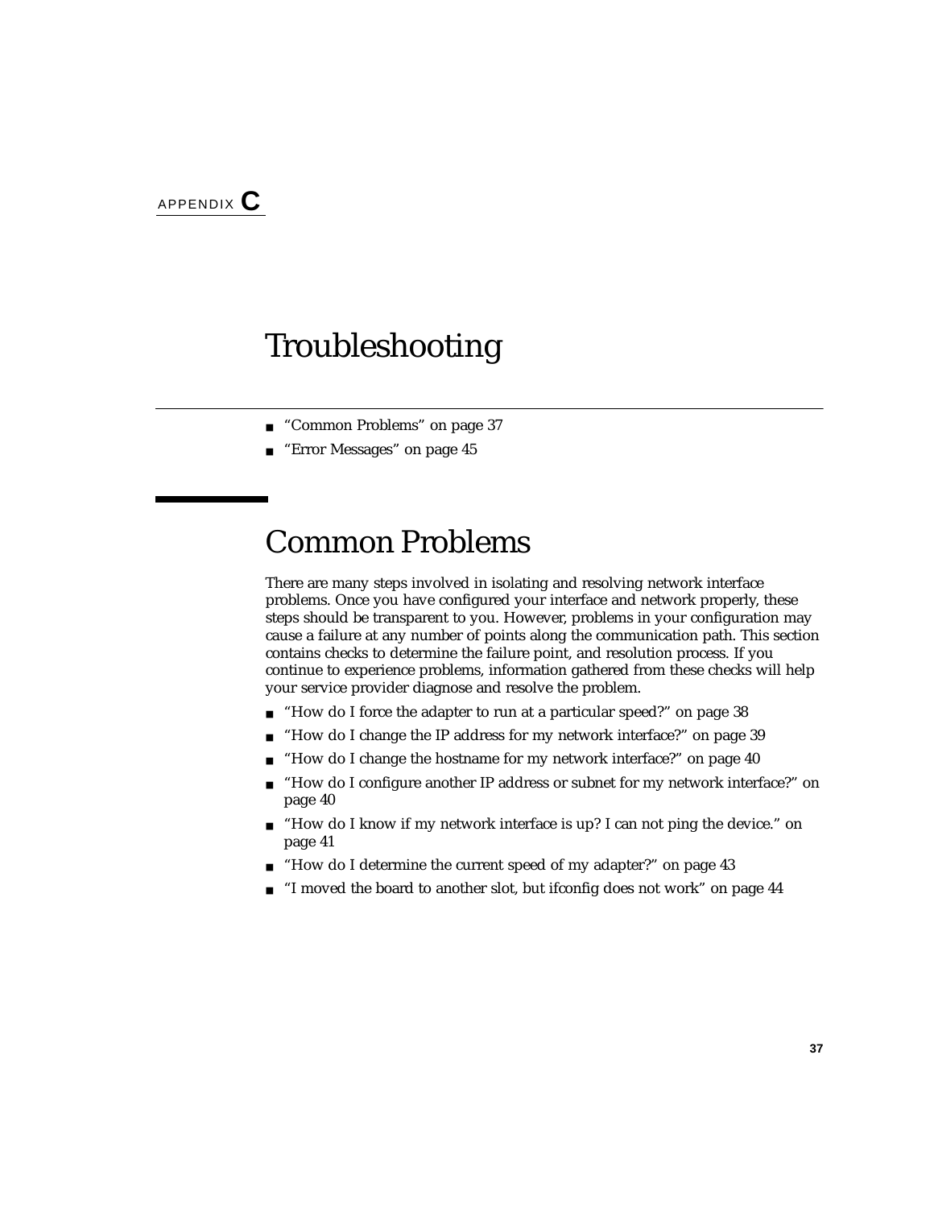APPENDIX **C**

# Troubleshooting

- "Common Problems" on page 37
- "Error Messages" on page 45

## Common Problems

There are many steps involved in isolating and resolving network interface problems. Once you have configured your interface and network properly, these steps should be transparent to you. However, problems in your configuration may cause a failure at any number of points along the communication path. This section contains checks to determine the failure point, and resolution process. If you continue to experience problems, information gathered from these checks will help your service provider diagnose and resolve the problem.

- "How do I force the adapter to run at a particular speed?" on page 38
- "How do I change the IP address for my network interface?" on page 39
- "How do I change the hostname for my network interface?" on page 40
- "How do I configure another IP address or subnet for my network interface?" on page 40
- "How do I know if my network interface is up? I can not ping the device." on page 41
- "How do I determine the current speed of my adapter?" on page 43
- "I moved the board to another slot, but ifconfig does not work" on page 44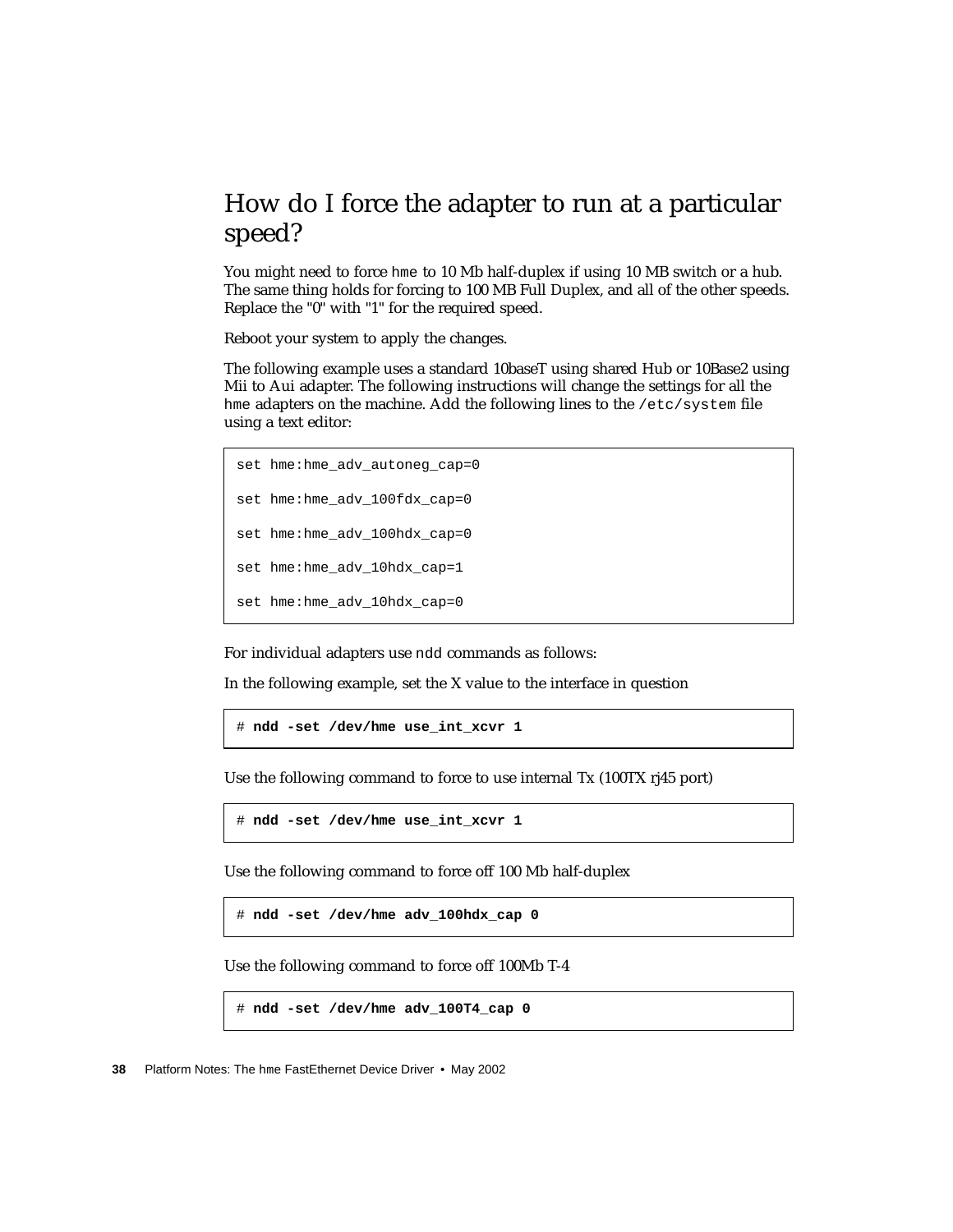## How do I force the adapter to run at a particular speed?

You might need to force hme to 10 Mb half-duplex if using 10 MB switch or a hub. The same thing holds for forcing to 100 MB Full Duplex, and all of the other speeds. Replace the "0" with "1" for the required speed.

Reboot your system to apply the changes.

The following example uses a standard 10baseT using shared Hub or 10Base2 using Mii to Aui adapter. The following instructions will change the settings for all the hme adapters on the machine. Add the following lines to the /etc/system file using a text editor:

```
set hme:hme_adv_autoneg_cap=0

set hme:hme_adv_100fdx_cap=0

set hme:hme_adv_100hdx_cap=0

set hme:hme_adv_10hdx_cap=1

set hme:hme_adv_10hdx_cap=0
```

For individual adapters use ndd commands as follows:

In the following example, set the X value to the interface in question

```
# ndd -set /dev/hme use_int_xcvr 1
```

Use the following command to force to use internal Tx (100TX rj45 port)

```
# ndd -set /dev/hme use_int_xcvr 1
```

Use the following command to force off 100 Mb half-duplex

```
# ndd -set /dev/hme adv_100hdx_cap 0
```

Use the following command to force off 100Mb T-4

```
# ndd -set /dev/hme adv_100T4_cap 0
```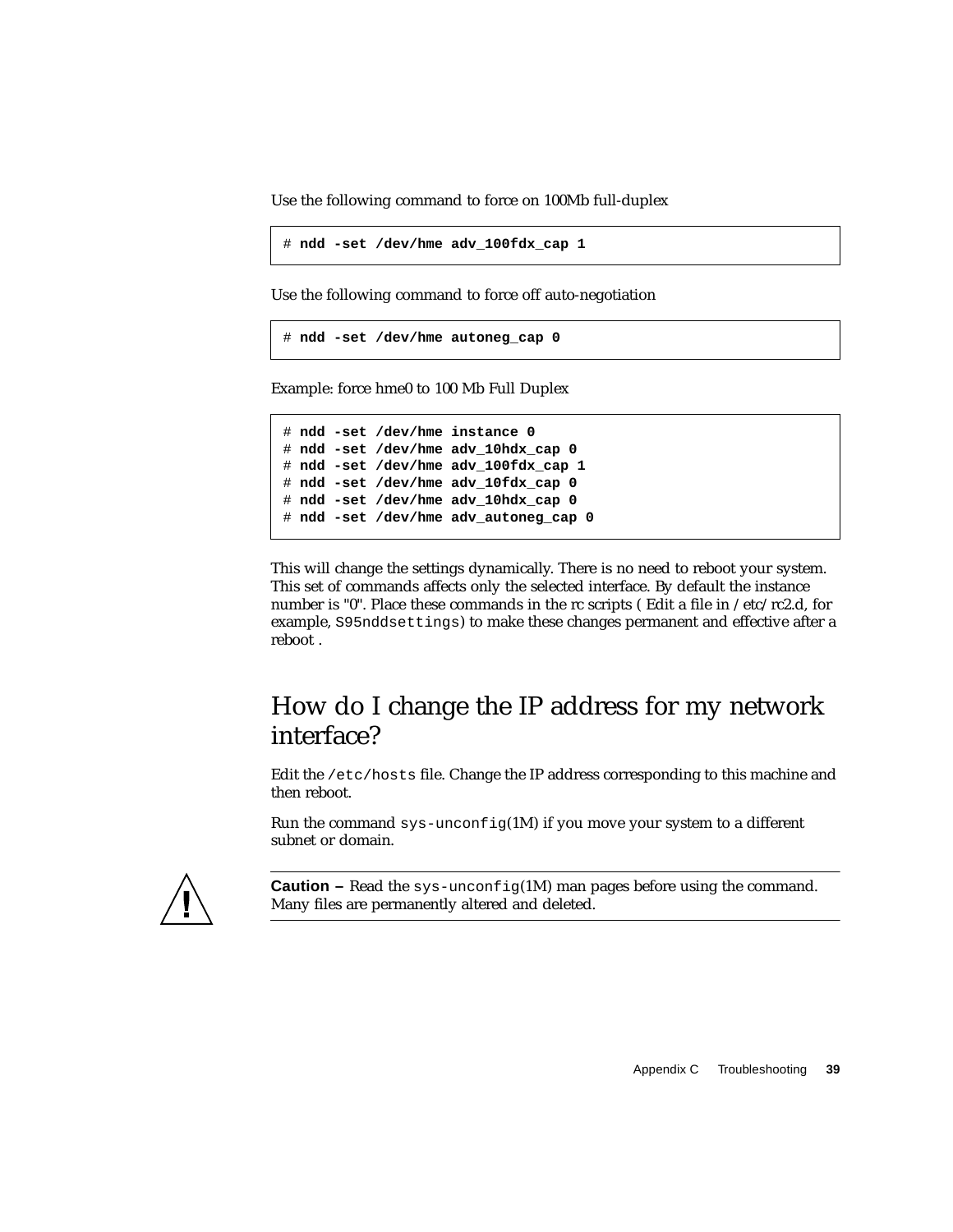Use the following command to force on 100Mb full-duplex

```
# ndd -set /dev/hme adv_100fdx_cap 1
```

Use the following command to force off auto-negotiation

```
# ndd -set /dev/hme autoneg_cap 0
```

Example: force hme0 to 100 Mb Full Duplex

```
# ndd -set /dev/hme instance 0
# ndd -set /dev/hme adv_10hdx_cap 0
# ndd -set /dev/hme adv_100fdx_cap 1
# ndd -set /dev/hme adv_10fdx_cap 0
# ndd -set /dev/hme adv_10hdx_cap 0
# ndd -set /dev/hme adv_autoneg_cap 0
```

This will change the settings dynamically. There is no need to reboot your system. This set of commands affects only the selected interface. By default the instance number is "0". Place these commands in the rc scripts ( Edit a file in /etc/rc2.d, for example, `S95nddsettings`) to make these changes permanent and effective after a reboot .

## How do I change the IP address for my network interface?

Edit the `/etc/hosts` file. Change the IP address corresponding to this machine and then reboot.

Run the command `sys-unconfig`(1M) if you move your system to a different subnet or domain.

**Caution –** Read the `sys-unconfig`(1M) man pages before using the command. Many files are permanently altered and deleted.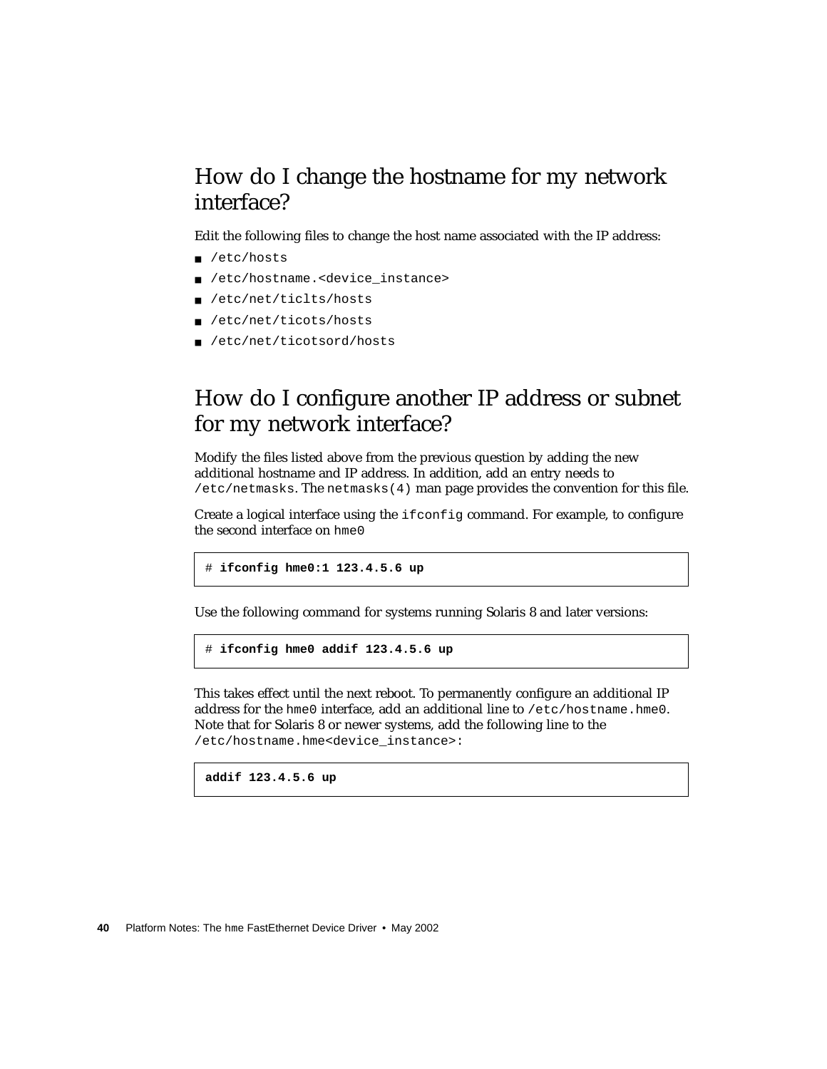## How do I change the hostname for my network interface?

Edit the following files to change the host name associated with the IP address:

- /etc/hosts
- /etc/hostname.<device_instance>
- /etc/net/ticlts/hosts
- /etc/net/ticots/hosts
- /etc/net/ticotsord/hosts

## How do I configure another IP address or subnet for my network interface?

Modify the files listed above from the previous question by adding the new additional hostname and IP address. In addition, add an entry needs to `/etc/netmasks`. The `netmasks(4)` man page provides the convention for this file.

Create a logical interface using the `ifconfig` command. For example, to configure the second interface on `hme0`

```
# ifconfig hme0:1 123.4.5.6 up
```

Use the following command for systems running Solaris 8 and later versions:

```
# ifconfig hme0 addif 123.4.5.6 up
```

This takes effect until the next reboot. To permanently configure an additional IP address for the `hme0` interface, add an additional line to `/etc/hostname.hme0`. Note that for Solaris 8 or newer systems, add the following line to the `/etc/hostname.hme<device_instance>`:

```
addif 123.4.5.6 up
```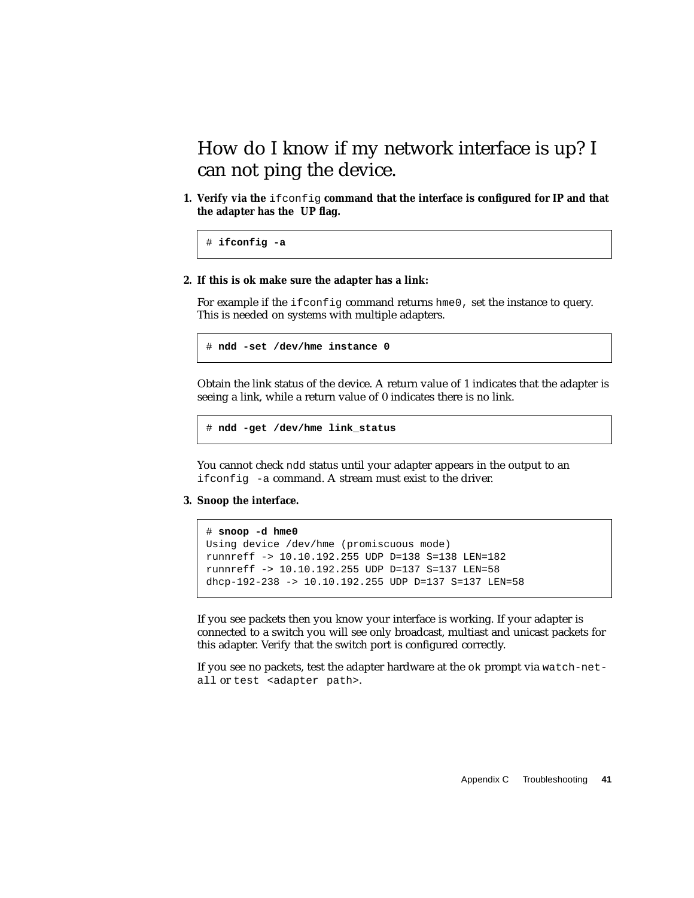## How do I know if my network interface is up? I can not ping the device.

1. **Verify via the `ifconfig` command that the interface is configured for IP and that the adapter has the UP flag.**

```
# ifconfig -a
```

2. **If this is ok make sure the adapter has a link:**

   For example if the `ifconfig` command returns `hme0,` set the instance to query. This is needed on systems with multiple adapters.

```
# ndd -set /dev/hme instance 0
```

   Obtain the link status of the device. A return value of 1 indicates that the adapter is seeing a link, while a return value of 0 indicates there is no link.

```
# ndd -get /dev/hme link_status
```

   You cannot check `ndd` status until your adapter appears in the output to an `ifconfig -a` command. A stream must exist to the driver.

3. **Snoop the interface.**

```
# snoop -d hme0
Using device /dev/hme (promiscuous mode)
runnreff -> 10.10.192.255 UDP D=138 S=138 LEN=182
runnreff -> 10.10.192.255 UDP D=137 S=137 LEN=58
dhcp-192-238 -> 10.10.192.255 UDP D=137 S=137 LEN=58
```

   If you see packets then you know your interface is working. If your adapter is connected to a switch you will see only broadcast, multiast and unicast packets for this adapter. Verify that the switch port is configured correctly.

   If you see no packets, test the adapter hardware at the `ok` prompt via `watch-net-all` or `test <adapter path>`.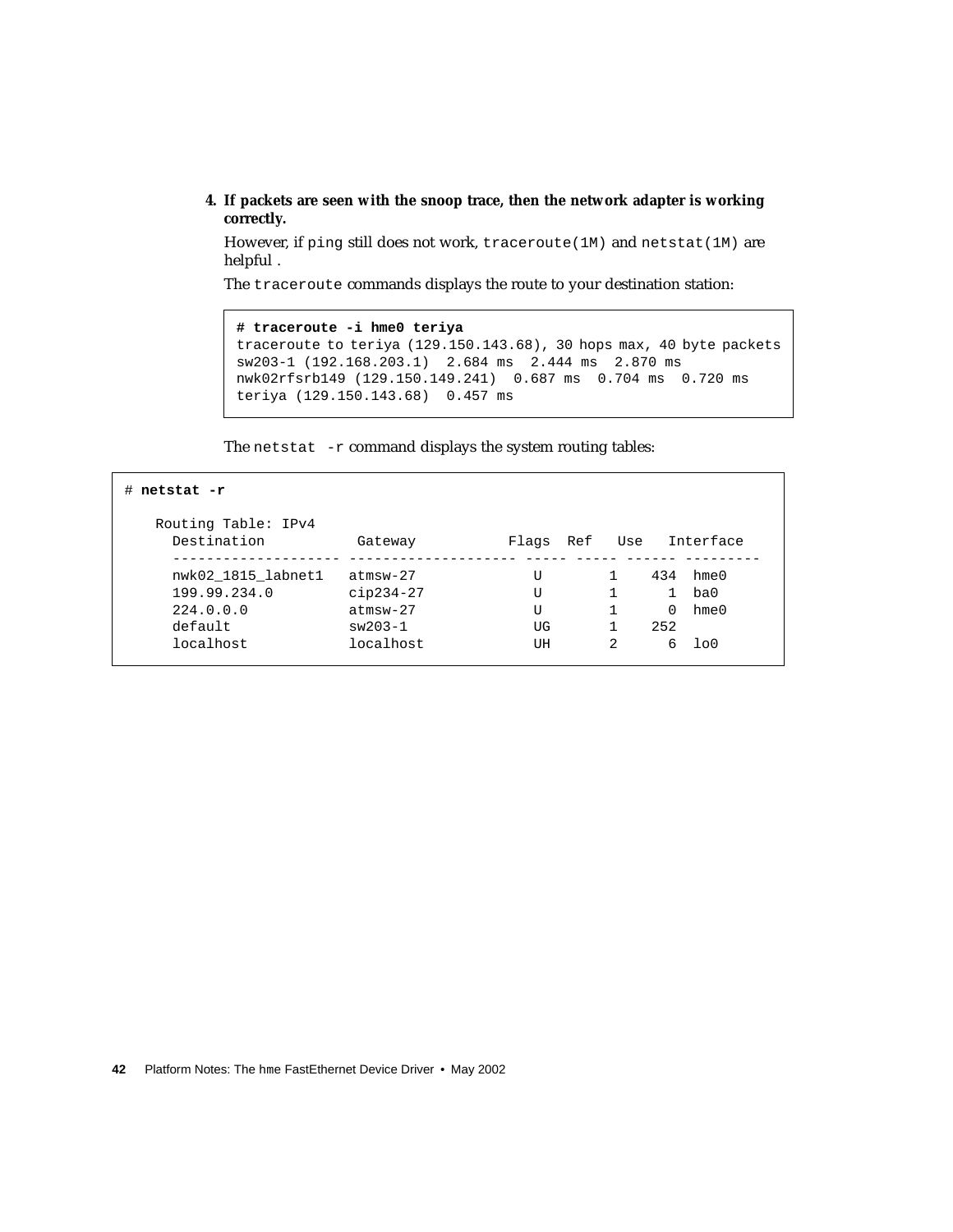4. **If packets are seen with the snoop trace, then the network adapter is working correctly.**

   However, if `ping` still does not work, `traceroute(1M)` and `netstat(1M)` are helpful .

   The `traceroute` commands displays the route to your destination station:

```
# traceroute -i hme0 teriya
traceroute to teriya (129.150.143.68), 30 hops max, 40 byte packets
sw203-1 (192.168.203.1)  2.684 ms  2.444 ms  2.870 ms
nwk02rfsrb149 (129.150.149.241)  0.687 ms  0.704 ms  0.720 ms
teriya (129.150.143.68)  0.457 ms
```

   The `netstat -r` command displays the system routing tables:

```
# netstat -r

    Routing Table: IPv4
      Destination           Gateway           Flags  Ref   Use   Interface
      -------------------- -------------------- ----- ----- ------ ---------
      nwk02_1815_labnet1   atmsw-27            U       1    434  hme0
      199.99.234.0         cip234-27           U       1      1  ba0
      224.0.0.0            atmsw-27            U       1      0  hme0
      default              sw203-1             UG      1    252
      localhost            localhost           UH      2      6  lo0
```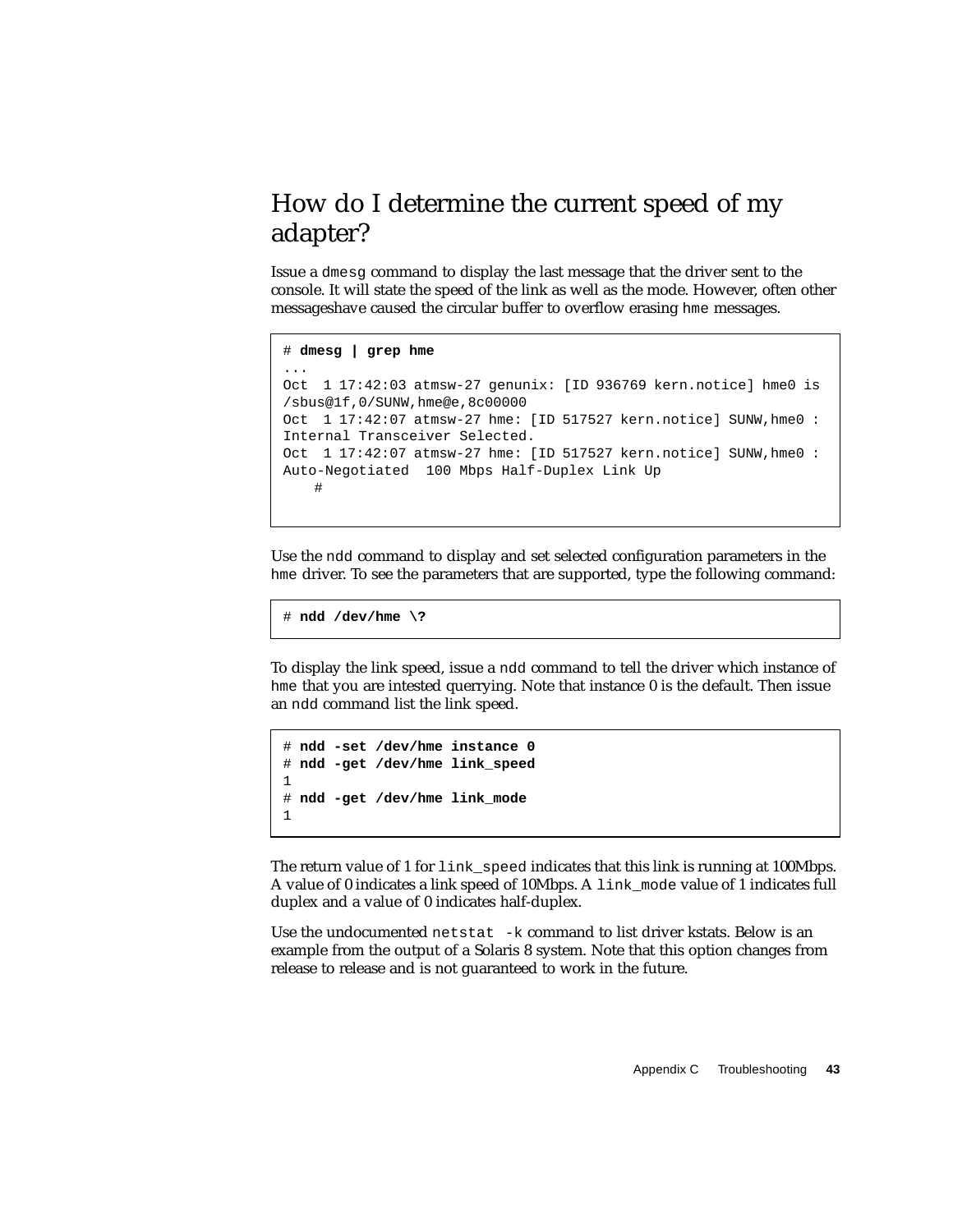## How do I determine the current speed of my adapter?

Issue a `dmesg` command to display the last message that the driver sent to the console. It will state the speed of the link as well as the mode. However, often other messageshave caused the circular buffer to overflow erasing `hme` messages.

```
# dmesg | grep hme
...
Oct  1 17:42:03 atmsw-27 genunix: [ID 936769 kern.notice] hme0 is
/sbus@1f,0/SUNW,hme@e,8c00000
Oct  1 17:42:07 atmsw-27 hme: [ID 517527 kern.notice] SUNW,hme0 :
Internal Transceiver Selected.
Oct  1 17:42:07 atmsw-27 hme: [ID 517527 kern.notice] SUNW,hme0 :
Auto-Negotiated  100 Mbps Half-Duplex Link Up
    #
```

Use the `ndd` command to display and set selected configuration parameters in the `hme` driver. To see the parameters that are supported, type the following command:

```
# ndd /dev/hme \?
```

To display the link speed, issue a `ndd` command to tell the driver which instance of `hme` that you are intested querrying. Note that instance 0 is the default. Then issue an `ndd` command list the link speed.

```
# ndd -set /dev/hme instance 0
# ndd -get /dev/hme link_speed
1
# ndd -get /dev/hme link_mode
1
```

The return value of 1 for `link_speed` indicates that this link is running at 100Mbps. A value of 0 indicates a link speed of 10Mbps. A `link_mode` value of 1 indicates full duplex and a value of 0 indicates half-duplex.

Use the undocumented `netstat -k` command to list driver kstats. Below is an example from the output of a Solaris 8 system. Note that this option changes from release to release and is not guaranteed to work in the future.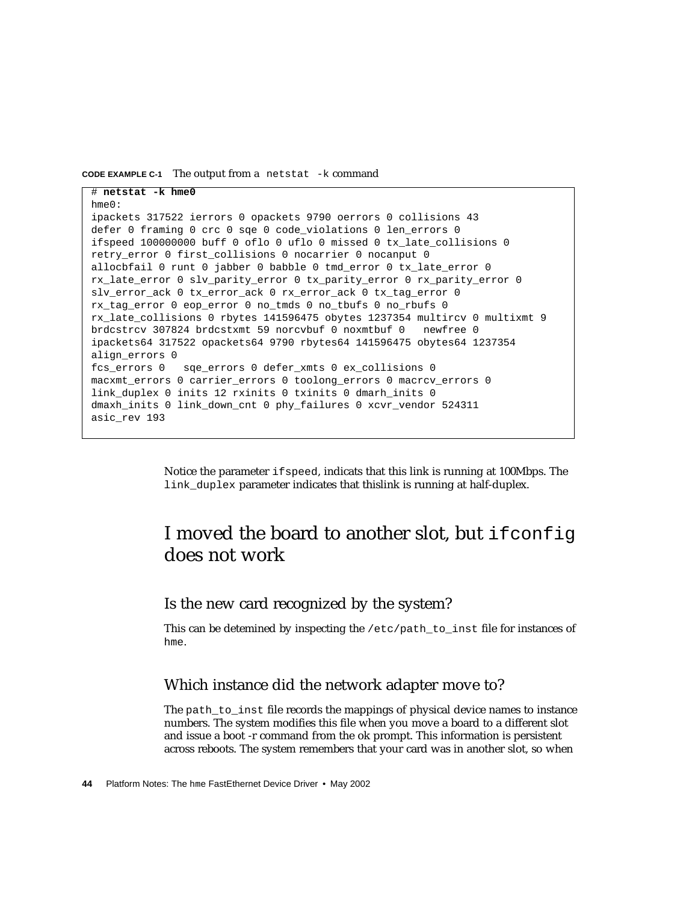**CODE EXAMPLE C-1** The output from a `netstat -k` command

```
# netstat -k hme0
hme0:
ipackets 317522 ierrors 0 opackets 9790 oerrors 0 collisions 43
defer 0 framing 0 crc 0 sqe 0 code_violations 0 len_errors 0
ifspeed 100000000 buff 0 oflo 0 uflo 0 missed 0 tx_late_collisions 0
retry_error 0 first_collisions 0 nocarrier 0 nocanput 0
allocbfail 0 runt 0 jabber 0 babble 0 tmd_error 0 tx_late_error 0
rx_late_error 0 slv_parity_error 0 tx_parity_error 0 rx_parity_error 0
slv_error_ack 0 tx_error_ack 0 rx_error_ack 0 tx_tag_error 0
rx_tag_error 0 eop_error 0 no_tmds 0 no_tbufs 0 no_rbufs 0
rx_late_collisions 0 rbytes 141596475 obytes 1237354 multircv 0 multixmt 9
brdcstrcv 307824 brdcstxmt 59 norcvbuf 0 noxmtbuf 0   newfree 0
ipackets64 317522 opackets64 9790 rbytes64 141596475 obytes64 1237354
align_errors 0
fcs_errors 0   sqe_errors 0 defer_xmts 0 ex_collisions 0
macxmt_errors 0 carrier_errors 0 toolong_errors 0 macrcv_errors 0
link_duplex 0 inits 12 rxinits 0 txinits 0 dmarh_inits 0
dmaxh_inits 0 link_down_cnt 0 phy_failures 0 xcvr_vendor 524311
asic_rev 193
```

Notice the parameter `ifspeed`, indicats that this link is running at 100Mbps. The `link_duplex` parameter indicates that thislink is running at half-duplex.

## I moved the board to another slot, but `ifconfig` does not work

### Is the new card recognized by the system?

This can be detemined by inspecting the `/etc/path_to_inst` file for instances of `hme`.

### Which instance did the network adapter move to?

The `path_to_inst` file records the mappings of physical device names to instance numbers. The system modifies this file when you move a board to a different slot and issue a boot -r command from the ok prompt. This information is persistent across reboots. The system remembers that your card was in another slot, so when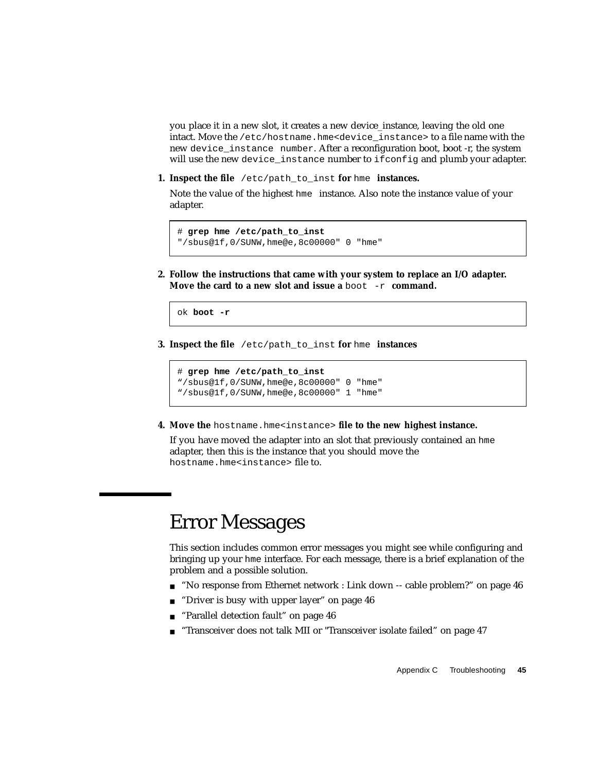you place it in a new slot, it creates a new device_instance, leaving the old one intact. Move the `/etc/hostname.hme<device_instance>` to a file name with the new `device_instance number`. After a reconfiguration boot, boot -r, the system will use the new `device_instance` number to `ifconfig` and plumb your adapter.

1. **Inspect the file `/etc/path_to_inst` for `hme` instances.**

   Note the value of the highest `hme` instance. Also note the instance value of your adapter.

```
# grep hme /etc/path_to_inst
"/sbus@1f,0/SUNW,hme@e,8c00000" 0 "hme"
```

2. **Follow the instructions that came with your system to replace an I/O adapter. Move the card to a new slot and issue a `boot -r` command.**

```
ok boot -r
```

3. **Inspect the file `/etc/path_to_inst` for `hme` instances**

```
# grep hme /etc/path_to_inst
"/sbus@1f,0/SUNW,hme@e,8c00000" 0 "hme"
"/sbus@1f,0/SUNW,hme@e,8c00000" 1 "hme"
```

4. **Move the `hostname.hme<instance>` file to the new highest instance.**

   If you have moved the adapter into an slot that previously contained an `hme` adapter, then this is the instance that you should move the `hostname.hme<instance>` file to.

# Error Messages

This section includes common error messages you might see while configuring and bringing up your `hme` interface. For each message, there is a brief explanation of the problem and a possible solution.

- "No response from Ethernet network : Link down -- cable problem?" on page 46
- "Driver is busy with upper layer" on page 46
- "Parallel detection fault" on page 46
- "Transceiver does not talk MII or "Transceiver isolate failed" on page 47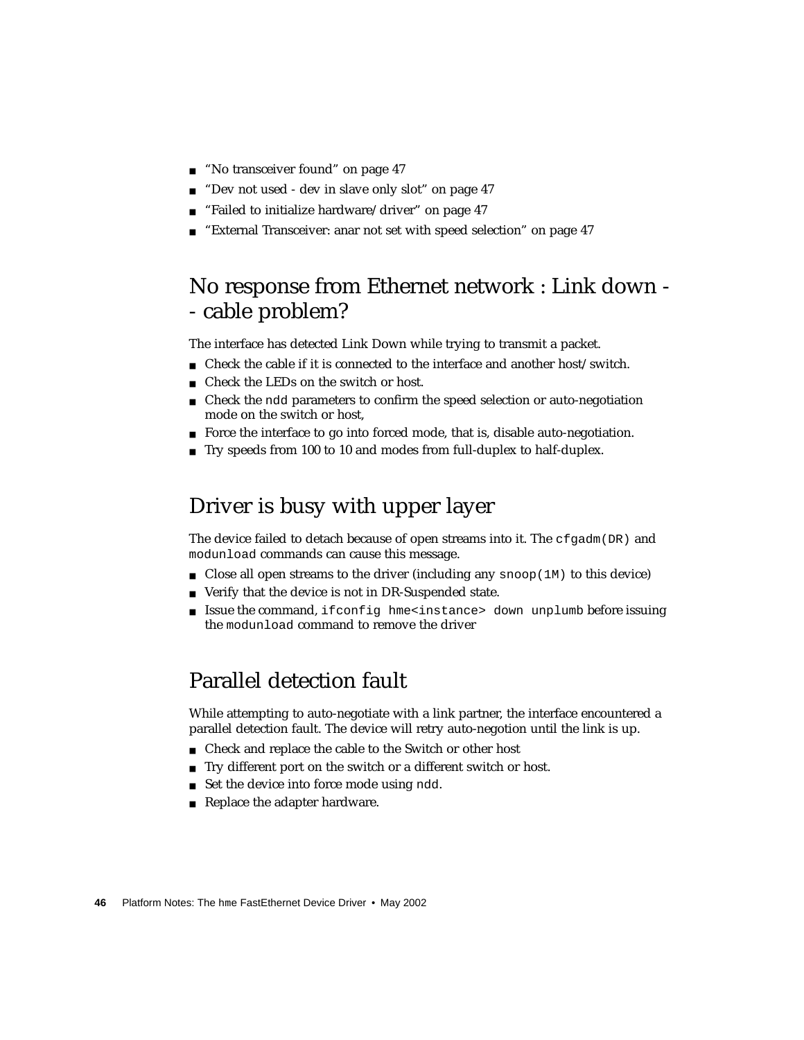- “No transceiver found” on page 47
- “Dev not used - dev in slave only slot” on page 47
- “Failed to initialize hardware/driver” on page 47
- “External Transceiver: anar not set with speed selection” on page 47

## No response from Ethernet network : Link down - - cable problem?

The interface has detected Link Down while trying to transmit a packet.

- Check the cable if it is connected to the interface and another host/switch.
- Check the LEDs on the switch or host.
- Check the `ndd` parameters to confirm the speed selection or auto-negotiation mode on the switch or host,
- Force the interface to go into forced mode, that is, disable auto-negotiation.
- Try speeds from 100 to 10 and modes from full-duplex to half-duplex.

## Driver is busy with upper layer

The device failed to detach because of open streams into it. The `cfgadm(DR)` and `modunload` commands can cause this message.

- Close all open streams to the driver (including any `snoop(1M)` to this device)
- Verify that the device is not in DR-Suspended state.
- Issue the command, `ifconfig hme<instance> down unplumb` before issuing the `modunload` command to remove the driver

## Parallel detection fault

While attempting to auto-negotiate with a link partner, the interface encountered a parallel detection fault. The device will retry auto-negotion until the link is up.

- Check and replace the cable to the Switch or other host
- Try different port on the switch or a different switch or host.
- Set the device into force mode using `ndd`.
- Replace the adapter hardware.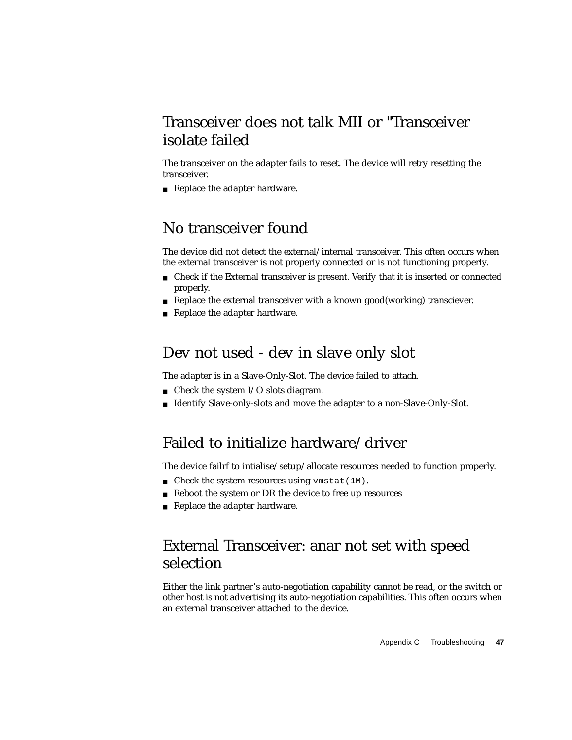## Transceiver does not talk MII or "Transceiver isolate failed

The transceiver on the adapter fails to reset. The device will retry resetting the transceiver.

- Replace the adapter hardware.

## No transceiver found

The device did not detect the external/internal transceiver. This often occurs when the external transceiver is not properly connected or is not functioning properly.

- Check if the External transceiver is present. Verify that it is inserted or connected properly.
- Replace the external transceiver with a known good(working) transciever.
- Replace the adapter hardware.

## Dev not used - dev in slave only slot

The adapter is in a Slave-Only-Slot. The device failed to attach.

- Check the system I/O slots diagram.
- Identify Slave-only-slots and move the adapter to a non-Slave-Only-Slot.

## Failed to initialize hardware/driver

The device failrf to intialise/setup/allocate resources needed to function properly.

- Check the system resources using `vmstat(1M)`.
- Reboot the system or DR the device to free up resources
- Replace the adapter hardware.

## External Transceiver: anar not set with speed selection

Either the link partner's auto-negotiation capability cannot be read, or the switch or other host is not advertising its auto-negotiation capabilities. This often occurs when an external transceiver attached to the device.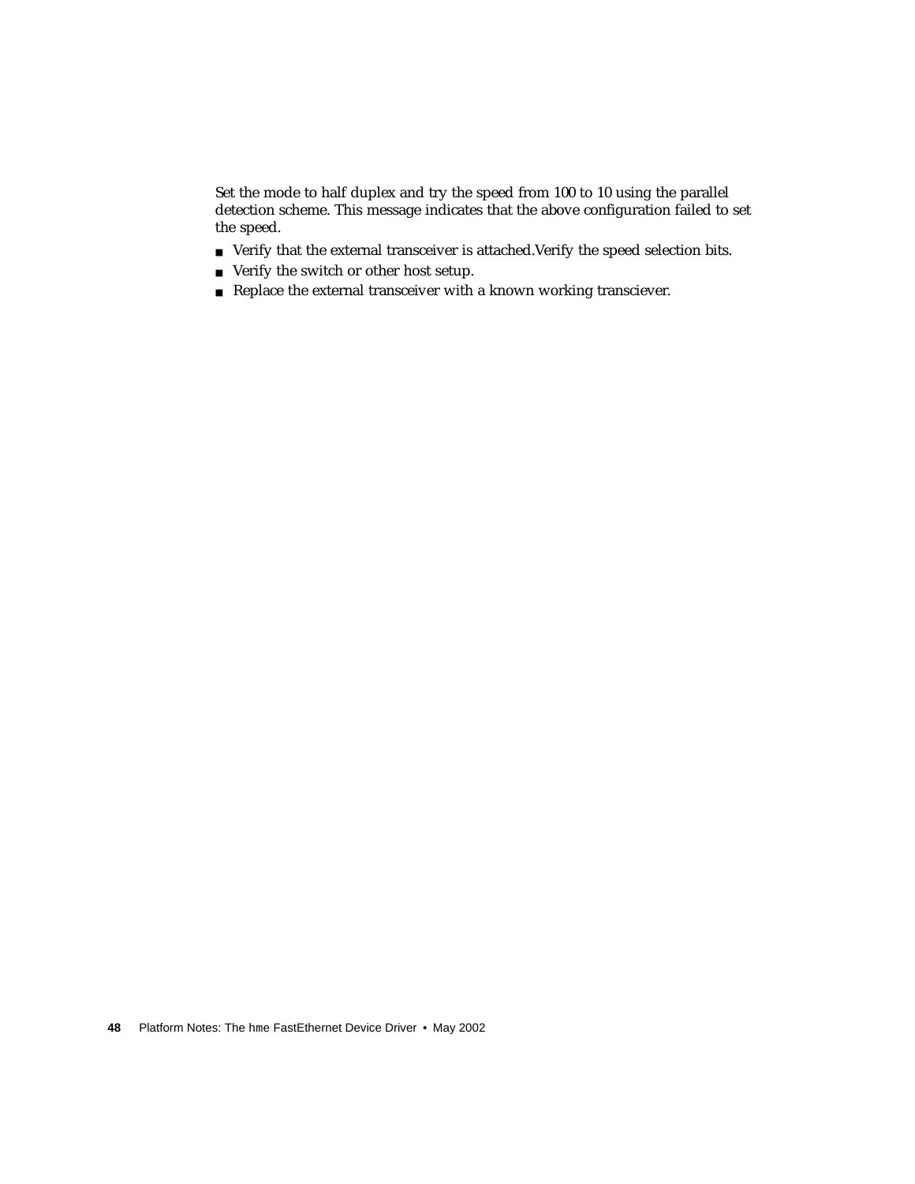Set the mode to half duplex and try the speed from 100 to 10 using the parallel detection scheme. This message indicates that the above configuration failed to set the speed.

- Verify that the external transceiver is attached.Verify the speed selection bits.
- Verify the switch or other host setup.
- Replace the external transceiver with a known working transciever.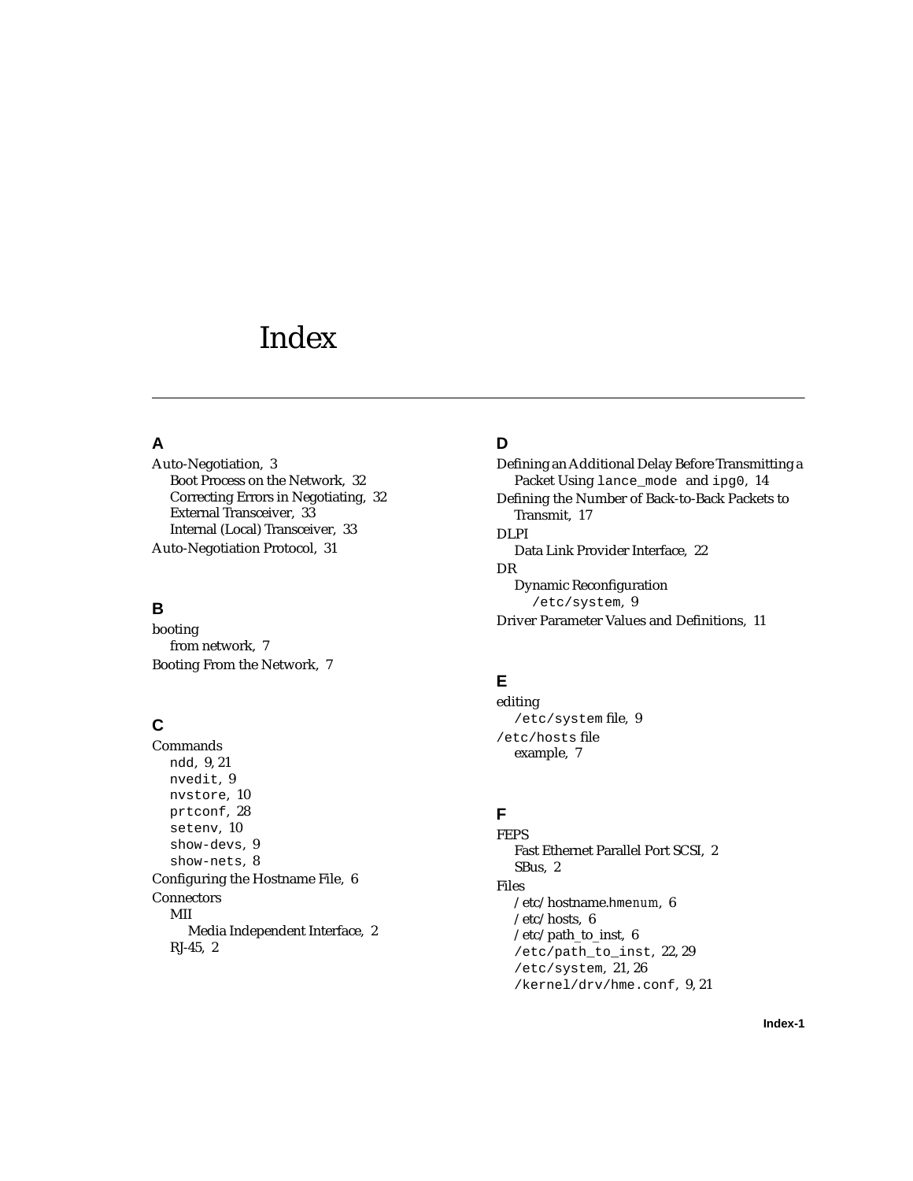# Index

## A

Auto-Negotiation, 3
- Boot Process on the Network, 32
- Correcting Errors in Negotiating, 32
- External Transceiver, 33
- Internal (Local) Transceiver, 33

Auto-Negotiation Protocol, 31

## B

booting
- from network, 7

Booting From the Network, 7

## C

Commands
- `ndd`, 9, 21
- `nvedit`, 9
- `nvstore`, 10
- `prtconf`, 28
- `setenv`, 10
- `show-devs`, 9
- `show-nets`, 8

Configuring the Hostname File, 6

Connectors
- MII
  - Media Independent Interface, 2
- RJ-45, 2

## D

Defining an Additional Delay Before Transmitting a Packet Using `lance_mode` and `ipg0`, 14

Defining the Number of Back-to-Back Packets to Transmit, 17

DLPI
- Data Link Provider Interface, 22

DR
- Dynamic Reconfiguration
  - `/etc/system`, 9

Driver Parameter Values and Definitions, 11

## E

editing
- `/etc/system` file, 9

`/etc/hosts` file
- example, 7

## F

FEPS
- Fast Ethernet Parallel Port SCSI, 2
- SBus, 2

Files
- /etc/hostname.hme*num*, 6
- /etc/hosts, 6
- /etc/path_to_inst, 6
- `/etc/path_to_inst`, 22, 29
- `/etc/system`, 21, 26
- `/kernel/drv/hme.conf`, 9, 21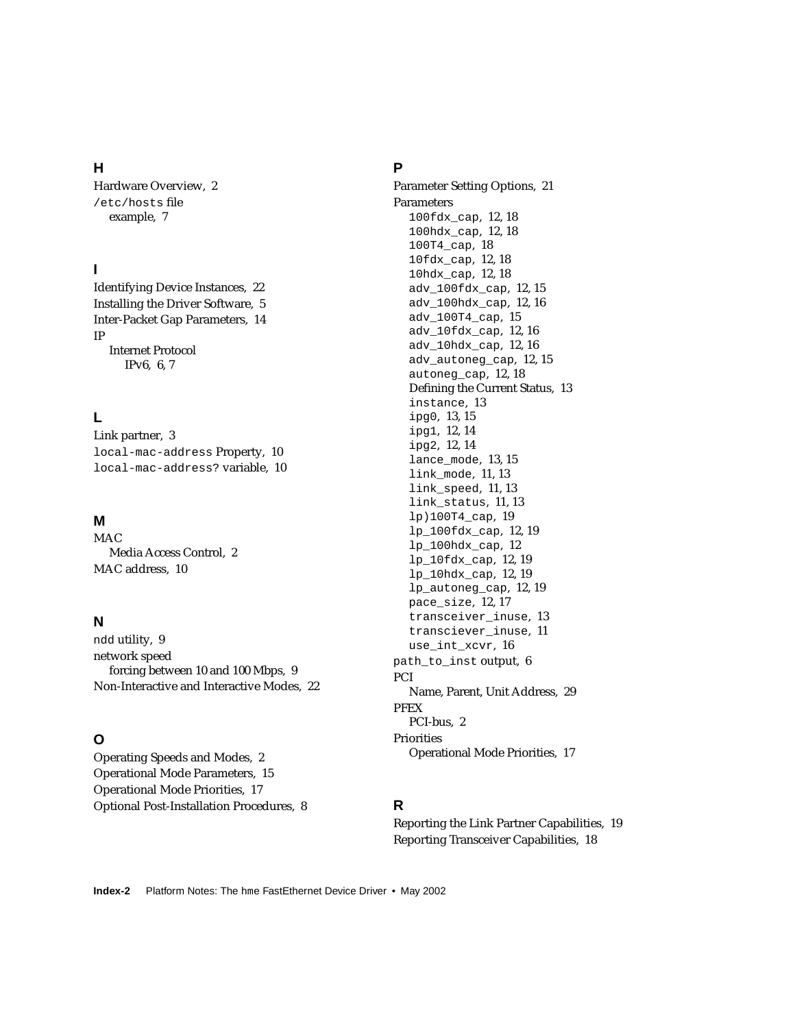## H

Hardware Overview, 2
/etc/hosts file
- example, 7

## I

Identifying Device Instances, 22
Installing the Driver Software, 5
Inter-Packet Gap Parameters, 14
IP
- Internet Protocol
  - IPv6, 6, 7

## L

Link partner, 3
local-mac-address Property, 10
local-mac-address? variable, 10

## M

MAC
- Media Access Control, 2

MAC address, 10

## N

ndd utility, 9
network speed
- forcing between 10 and 100 Mbps, 9

Non-Interactive and Interactive Modes, 22

## O

Operating Speeds and Modes, 2
Operational Mode Parameters, 15
Operational Mode Priorities, 17
Optional Post-Installation Procedures, 8

## P

Parameter Setting Options, 21
Parameters
- 100fdx_cap, 12, 18
- 100hdx_cap, 12, 18
- 100T4_cap, 18
- 10fdx_cap, 12, 18
- 10hdx_cap, 12, 18
- adv_100fdx_cap, 12, 15
- adv_100hdx_cap, 12, 16
- adv_100T4_cap, 15
- adv_10fdx_cap, 12, 16
- adv_10hdx_cap, 12, 16
- adv_autoneg_cap, 12, 15
- autoneg_cap, 12, 18
- Defining the Current Status, 13
- instance, 13
- ipg0, 13, 15
- ipg1, 12, 14
- ipg2, 12, 14
- lance_mode, 13, 15
- link_mode, 11, 13
- link_speed, 11, 13
- link_status, 11, 13
- lp)100T4_cap, 19
- lp_100fdx_cap, 12, 19
- lp_100hdx_cap, 12
- lp_10fdx_cap, 12, 19
- lp_10hdx_cap, 12, 19
- lp_autoneg_cap, 12, 19
- pace_size, 12, 17
- transceiver_inuse, 13
- transciever_inuse, 11
- use_int_xcvr, 16

path_to_inst output, 6
PCI
- Name, Parent, Unit Address, 29

PFEX
- PCI-bus, 2

Priorities
- Operational Mode Priorities, 17

## R

Reporting the Link Partner Capabilities, 19
Reporting Transceiver Capabilities, 18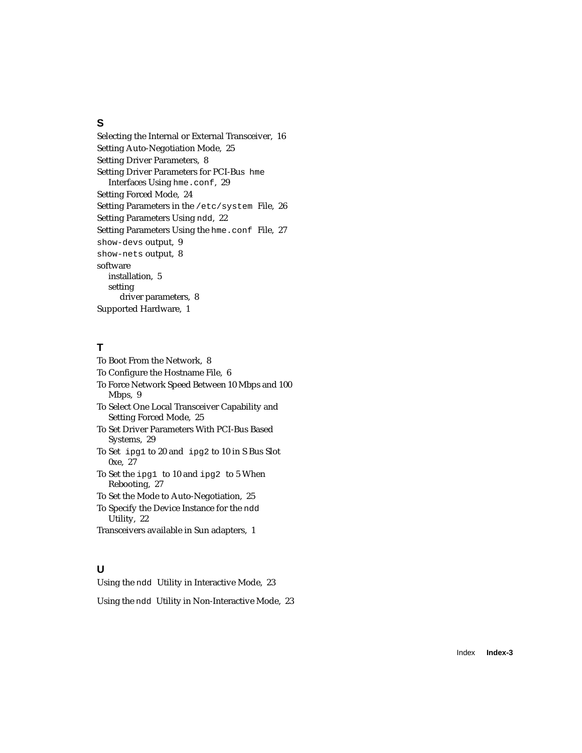## S

Selecting the Internal or External Transceiver, 16
Setting Auto-Negotiation Mode, 25
Setting Driver Parameters, 8
Setting Driver Parameters for PCI-Bus `hme` Interfaces Using `hme.conf`, 29
Setting Forced Mode, 24
Setting Parameters in the `/etc/system` File, 26
Setting Parameters Using `ndd`, 22
Setting Parameters Using the `hme.conf` File, 27
`show-devs` output, 9
`show-nets` output, 8
software
- installation, 5
- setting
  - driver parameters, 8

Supported Hardware, 1

## T

To Boot From the Network, 8
To Configure the Hostname File, 6
To Force Network Speed Between 10 Mbps and 100 Mbps, 9
To Select One Local Transceiver Capability and Setting Forced Mode, 25
To Set Driver Parameters With PCI-Bus Based Systems, 29
To Set `ipg1` to 20 and `ipg2` to 10 in S Bus Slot 0xe, 27
To Set the `ipg1` to 10 and `ipg2` to 5 When Rebooting, 27
To Set the Mode to Auto-Negotiation, 25
To Specify the Device Instance for the `ndd` Utility, 22
Transceivers available in Sun adapters, 1

## U

Using the `ndd` Utility in Interactive Mode, 23

Using the `ndd` Utility in Non-Interactive Mode, 23